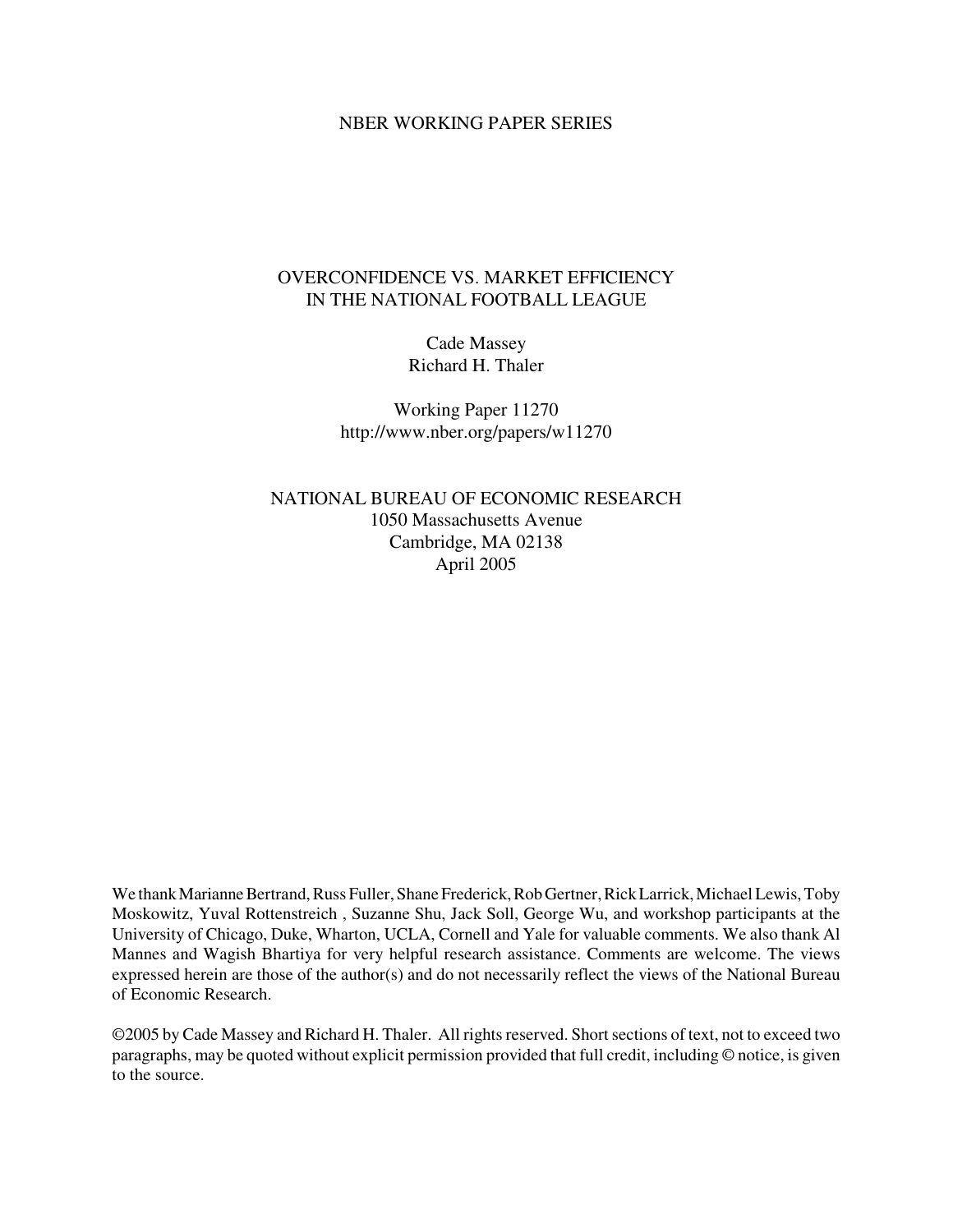NBER WORKING PAPER SERIES

# OVERCONFIDENCE VS. MARKET EFFICIENCY IN THE NATIONAL FOOTBALL LEAGUE

Cade Massey
Richard H. Thaler

Working Paper 11270
http://www.nber.org/papers/w11270

NATIONAL BUREAU OF ECONOMIC RESEARCH
1050 Massachusetts Avenue
Cambridge, MA 02138
April 2005

We thank Marianne Bertrand, Russ Fuller, Shane Frederick, Rob Gertner, Rick Larrick, Michael Lewis, Toby Moskowitz, Yuval Rottenstreich , Suzanne Shu, Jack Soll, George Wu, and workshop participants at the University of Chicago, Duke, Wharton, UCLA, Cornell and Yale for valuable comments. We also thank Al Mannes and Wagish Bhartiya for very helpful research assistance. Comments are welcome. The views expressed herein are those of the author(s) and do not necessarily reflect the views of the National Bureau of Economic Research.

©2005 by Cade Massey and Richard H. Thaler. All rights reserved. Short sections of text, not to exceed two paragraphs, may be quoted without explicit permission provided that full credit, including © notice, is given to the source.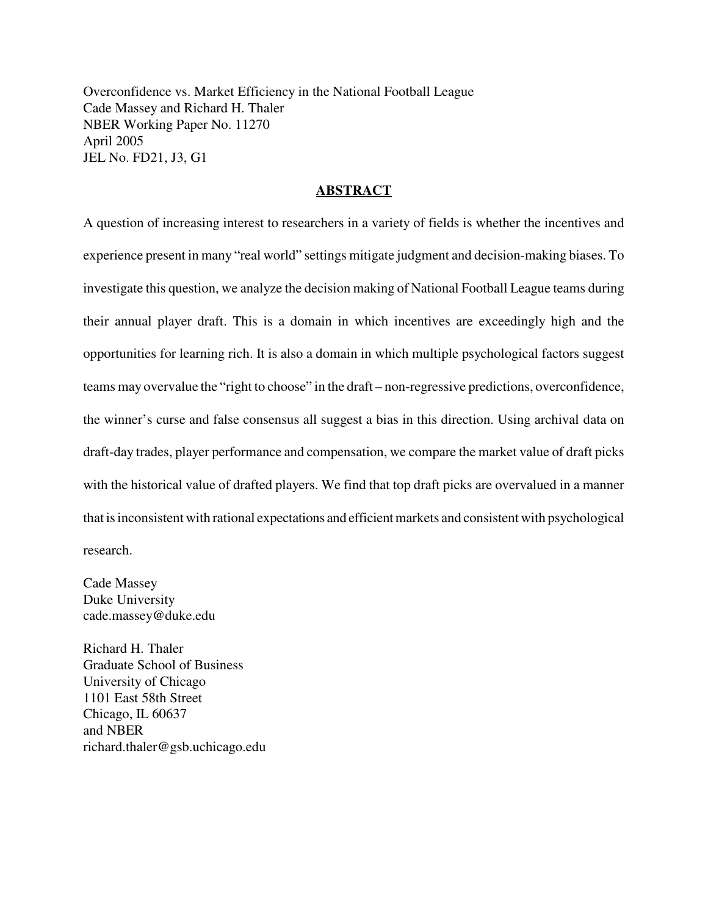Overconfidence vs. Market Efficiency in the National Football League
Cade Massey and Richard H. Thaler
NBER Working Paper No. 11270
April 2005
JEL No. FD21, J3, G1

## **ABSTRACT**

A question of increasing interest to researchers in a variety of fields is whether the incentives and experience present in many "real world" settings mitigate judgment and decision-making biases. To investigate this question, we analyze the decision making of National Football League teams during their annual player draft. This is a domain in which incentives are exceedingly high and the opportunities for learning rich. It is also a domain in which multiple psychological factors suggest teams may overvalue the "right to choose" in the draft – non-regressive predictions, overconfidence, the winner's curse and false consensus all suggest a bias in this direction. Using archival data on draft-day trades, player performance and compensation, we compare the market value of draft picks with the historical value of drafted players. We find that top draft picks are overvalued in a manner that is inconsistent with rational expectations and efficient markets and consistent with psychological research.

Cade Massey
Duke University
cade.massey@duke.edu

Richard H. Thaler
Graduate School of Business
University of Chicago
1101 East 58th Street
Chicago, IL 60637
and NBER
richard.thaler@gsb.uchicago.edu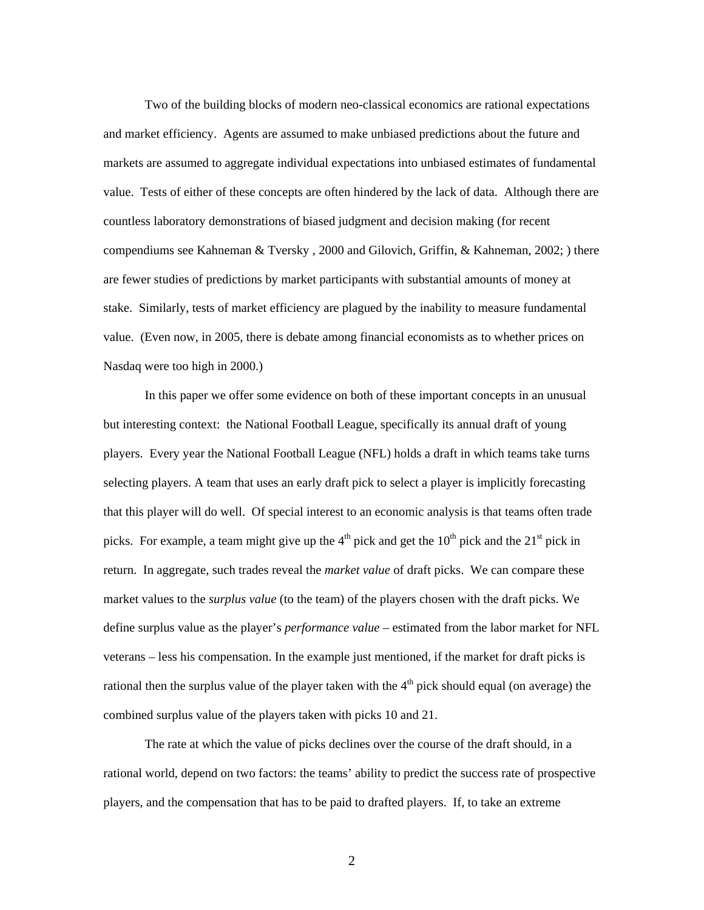Two of the building blocks of modern neo-classical economics are rational expectations and market efficiency. Agents are assumed to make unbiased predictions about the future and markets are assumed to aggregate individual expectations into unbiased estimates of fundamental value. Tests of either of these concepts are often hindered by the lack of data. Although there are countless laboratory demonstrations of biased judgment and decision making (for recent compendiums see Kahneman & Tversky , 2000 and Gilovich, Griffin, & Kahneman, 2002; ) there are fewer studies of predictions by market participants with substantial amounts of money at stake. Similarly, tests of market efficiency are plagued by the inability to measure fundamental value. (Even now, in 2005, there is debate among financial economists as to whether prices on Nasdaq were too high in 2000.)

In this paper we offer some evidence on both of these important concepts in an unusual but interesting context: the National Football League, specifically its annual draft of young players. Every year the National Football League (NFL) holds a draft in which teams take turns selecting players. A team that uses an early draft pick to select a player is implicitly forecasting that this player will do well. Of special interest to an economic analysis is that teams often trade picks. For example, a team might give up the 4th pick and get the 10th pick and the 21st pick in return. In aggregate, such trades reveal the *market value* of draft picks. We can compare these market values to the *surplus value* (to the team) of the players chosen with the draft picks. We define surplus value as the player's *performance value* – estimated from the labor market for NFL veterans – less his compensation. In the example just mentioned, if the market for draft picks is rational then the surplus value of the player taken with the 4th pick should equal (on average) the combined surplus value of the players taken with picks 10 and 21.

The rate at which the value of picks declines over the course of the draft should, in a rational world, depend on two factors: the teams' ability to predict the success rate of prospective players, and the compensation that has to be paid to drafted players. If, to take an extreme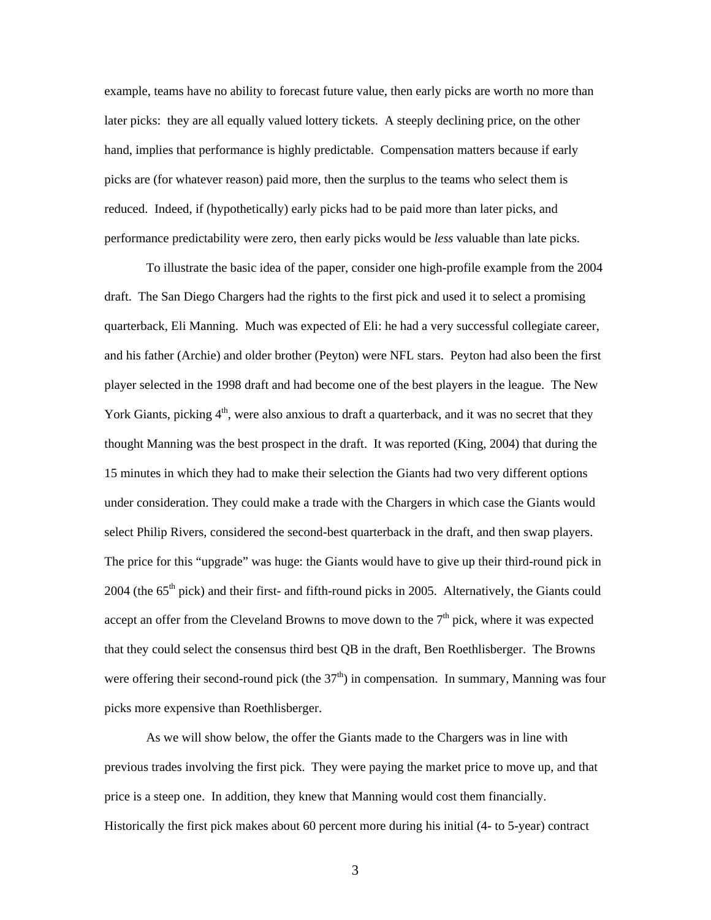example, teams have no ability to forecast future value, then early picks are worth no more than later picks: they are all equally valued lottery tickets. A steeply declining price, on the other hand, implies that performance is highly predictable. Compensation matters because if early picks are (for whatever reason) paid more, then the surplus to the teams who select them is reduced. Indeed, if (hypothetically) early picks had to be paid more than later picks, and performance predictability were zero, then early picks would be *less* valuable than late picks.

To illustrate the basic idea of the paper, consider one high-profile example from the 2004 draft. The San Diego Chargers had the rights to the first pick and used it to select a promising quarterback, Eli Manning. Much was expected of Eli: he had a very successful collegiate career, and his father (Archie) and older brother (Peyton) were NFL stars. Peyton had also been the first player selected in the 1998 draft and had become one of the best players in the league. The New York Giants, picking 4th, were also anxious to draft a quarterback, and it was no secret that they thought Manning was the best prospect in the draft. It was reported (King, 2004) that during the 15 minutes in which they had to make their selection the Giants had two very different options under consideration. They could make a trade with the Chargers in which case the Giants would select Philip Rivers, considered the second-best quarterback in the draft, and then swap players. The price for this "upgrade" was huge: the Giants would have to give up their third-round pick in 2004 (the 65th pick) and their first- and fifth-round picks in 2005. Alternatively, the Giants could accept an offer from the Cleveland Browns to move down to the 7th pick, where it was expected that they could select the consensus third best QB in the draft, Ben Roethlisberger. The Browns were offering their second-round pick (the 37th) in compensation. In summary, Manning was four picks more expensive than Roethlisberger.

As we will show below, the offer the Giants made to the Chargers was in line with previous trades involving the first pick. They were paying the market price to move up, and that price is a steep one. In addition, they knew that Manning would cost them financially. Historically the first pick makes about 60 percent more during his initial (4- to 5-year) contract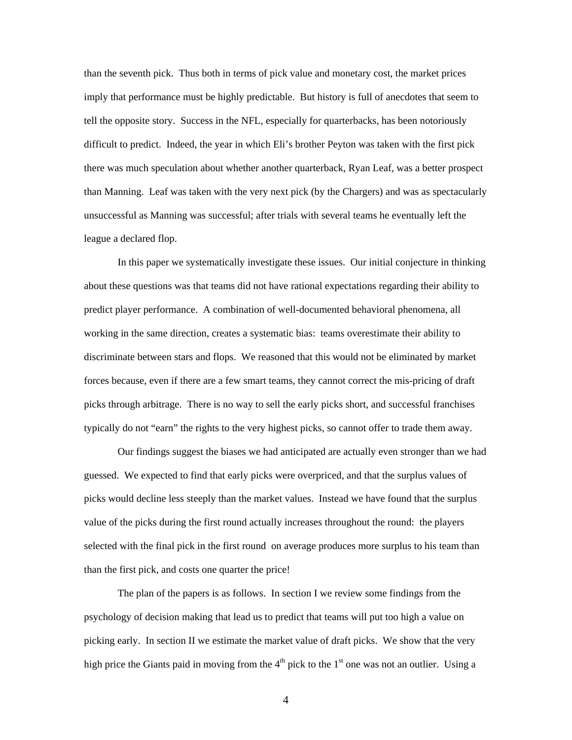than the seventh pick. Thus both in terms of pick value and monetary cost, the market prices imply that performance must be highly predictable. But history is full of anecdotes that seem to tell the opposite story. Success in the NFL, especially for quarterbacks, has been notoriously difficult to predict. Indeed, the year in which Eli's brother Peyton was taken with the first pick there was much speculation about whether another quarterback, Ryan Leaf, was a better prospect than Manning. Leaf was taken with the very next pick (by the Chargers) and was as spectacularly unsuccessful as Manning was successful; after trials with several teams he eventually left the league a declared flop.

In this paper we systematically investigate these issues. Our initial conjecture in thinking about these questions was that teams did not have rational expectations regarding their ability to predict player performance. A combination of well-documented behavioral phenomena, all working in the same direction, creates a systematic bias: teams overestimate their ability to discriminate between stars and flops. We reasoned that this would not be eliminated by market forces because, even if there are a few smart teams, they cannot correct the mis-pricing of draft picks through arbitrage. There is no way to sell the early picks short, and successful franchises typically do not "earn" the rights to the very highest picks, so cannot offer to trade them away.

Our findings suggest the biases we had anticipated are actually even stronger than we had guessed. We expected to find that early picks were overpriced, and that the surplus values of picks would decline less steeply than the market values. Instead we have found that the surplus value of the picks during the first round actually increases throughout the round: the players selected with the final pick in the first round on average produces more surplus to his team than than the first pick, and costs one quarter the price!

The plan of the papers is as follows. In section I we review some findings from the psychology of decision making that lead us to predict that teams will put too high a value on picking early. In section II we estimate the market value of draft picks. We show that the very high price the Giants paid in moving from the 4th pick to the 1st one was not an outlier. Using a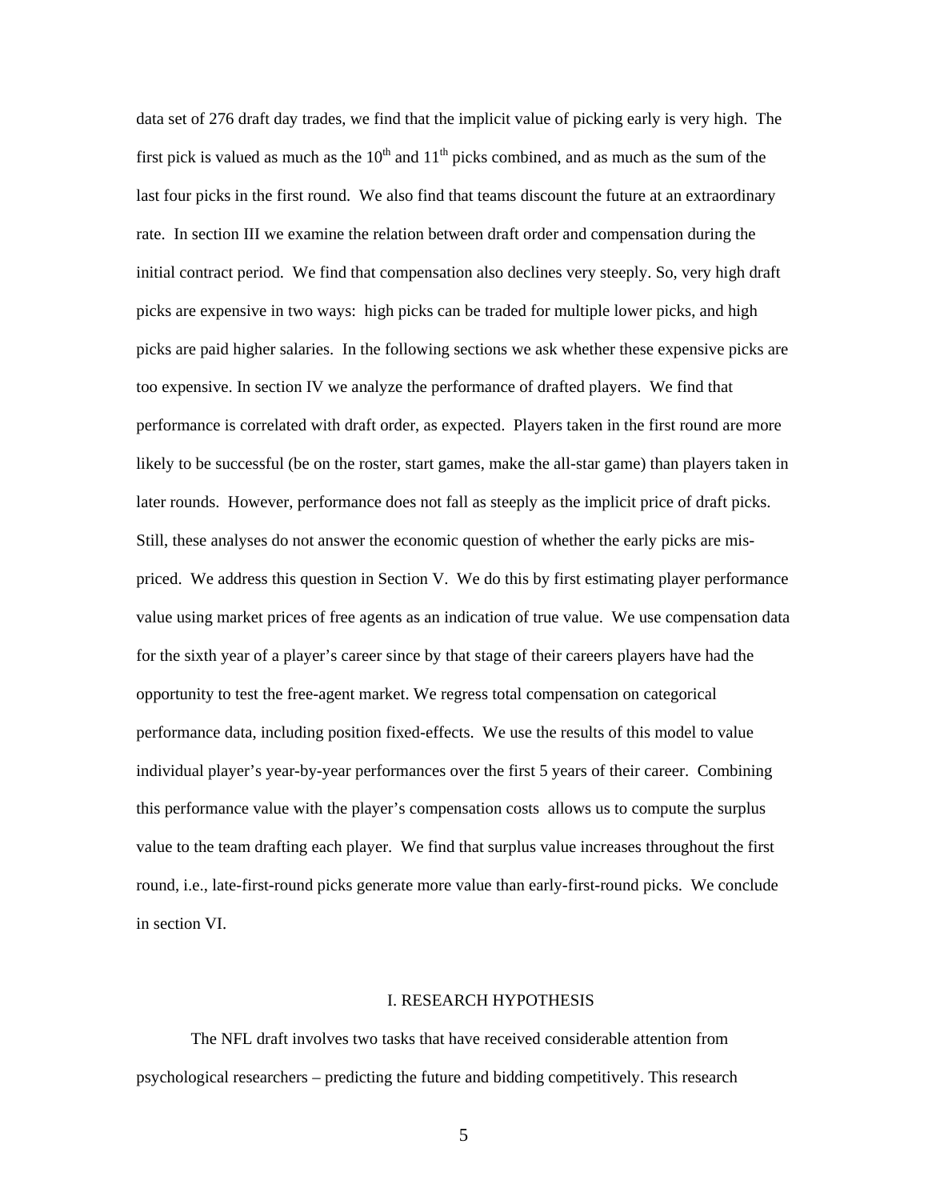data set of 276 draft day trades, we find that the implicit value of picking early is very high. The first pick is valued as much as the 10th and 11th picks combined, and as much as the sum of the last four picks in the first round. We also find that teams discount the future at an extraordinary rate. In section III we examine the relation between draft order and compensation during the initial contract period. We find that compensation also declines very steeply. So, very high draft picks are expensive in two ways: high picks can be traded for multiple lower picks, and high picks are paid higher salaries. In the following sections we ask whether these expensive picks are too expensive. In section IV we analyze the performance of drafted players. We find that performance is correlated with draft order, as expected. Players taken in the first round are more likely to be successful (be on the roster, start games, make the all-star game) than players taken in later rounds. However, performance does not fall as steeply as the implicit price of draft picks. Still, these analyses do not answer the economic question of whether the early picks are mis-priced. We address this question in Section V. We do this by first estimating player performance value using market prices of free agents as an indication of true value. We use compensation data for the sixth year of a player's career since by that stage of their careers players have had the opportunity to test the free-agent market. We regress total compensation on categorical performance data, including position fixed-effects. We use the results of this model to value individual player's year-by-year performances over the first 5 years of their career. Combining this performance value with the player's compensation costs allows us to compute the surplus value to the team drafting each player. We find that surplus value increases throughout the first round, i.e., late-first-round picks generate more value than early-first-round picks. We conclude in section VI.

## I. RESEARCH HYPOTHESIS

The NFL draft involves two tasks that have received considerable attention from psychological researchers – predicting the future and bidding competitively. This research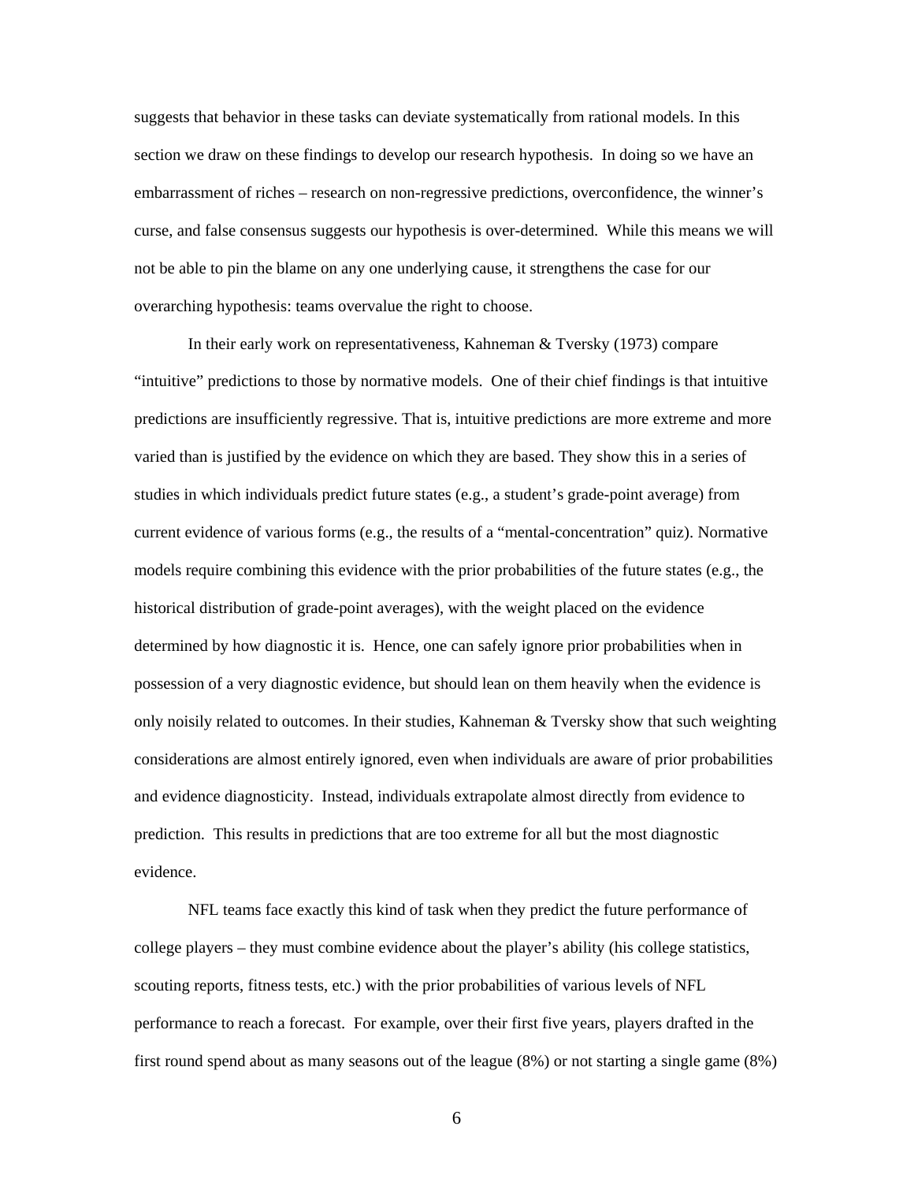suggests that behavior in these tasks can deviate systematically from rational models. In this section we draw on these findings to develop our research hypothesis. In doing so we have an embarrassment of riches – research on non-regressive predictions, overconfidence, the winner's curse, and false consensus suggests our hypothesis is over-determined. While this means we will not be able to pin the blame on any one underlying cause, it strengthens the case for our overarching hypothesis: teams overvalue the right to choose.

In their early work on representativeness, Kahneman & Tversky (1973) compare "intuitive" predictions to those by normative models. One of their chief findings is that intuitive predictions are insufficiently regressive. That is, intuitive predictions are more extreme and more varied than is justified by the evidence on which they are based. They show this in a series of studies in which individuals predict future states (e.g., a student's grade-point average) from current evidence of various forms (e.g., the results of a "mental-concentration" quiz). Normative models require combining this evidence with the prior probabilities of the future states (e.g., the historical distribution of grade-point averages), with the weight placed on the evidence determined by how diagnostic it is. Hence, one can safely ignore prior probabilities when in possession of a very diagnostic evidence, but should lean on them heavily when the evidence is only noisily related to outcomes. In their studies, Kahneman & Tversky show that such weighting considerations are almost entirely ignored, even when individuals are aware of prior probabilities and evidence diagnosticity. Instead, individuals extrapolate almost directly from evidence to prediction. This results in predictions that are too extreme for all but the most diagnostic evidence.

NFL teams face exactly this kind of task when they predict the future performance of college players – they must combine evidence about the player's ability (his college statistics, scouting reports, fitness tests, etc.) with the prior probabilities of various levels of NFL performance to reach a forecast. For example, over their first five years, players drafted in the first round spend about as many seasons out of the league (8%) or not starting a single game (8%)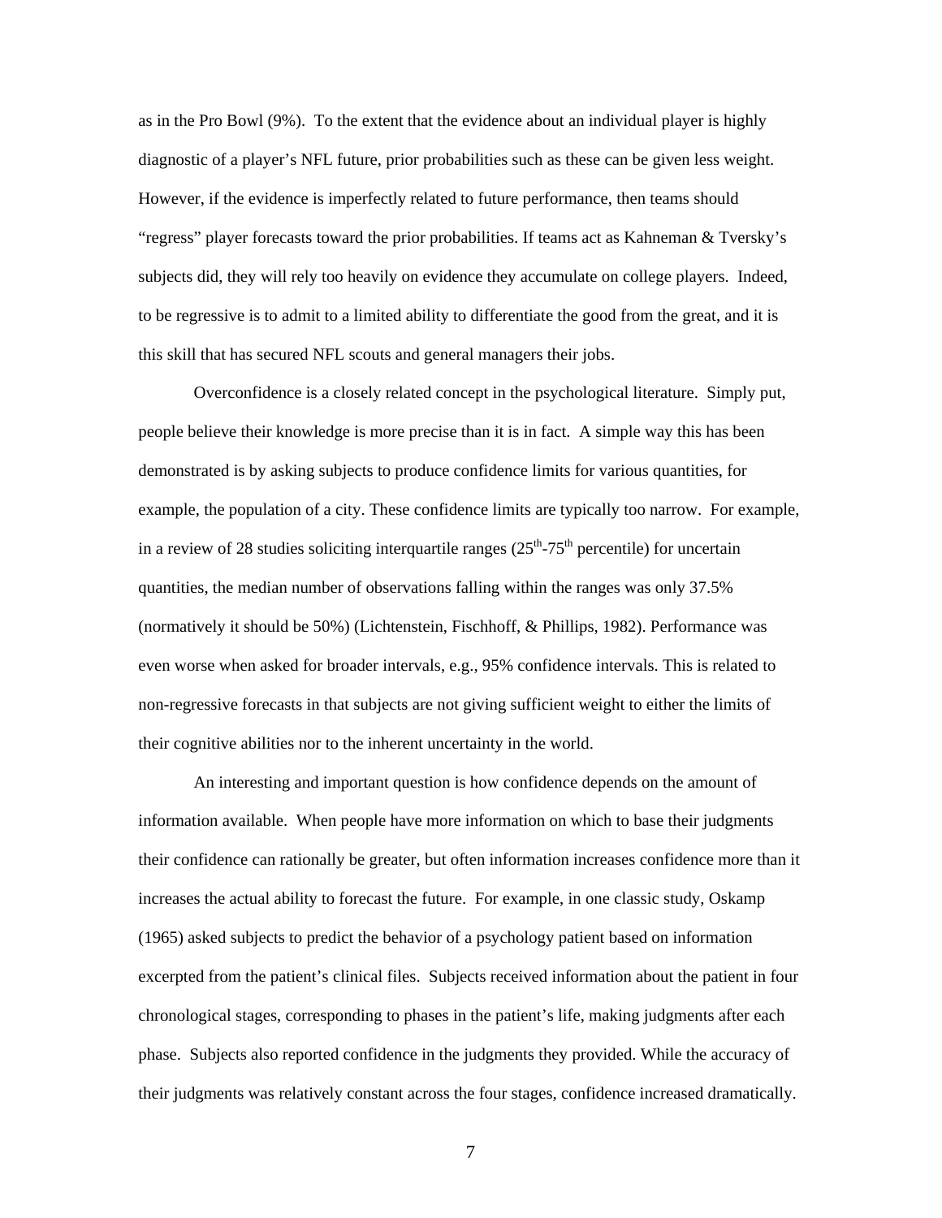as in the Pro Bowl (9%). To the extent that the evidence about an individual player is highly diagnostic of a player's NFL future, prior probabilities such as these can be given less weight. However, if the evidence is imperfectly related to future performance, then teams should "regress" player forecasts toward the prior probabilities. If teams act as Kahneman & Tversky's subjects did, they will rely too heavily on evidence they accumulate on college players. Indeed, to be regressive is to admit to a limited ability to differentiate the good from the great, and it is this skill that has secured NFL scouts and general managers their jobs.

Overconfidence is a closely related concept in the psychological literature. Simply put, people believe their knowledge is more precise than it is in fact. A simple way this has been demonstrated is by asking subjects to produce confidence limits for various quantities, for example, the population of a city. These confidence limits are typically too narrow. For example, in a review of 28 studies soliciting interquartile ranges ($25^{th}$-$75^{th}$ percentile) for uncertain quantities, the median number of observations falling within the ranges was only 37.5% (normatively it should be 50%) (Lichtenstein, Fischhoff, & Phillips, 1982). Performance was even worse when asked for broader intervals, e.g., 95% confidence intervals. This is related to non-regressive forecasts in that subjects are not giving sufficient weight to either the limits of their cognitive abilities nor to the inherent uncertainty in the world.

An interesting and important question is how confidence depends on the amount of information available. When people have more information on which to base their judgments their confidence can rationally be greater, but often information increases confidence more than it increases the actual ability to forecast the future. For example, in one classic study, Oskamp (1965) asked subjects to predict the behavior of a psychology patient based on information excerpted from the patient's clinical files. Subjects received information about the patient in four chronological stages, corresponding to phases in the patient's life, making judgments after each phase. Subjects also reported confidence in the judgments they provided. While the accuracy of their judgments was relatively constant across the four stages, confidence increased dramatically.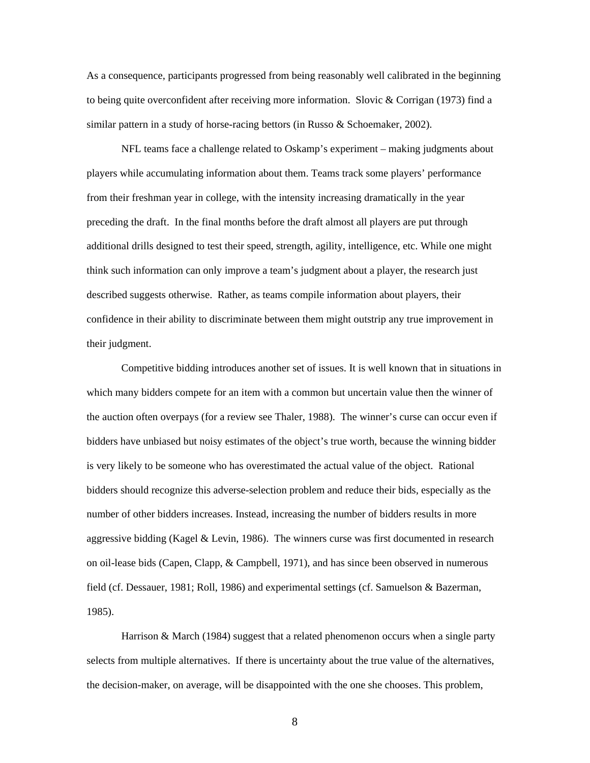As a consequence, participants progressed from being reasonably well calibrated in the beginning to being quite overconfident after receiving more information. Slovic & Corrigan (1973) find a similar pattern in a study of horse-racing bettors (in Russo & Schoemaker, 2002).

NFL teams face a challenge related to Oskamp's experiment – making judgments about players while accumulating information about them. Teams track some players' performance from their freshman year in college, with the intensity increasing dramatically in the year preceding the draft. In the final months before the draft almost all players are put through additional drills designed to test their speed, strength, agility, intelligence, etc. While one might think such information can only improve a team's judgment about a player, the research just described suggests otherwise. Rather, as teams compile information about players, their confidence in their ability to discriminate between them might outstrip any true improvement in their judgment.

Competitive bidding introduces another set of issues. It is well known that in situations in which many bidders compete for an item with a common but uncertain value then the winner of the auction often overpays (for a review see Thaler, 1988). The winner's curse can occur even if bidders have unbiased but noisy estimates of the object's true worth, because the winning bidder is very likely to be someone who has overestimated the actual value of the object. Rational bidders should recognize this adverse-selection problem and reduce their bids, especially as the number of other bidders increases. Instead, increasing the number of bidders results in more aggressive bidding (Kagel & Levin, 1986). The winners curse was first documented in research on oil-lease bids (Capen, Clapp, & Campbell, 1971), and has since been observed in numerous field (cf. Dessauer, 1981; Roll, 1986) and experimental settings (cf. Samuelson & Bazerman, 1985).

Harrison & March (1984) suggest that a related phenomenon occurs when a single party selects from multiple alternatives. If there is uncertainty about the true value of the alternatives, the decision-maker, on average, will be disappointed with the one she chooses. This problem,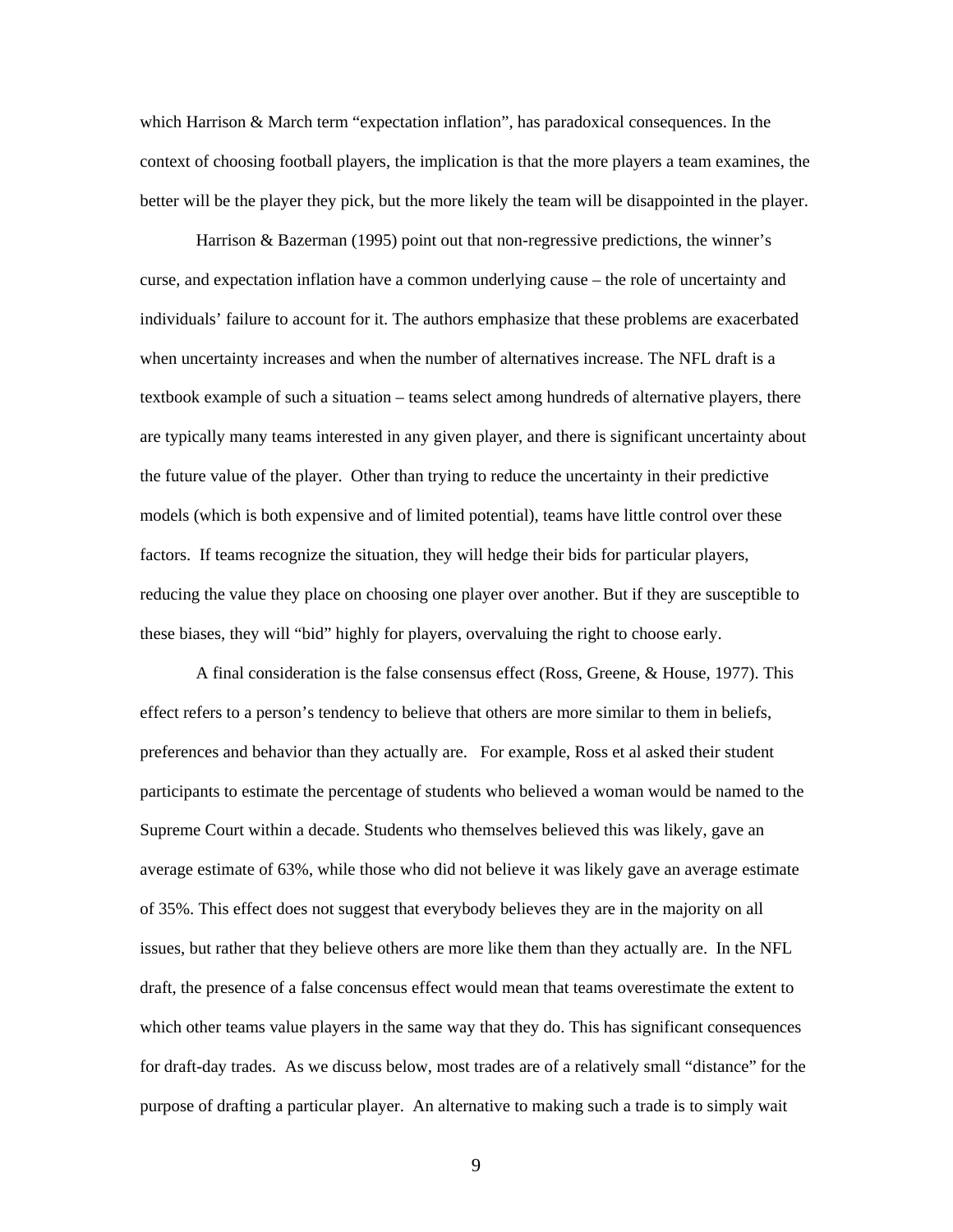which Harrison & March term "expectation inflation", has paradoxical consequences. In the context of choosing football players, the implication is that the more players a team examines, the better will be the player they pick, but the more likely the team will be disappointed in the player.

Harrison & Bazerman (1995) point out that non-regressive predictions, the winner's curse, and expectation inflation have a common underlying cause – the role of uncertainty and individuals' failure to account for it. The authors emphasize that these problems are exacerbated when uncertainty increases and when the number of alternatives increase. The NFL draft is a textbook example of such a situation – teams select among hundreds of alternative players, there are typically many teams interested in any given player, and there is significant uncertainty about the future value of the player. Other than trying to reduce the uncertainty in their predictive models (which is both expensive and of limited potential), teams have little control over these factors. If teams recognize the situation, they will hedge their bids for particular players, reducing the value they place on choosing one player over another. But if they are susceptible to these biases, they will "bid" highly for players, overvaluing the right to choose early.

A final consideration is the false consensus effect (Ross, Greene, & House, 1977). This effect refers to a person's tendency to believe that others are more similar to them in beliefs, preferences and behavior than they actually are. For example, Ross et al asked their student participants to estimate the percentage of students who believed a woman would be named to the Supreme Court within a decade. Students who themselves believed this was likely, gave an average estimate of 63%, while those who did not believe it was likely gave an average estimate of 35%. This effect does not suggest that everybody believes they are in the majority on all issues, but rather that they believe others are more like them than they actually are. In the NFL draft, the presence of a false concensus effect would mean that teams overestimate the extent to which other teams value players in the same way that they do. This has significant consequences for draft-day trades. As we discuss below, most trades are of a relatively small "distance" for the purpose of drafting a particular player. An alternative to making such a trade is to simply wait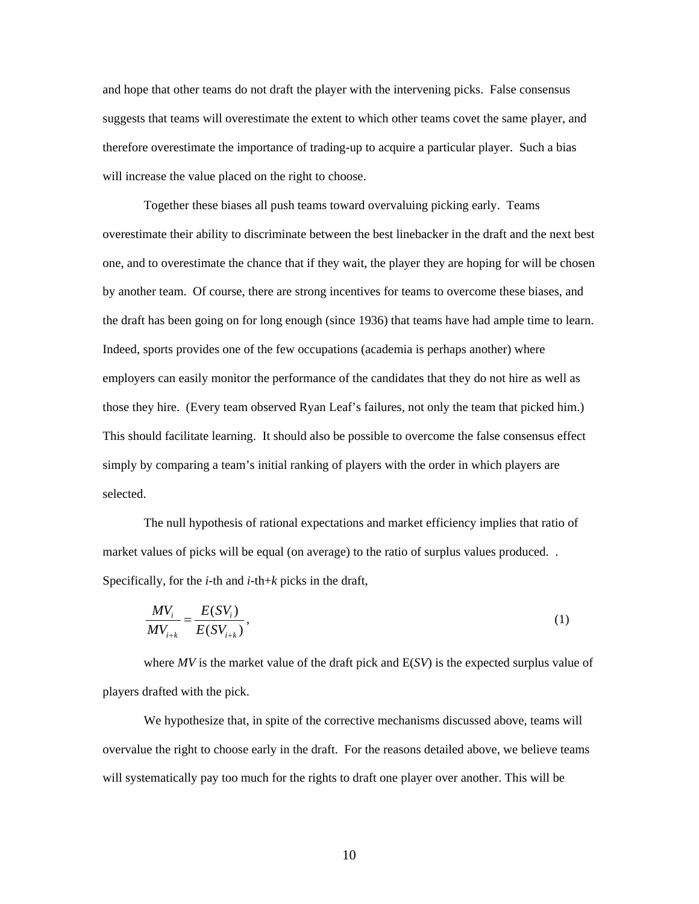and hope that other teams do not draft the player with the intervening picks. False consensus suggests that teams will overestimate the extent to which other teams covet the same player, and therefore overestimate the importance of trading-up to acquire a particular player. Such a bias will increase the value placed on the right to choose.

Together these biases all push teams toward overvaluing picking early. Teams overestimate their ability to discriminate between the best linebacker in the draft and the next best one, and to overestimate the chance that if they wait, the player they are hoping for will be chosen by another team. Of course, there are strong incentives for teams to overcome these biases, and the draft has been going on for long enough (since 1936) that teams have had ample time to learn. Indeed, sports provides one of the few occupations (academia is perhaps another) where employers can easily monitor the performance of the candidates that they do not hire as well as those they hire. (Every team observed Ryan Leaf's failures, not only the team that picked him.) This should facilitate learning. It should also be possible to overcome the false consensus effect simply by comparing a team's initial ranking of players with the order in which players are selected.

The null hypothesis of rational expectations and market efficiency implies that ratio of market values of picks will be equal (on average) to the ratio of surplus values produced. . Specifically, for the *i*-th and *i*-th+*k* picks in the draft,

$$\frac{MV_i}{MV_{i+k}} = \frac{E(SV_i)}{E(SV_{i+k})}, \tag{1}$$

where *MV* is the market value of the draft pick and E(*SV*) is the expected surplus value of players drafted with the pick.

We hypothesize that, in spite of the corrective mechanisms discussed above, teams will overvalue the right to choose early in the draft. For the reasons detailed above, we believe teams will systematically pay too much for the rights to draft one player over another. This will be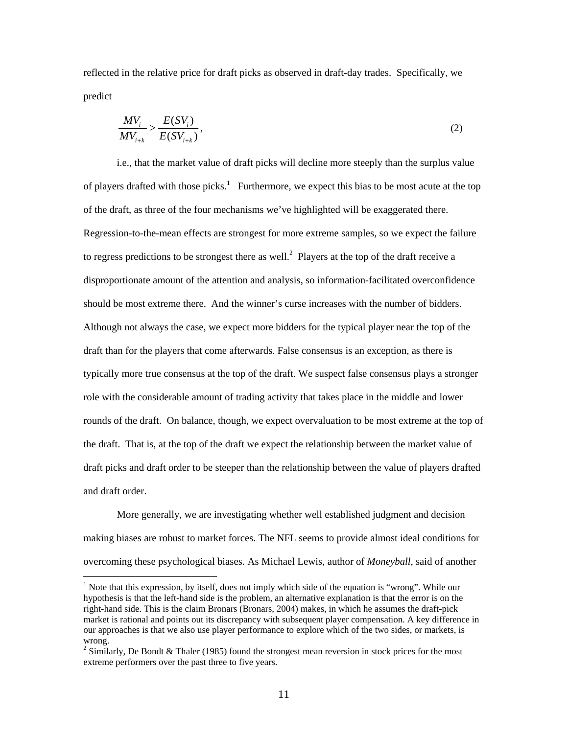reflected in the relative price for draft picks as observed in draft-day trades. Specifically, we predict

$$\frac{MV_i}{MV_{i+k}} > \frac{E(SV_i)}{E(SV_{i+k})}, \tag{2}$$

i.e., that the market value of draft picks will decline more steeply than the surplus value of players drafted with those picks.[1] Furthermore, we expect this bias to be most acute at the top of the draft, as three of the four mechanisms we've highlighted will be exaggerated there. Regression-to-the-mean effects are strongest for more extreme samples, so we expect the failure to regress predictions to be strongest there as well.[2] Players at the top of the draft receive a disproportionate amount of the attention and analysis, so information-facilitated overconfidence should be most extreme there. And the winner's curse increases with the number of bidders. Although not always the case, we expect more bidders for the typical player near the top of the draft than for the players that come afterwards. False consensus is an exception, as there is typically more true consensus at the top of the draft. We suspect false consensus plays a stronger role with the considerable amount of trading activity that takes place in the middle and lower rounds of the draft. On balance, though, we expect overvaluation to be most extreme at the top of the draft. That is, at the top of the draft we expect the relationship between the market value of draft picks and draft order to be steeper than the relationship between the value of players drafted and draft order.

More generally, we are investigating whether well established judgment and decision making biases are robust to market forces. The NFL seems to provide almost ideal conditions for overcoming these psychological biases. As Michael Lewis, author of *Moneyball*, said of another

[1] Note that this expression, by itself, does not imply which side of the equation is "wrong". While our hypothesis is that the left-hand side is the problem, an alternative explanation is that the error is on the right-hand side. This is the claim Bronars (Bronars, 2004) makes, in which he assumes the draft-pick market is rational and points out its discrepancy with subsequent player compensation. A key difference in our approaches is that we also use player performance to explore which of the two sides, or markets, is wrong.

[2] Similarly, De Bondt & Thaler (1985) found the strongest mean reversion in stock prices for the most extreme performers over the past three to five years.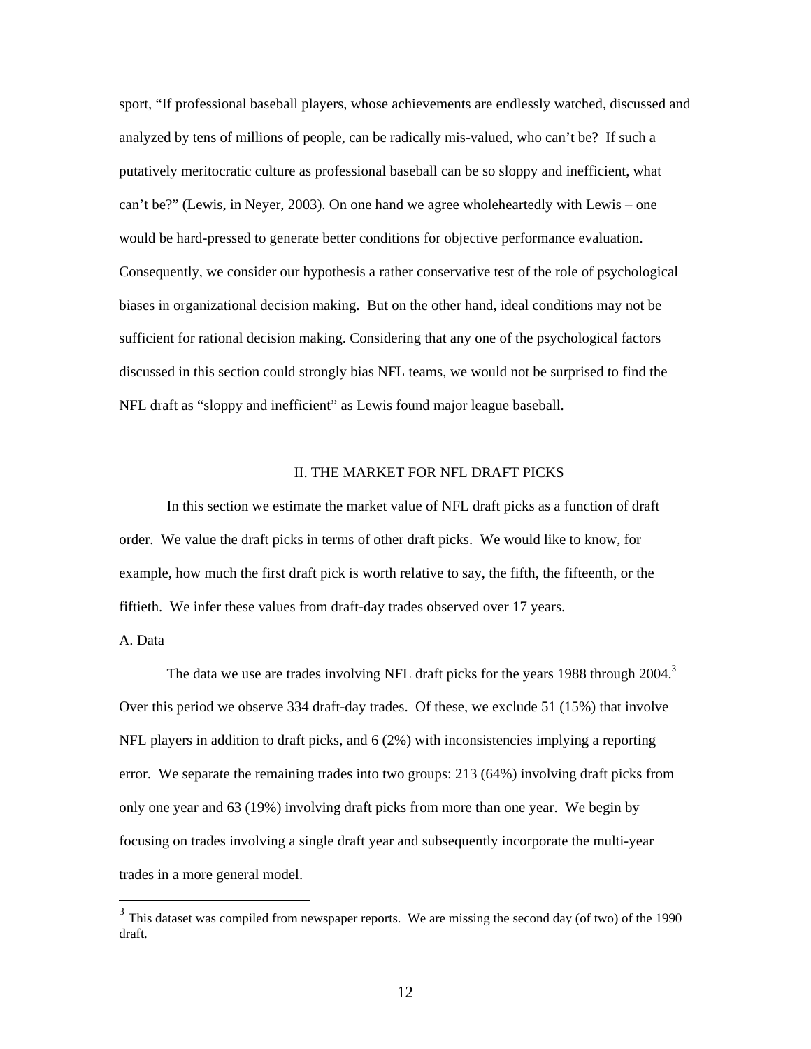sport, "If professional baseball players, whose achievements are endlessly watched, discussed and analyzed by tens of millions of people, can be radically mis-valued, who can't be? If such a putatively meritocratic culture as professional baseball can be so sloppy and inefficient, what can't be?" (Lewis, in Neyer, 2003). On one hand we agree wholeheartedly with Lewis – one would be hard-pressed to generate better conditions for objective performance evaluation. Consequently, we consider our hypothesis a rather conservative test of the role of psychological biases in organizational decision making. But on the other hand, ideal conditions may not be sufficient for rational decision making. Considering that any one of the psychological factors discussed in this section could strongly bias NFL teams, we would not be surprised to find the NFL draft as "sloppy and inefficient" as Lewis found major league baseball.

## II. THE MARKET FOR NFL DRAFT PICKS

In this section we estimate the market value of NFL draft picks as a function of draft order. We value the draft picks in terms of other draft picks. We would like to know, for example, how much the first draft pick is worth relative to say, the fifth, the fifteenth, or the fiftieth. We infer these values from draft-day trades observed over 17 years.

### A. Data

The data we use are trades involving NFL draft picks for the years 1988 through 2004.[3] Over this period we observe 334 draft-day trades. Of these, we exclude 51 (15%) that involve NFL players in addition to draft picks, and 6 (2%) with inconsistencies implying a reporting error. We separate the remaining trades into two groups: 213 (64%) involving draft picks from only one year and 63 (19%) involving draft picks from more than one year. We begin by focusing on trades involving a single draft year and subsequently incorporate the multi-year trades in a more general model.

[3] This dataset was compiled from newspaper reports. We are missing the second day (of two) of the 1990 draft.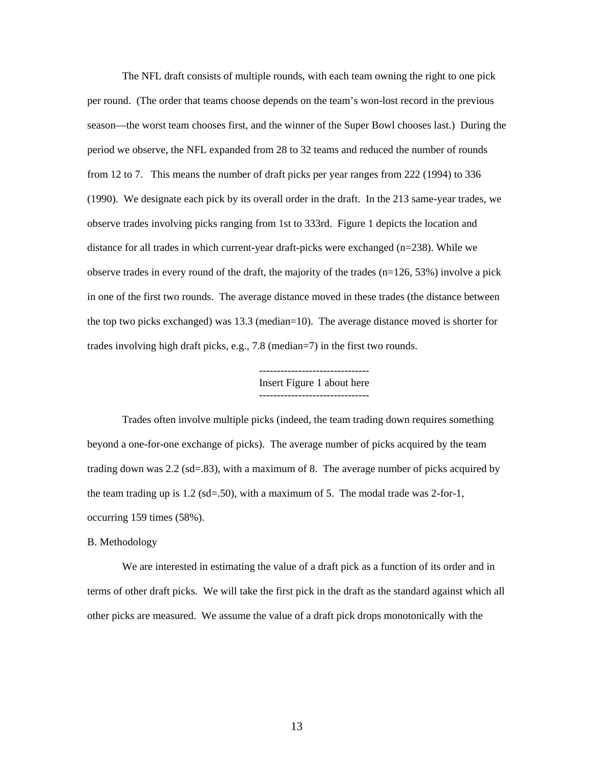The NFL draft consists of multiple rounds, with each team owning the right to one pick per round. (The order that teams choose depends on the team's won-lost record in the previous season—the worst team chooses first, and the winner of the Super Bowl chooses last.) During the period we observe, the NFL expanded from 28 to 32 teams and reduced the number of rounds from 12 to 7. This means the number of draft picks per year ranges from 222 (1994) to 336 (1990). We designate each pick by its overall order in the draft. In the 213 same-year trades, we observe trades involving picks ranging from 1st to 333rd. Figure 1 depicts the location and distance for all trades in which current-year draft-picks were exchanged (n=238). While we observe trades in every round of the draft, the majority of the trades (n=126, 53%) involve a pick in one of the first two rounds. The average distance moved in these trades (the distance between the top two picks exchanged) was 13.3 (median=10). The average distance moved is shorter for trades involving high draft picks, e.g., 7.8 (median=7) in the first two rounds.

-------------------------------
Insert Figure 1 about here
-------------------------------

Trades often involve multiple picks (indeed, the team trading down requires something beyond a one-for-one exchange of picks). The average number of picks acquired by the team trading down was 2.2 (sd=.83), with a maximum of 8. The average number of picks acquired by the team trading up is 1.2 (sd=.50), with a maximum of 5. The modal trade was 2-for-1, occurring 159 times (58%).

B. Methodology

We are interested in estimating the value of a draft pick as a function of its order and in terms of other draft picks. We will take the first pick in the draft as the standard against which all other picks are measured. We assume the value of a draft pick drops monotonically with the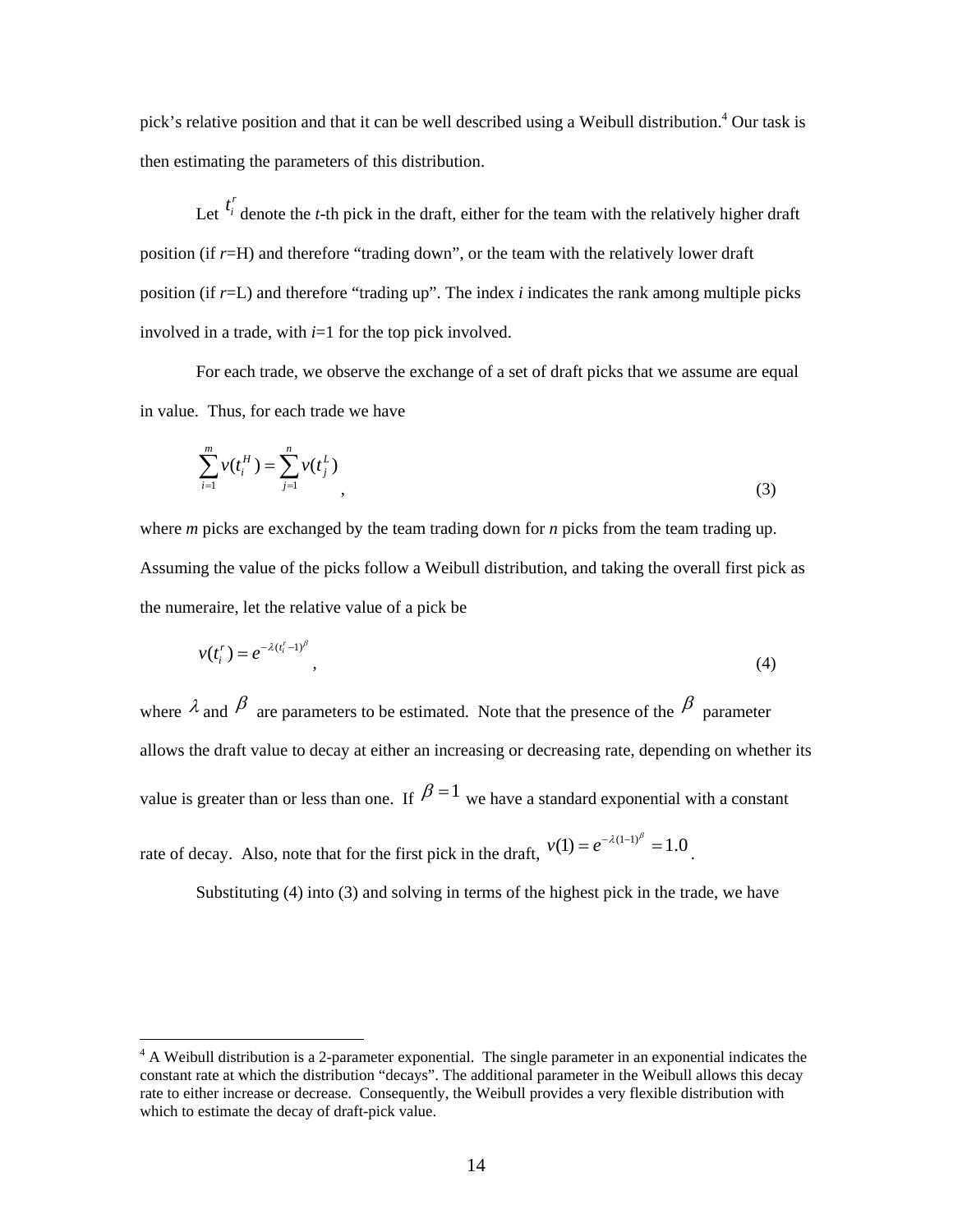pick's relative position and that it can be well described using a Weibull distribution.[4] Our task is then estimating the parameters of this distribution.

Let $t_i^r$ denote the *t*-th pick in the draft, either for the team with the relatively higher draft position (if *r*=H) and therefore "trading down", or the team with the relatively lower draft position (if *r*=L) and therefore "trading up". The index *i* indicates the rank among multiple picks involved in a trade, with *i*=1 for the top pick involved.

For each trade, we observe the exchange of a set of draft picks that we assume are equal in value. Thus, for each trade we have

$$\sum_{i=1}^{m} v(t_i^H) = \sum_{j=1}^{n} v(t_j^L) \quad , \tag{3}$$

where *m* picks are exchanged by the team trading down for *n* picks from the team trading up. Assuming the value of the picks follow a Weibull distribution, and taking the overall first pick as the numeraire, let the relative value of a pick be

$$v(t_i^r) = e^{-\lambda (t_i^r - 1)^{\beta}} \quad , \tag{4}$$

where $\lambda$ and $\beta$ are parameters to be estimated. Note that the presence of the $\beta$ parameter allows the draft value to decay at either an increasing or decreasing rate, depending on whether its value is greater than or less than one. If $\beta = 1$ we have a standard exponential with a constant rate of decay. Also, note that for the first pick in the draft, $v(1) = e^{-\lambda(1-1)^{\beta}} = 1.0$.

Substituting (4) into (3) and solving in terms of the highest pick in the trade, we have

[4] A Weibull distribution is a 2-parameter exponential. The single parameter in an exponential indicates the constant rate at which the distribution "decays". The additional parameter in the Weibull allows this decay rate to either increase or decrease. Consequently, the Weibull provides a very flexible distribution with which to estimate the decay of draft-pick value.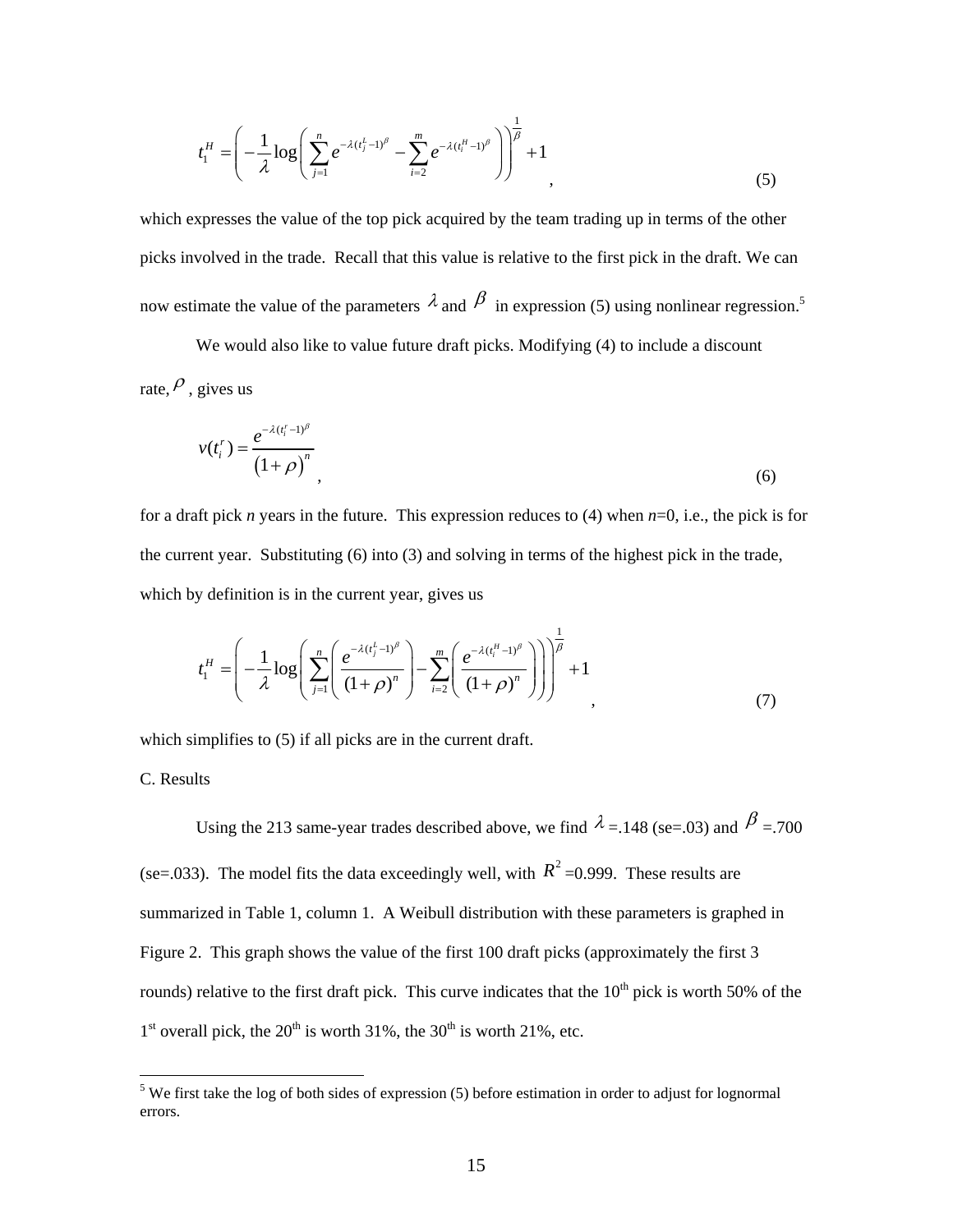$$t_1^H = \left( -\frac{1}{\lambda} \log \left( \sum_{j=1}^{n} e^{-\lambda (t_j^L - 1)^\beta} - \sum_{i=2}^{m} e^{-\lambda (t_i^H - 1)^\beta} \right) \right)^{\frac{1}{\beta}} + 1 \quad , \tag{5}$$

which expresses the value of the top pick acquired by the team trading up in terms of the other picks involved in the trade. Recall that this value is relative to the first pick in the draft. We can now estimate the value of the parameters $\lambda$ and $\beta$ in expression (5) using nonlinear regression.[5]

We would also like to value future draft picks. Modifying (4) to include a discount rate, $\rho$, gives us

$$v(t_i^r) = \frac{e^{-\lambda (t_i^r - 1)^\beta}}{\left(1+\rho\right)^n} \quad , \tag{6}$$

for a draft pick *n* years in the future. This expression reduces to (4) when *n*=0, i.e., the pick is for the current year. Substituting (6) into (3) and solving in terms of the highest pick in the trade, which by definition is in the current year, gives us

$$t_1^H = \left( -\frac{1}{\lambda} \log \left( \sum_{j=1}^{n} \left( \frac{e^{-\lambda (t_j^L - 1)^\beta}}{(1+\rho)^n} \right) - \sum_{i=2}^{m} \left( \frac{e^{-\lambda (t_i^H - 1)^\beta}}{(1+\rho)^n} \right) \right) \right)^{\frac{1}{\beta}} + 1 \quad , \tag{7}$$

which simplifies to (5) if all picks are in the current draft.

C. Results

Using the 213 same-year trades described above, we find $\lambda$ =.148 (se=.03) and $\beta$ =.700 (se=.033). The model fits the data exceedingly well, with $R^2$ =0.999. These results are summarized in Table 1, column 1. A Weibull distribution with these parameters is graphed in Figure 2. This graph shows the value of the first 100 draft picks (approximately the first 3 rounds) relative to the first draft pick. This curve indicates that the 10th pick is worth 50% of the 1st overall pick, the 20th is worth 31%, the 30th is worth 21%, etc.

[5] We first take the log of both sides of expression (5) before estimation in order to adjust for lognormal errors.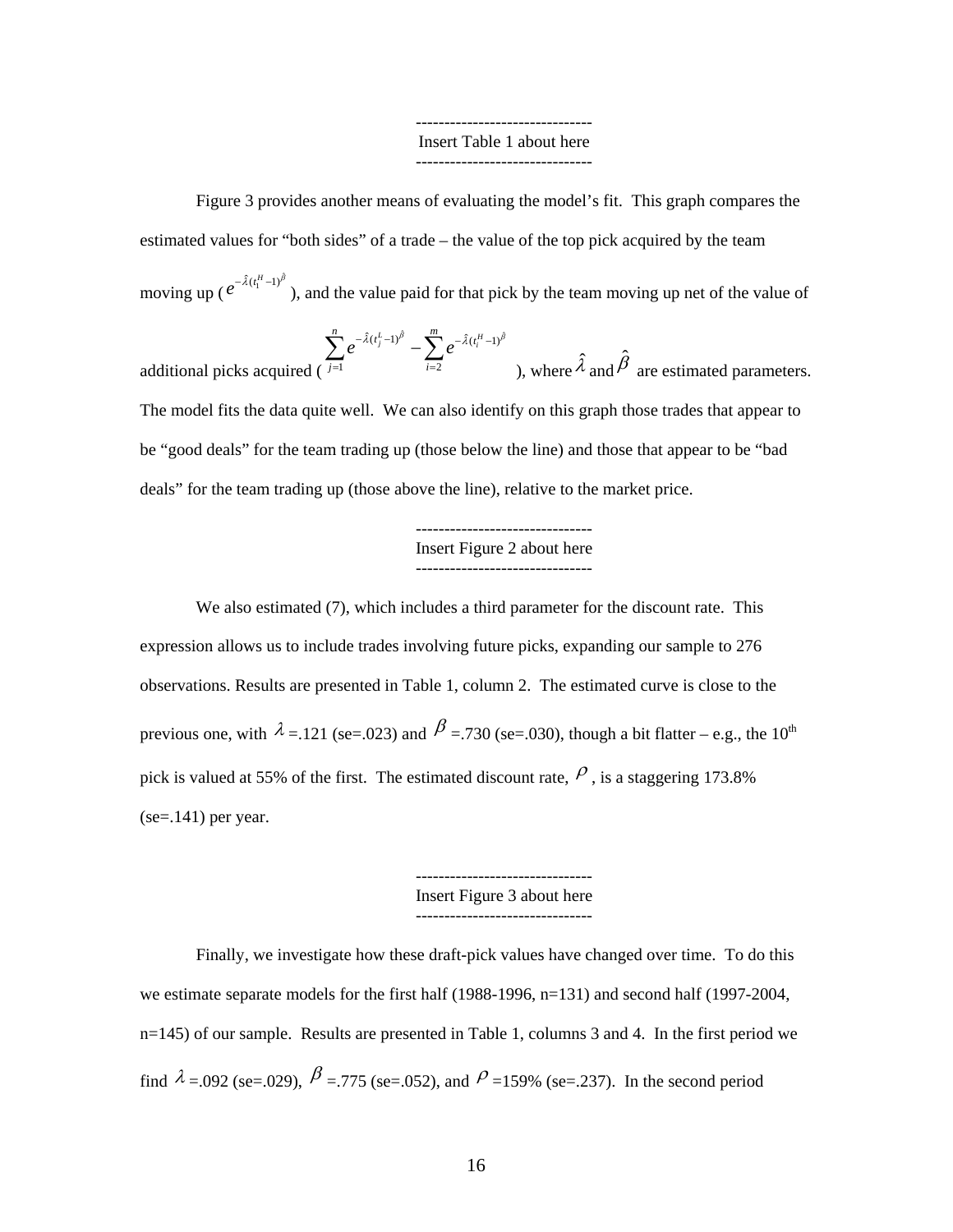-------------------------------
Insert Table 1 about here
-------------------------------

Figure 3 provides another means of evaluating the model's fit. This graph compares the estimated values for "both sides" of a trade – the value of the top pick acquired by the team moving up ($e^{-\hat{\lambda}(t_1^H-1)^{\hat{\beta}}}$), and the value paid for that pick by the team moving up net of the value of additional picks acquired ($\sum_{j=1}^{n} e^{-\hat{\lambda}(t_j^L-1)^{\hat{\beta}}} - \sum_{i=2}^{m} e^{-\hat{\lambda}(t_i^H-1)^{\hat{\beta}}}$), where $\hat{\lambda}$ and $\hat{\beta}$ are estimated parameters. The model fits the data quite well. We can also identify on this graph those trades that appear to be "good deals" for the team trading up (those below the line) and those that appear to be "bad deals" for the team trading up (those above the line), relative to the market price.

-------------------------------
Insert Figure 2 about here
-------------------------------

We also estimated (7), which includes a third parameter for the discount rate. This expression allows us to include trades involving future picks, expanding our sample to 276 observations. Results are presented in Table 1, column 2. The estimated curve is close to the previous one, with $\lambda$ =.121 (se=.023) and $\beta$ =.730 (se=.030), though a bit flatter – e.g., the 10th pick is valued at 55% of the first. The estimated discount rate, $\rho$, is a staggering 173.8% (se=.141) per year.

-------------------------------
Insert Figure 3 about here
-------------------------------

Finally, we investigate how these draft-pick values have changed over time. To do this we estimate separate models for the first half (1988-1996, n=131) and second half (1997-2004, n=145) of our sample. Results are presented in Table 1, columns 3 and 4. In the first period we find $\lambda$ =.092 (se=.029), $\beta$ =.775 (se=.052), and $\rho$ =159% (se=.237). In the second period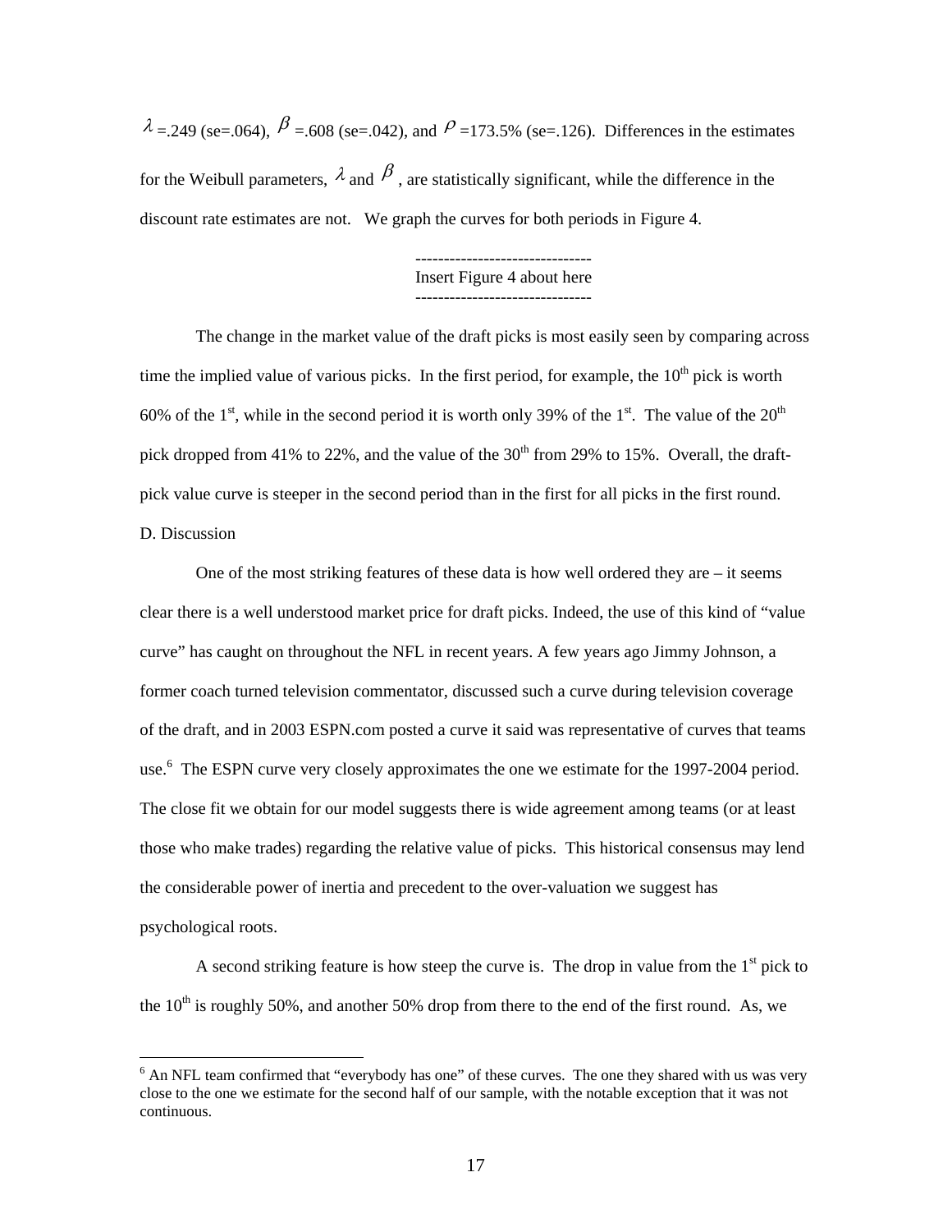$\lambda$ =.249 (se=.064), $\beta$ =.608 (se=.042), and $\rho$ =173.5% (se=.126). Differences in the estimates for the Weibull parameters, $\lambda$ and $\beta$, are statistically significant, while the difference in the discount rate estimates are not. We graph the curves for both periods in Figure 4.

-------------------------------
Insert Figure 4 about here
-------------------------------

The change in the market value of the draft picks is most easily seen by comparing across time the implied value of various picks. In the first period, for example, the 10th pick is worth 60% of the 1st, while in the second period it is worth only 39% of the 1st. The value of the 20th pick dropped from 41% to 22%, and the value of the 30th from 29% to 15%. Overall, the draft-pick value curve is steeper in the second period than in the first for all picks in the first round.

D. Discussion

One of the most striking features of these data is how well ordered they are – it seems clear there is a well understood market price for draft picks. Indeed, the use of this kind of "value curve" has caught on throughout the NFL in recent years. A few years ago Jimmy Johnson, a former coach turned television commentator, discussed such a curve during television coverage of the draft, and in 2003 ESPN.com posted a curve it said was representative of curves that teams use.[6] The ESPN curve very closely approximates the one we estimate for the 1997-2004 period. The close fit we obtain for our model suggests there is wide agreement among teams (or at least those who make trades) regarding the relative value of picks. This historical consensus may lend the considerable power of inertia and precedent to the over-valuation we suggest has psychological roots.

A second striking feature is how steep the curve is. The drop in value from the 1st pick to the 10th is roughly 50%, and another 50% drop from there to the end of the first round. As, we

[6] An NFL team confirmed that "everybody has one" of these curves. The one they shared with us was very close to the one we estimate for the second half of our sample, with the notable exception that it was not continuous.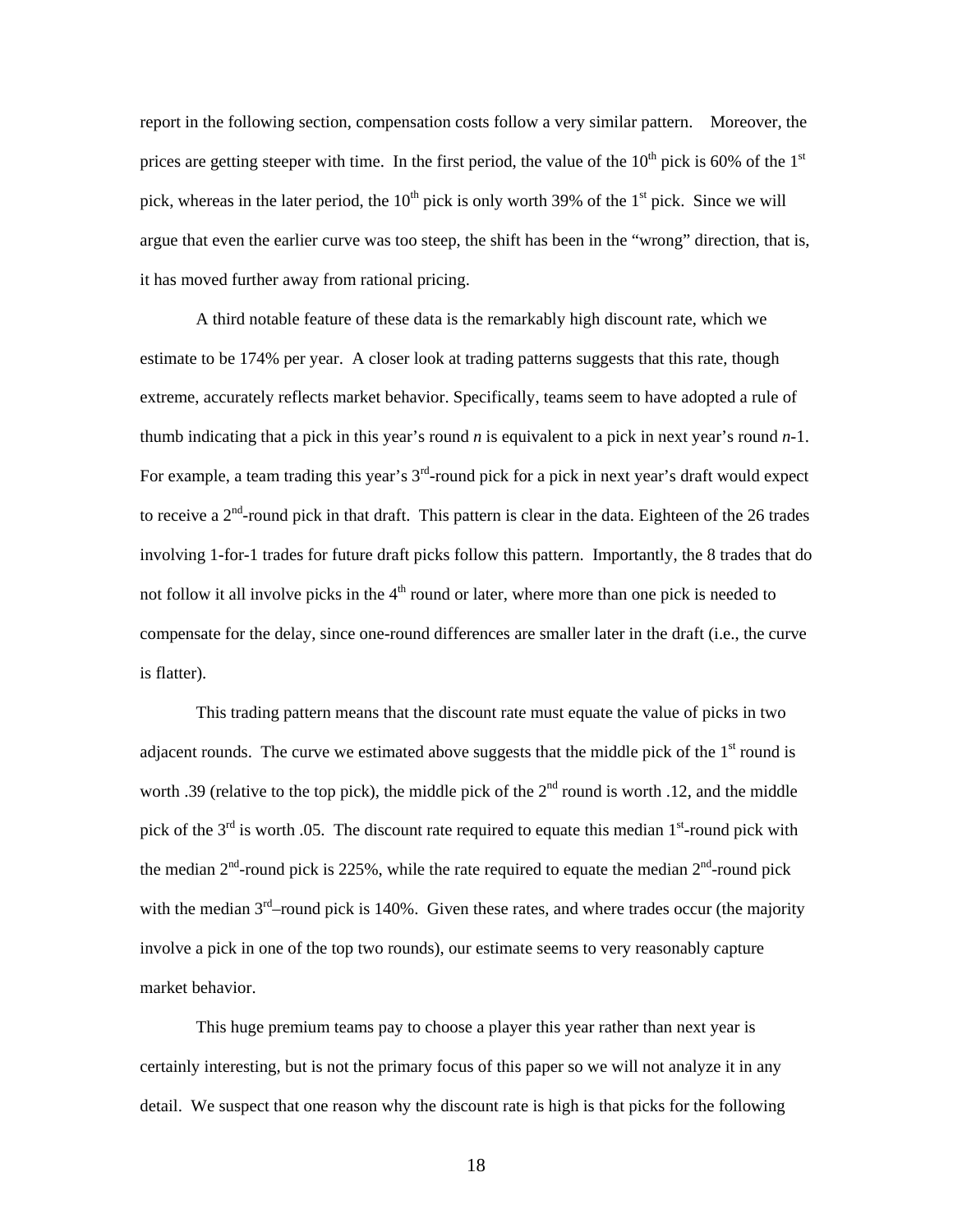report in the following section, compensation costs follow a very similar pattern. Moreover, the prices are getting steeper with time. In the first period, the value of the 10th pick is 60% of the 1st pick, whereas in the later period, the 10th pick is only worth 39% of the 1st pick. Since we will argue that even the earlier curve was too steep, the shift has been in the "wrong" direction, that is, it has moved further away from rational pricing.

A third notable feature of these data is the remarkably high discount rate, which we estimate to be 174% per year. A closer look at trading patterns suggests that this rate, though extreme, accurately reflects market behavior. Specifically, teams seem to have adopted a rule of thumb indicating that a pick in this year's round *n* is equivalent to a pick in next year's round *n*-1. For example, a team trading this year's 3rd-round pick for a pick in next year's draft would expect to receive a 2nd-round pick in that draft. This pattern is clear in the data. Eighteen of the 26 trades involving 1-for-1 trades for future draft picks follow this pattern. Importantly, the 8 trades that do not follow it all involve picks in the 4th round or later, where more than one pick is needed to compensate for the delay, since one-round differences are smaller later in the draft (i.e., the curve is flatter).

This trading pattern means that the discount rate must equate the value of picks in two adjacent rounds. The curve we estimated above suggests that the middle pick of the 1st round is worth .39 (relative to the top pick), the middle pick of the 2nd round is worth .12, and the middle pick of the 3rd is worth .05. The discount rate required to equate this median 1st-round pick with the median 2nd-round pick is 225%, while the rate required to equate the median 2nd-round pick with the median 3rd–round pick is 140%. Given these rates, and where trades occur (the majority involve a pick in one of the top two rounds), our estimate seems to very reasonably capture market behavior.

This huge premium teams pay to choose a player this year rather than next year is certainly interesting, but is not the primary focus of this paper so we will not analyze it in any detail. We suspect that one reason why the discount rate is high is that picks for the following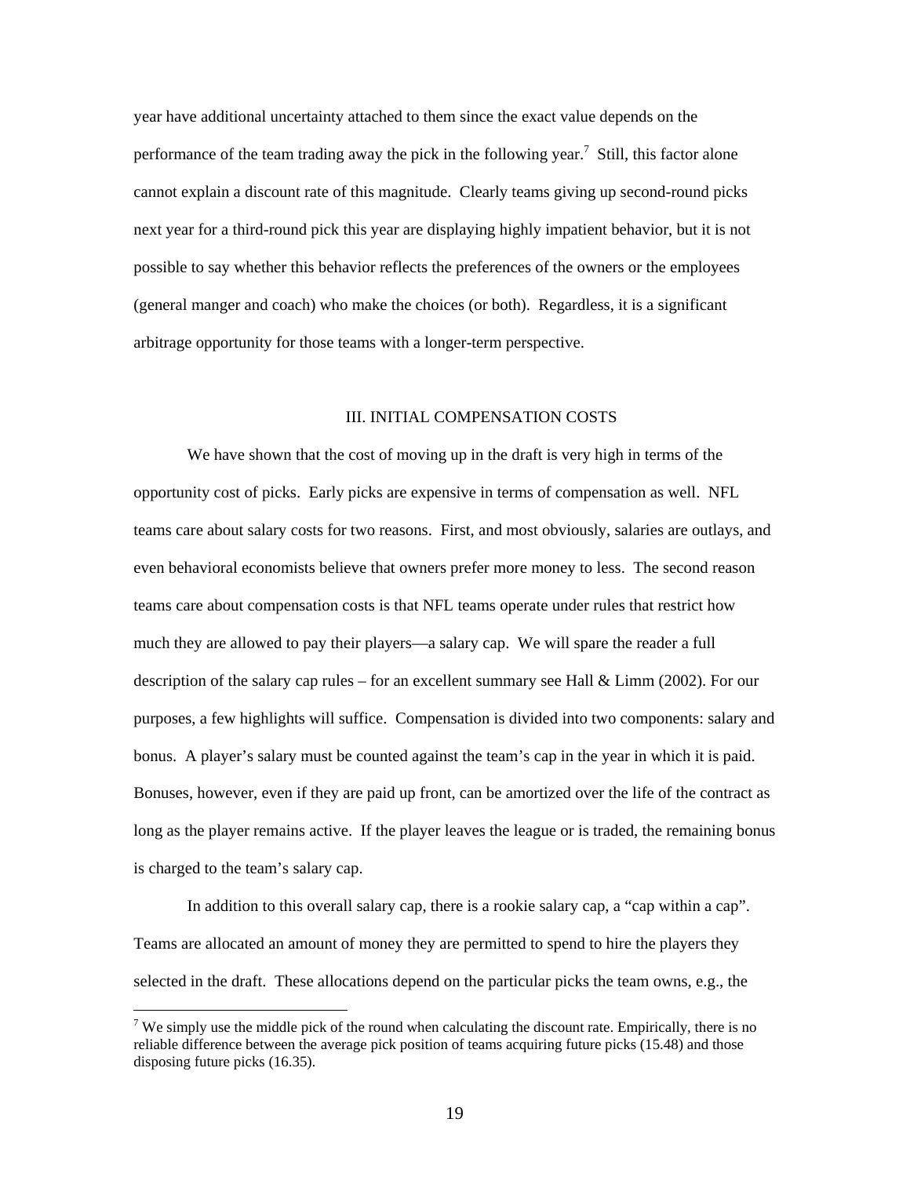year have additional uncertainty attached to them since the exact value depends on the performance of the team trading away the pick in the following year.[7] Still, this factor alone cannot explain a discount rate of this magnitude. Clearly teams giving up second-round picks next year for a third-round pick this year are displaying highly impatient behavior, but it is not possible to say whether this behavior reflects the preferences of the owners or the employees (general manger and coach) who make the choices (or both). Regardless, it is a significant arbitrage opportunity for those teams with a longer-term perspective.

## III. INITIAL COMPENSATION COSTS

We have shown that the cost of moving up in the draft is very high in terms of the opportunity cost of picks. Early picks are expensive in terms of compensation as well. NFL teams care about salary costs for two reasons. First, and most obviously, salaries are outlays, and even behavioral economists believe that owners prefer more money to less. The second reason teams care about compensation costs is that NFL teams operate under rules that restrict how much they are allowed to pay their players—a salary cap. We will spare the reader a full description of the salary cap rules – for an excellent summary see Hall & Limm (2002). For our purposes, a few highlights will suffice. Compensation is divided into two components: salary and bonus. A player's salary must be counted against the team's cap in the year in which it is paid. Bonuses, however, even if they are paid up front, can be amortized over the life of the contract as long as the player remains active. If the player leaves the league or is traded, the remaining bonus is charged to the team's salary cap.

In addition to this overall salary cap, there is a rookie salary cap, a "cap within a cap". Teams are allocated an amount of money they are permitted to spend to hire the players they selected in the draft. These allocations depend on the particular picks the team owns, e.g., the

---

[7] We simply use the middle pick of the round when calculating the discount rate. Empirically, there is no reliable difference between the average pick position of teams acquiring future picks (15.48) and those disposing future picks (16.35).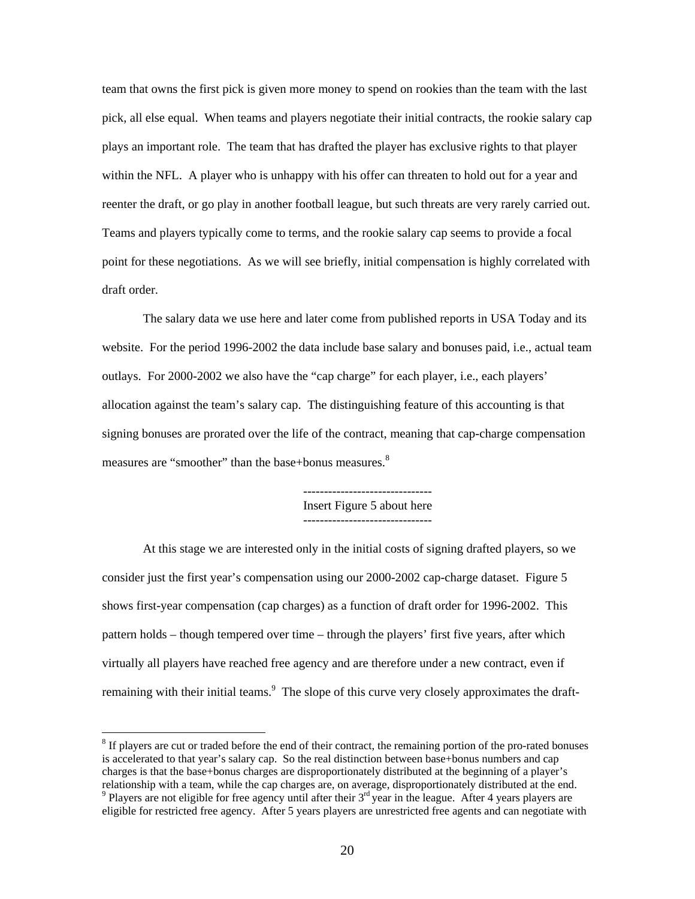team that owns the first pick is given more money to spend on rookies than the team with the last pick, all else equal. When teams and players negotiate their initial contracts, the rookie salary cap plays an important role. The team that has drafted the player has exclusive rights to that player within the NFL. A player who is unhappy with his offer can threaten to hold out for a year and reenter the draft, or go play in another football league, but such threats are very rarely carried out. Teams and players typically come to terms, and the rookie salary cap seems to provide a focal point for these negotiations. As we will see briefly, initial compensation is highly correlated with draft order.

The salary data we use here and later come from published reports in USA Today and its website. For the period 1996-2002 the data include base salary and bonuses paid, i.e., actual team outlays. For 2000-2002 we also have the "cap charge" for each player, i.e., each players' allocation against the team's salary cap. The distinguishing feature of this accounting is that signing bonuses are prorated over the life of the contract, meaning that cap-charge compensation measures are "smoother" than the base+bonus measures.[8]

------------------------------
Insert Figure 5 about here
------------------------------

At this stage we are interested only in the initial costs of signing drafted players, so we consider just the first year's compensation using our 2000-2002 cap-charge dataset. Figure 5 shows first-year compensation (cap charges) as a function of draft order for 1996-2002. This pattern holds – though tempered over time – through the players' first five years, after which virtually all players have reached free agency and are therefore under a new contract, even if remaining with their initial teams.[9] The slope of this curve very closely approximates the draft-

[8] If players are cut or traded before the end of their contract, the remaining portion of the pro-rated bonuses is accelerated to that year's salary cap. So the real distinction between base+bonus numbers and cap charges is that the base+bonus charges are disproportionately distributed at the beginning of a player's relationship with a team, while the cap charges are, on average, disproportionately distributed at the end.

[9] Players are not eligible for free agency until after their 3rd year in the league. After 4 years players are eligible for restricted free agency. After 5 years players are unrestricted free agents and can negotiate with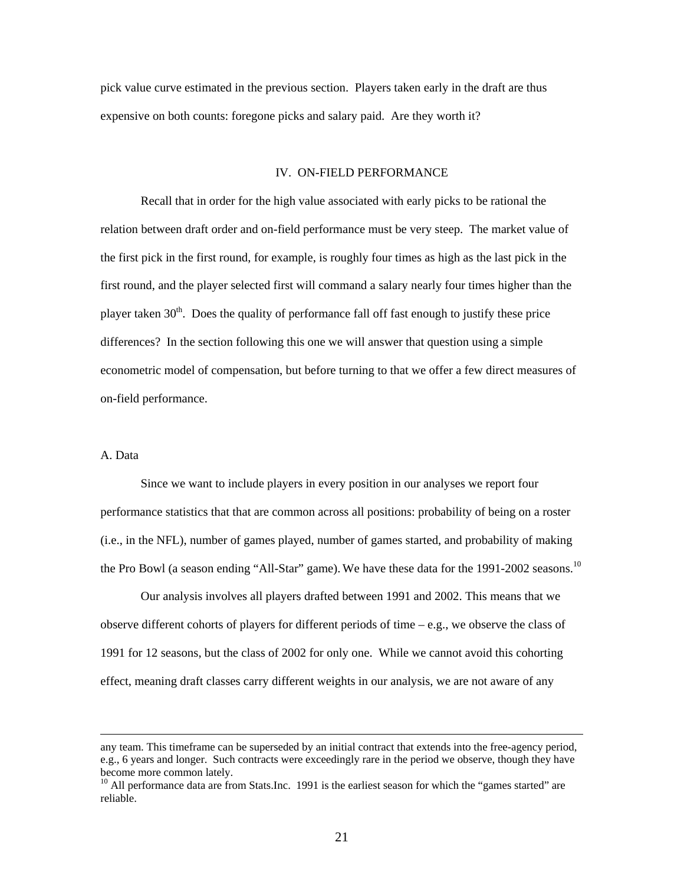pick value curve estimated in the previous section. Players taken early in the draft are thus expensive on both counts: foregone picks and salary paid. Are they worth it?

## IV. ON-FIELD PERFORMANCE

Recall that in order for the high value associated with early picks to be rational the relation between draft order and on-field performance must be very steep. The market value of the first pick in the first round, for example, is roughly four times as high as the last pick in the first round, and the player selected first will command a salary nearly four times higher than the player taken 30th. Does the quality of performance fall off fast enough to justify these price differences? In the section following this one we will answer that question using a simple econometric model of compensation, but before turning to that we offer a few direct measures of on-field performance.

### A. Data

Since we want to include players in every position in our analyses we report four performance statistics that that are common across all positions: probability of being on a roster (i.e., in the NFL), number of games played, number of games started, and probability of making the Pro Bowl (a season ending "All-Star" game). We have these data for the 1991-2002 seasons.[10]

Our analysis involves all players drafted between 1991 and 2002. This means that we observe different cohorts of players for different periods of time – e.g., we observe the class of 1991 for 12 seasons, but the class of 2002 for only one. While we cannot avoid this cohorting effect, meaning draft classes carry different weights in our analysis, we are not aware of any

---

any team. This timeframe can be superseded by an initial contract that extends into the free-agency period, e.g., 6 years and longer. Such contracts were exceedingly rare in the period we observe, though they have become more common lately.

[10] All performance data are from Stats.Inc. 1991 is the earliest season for which the "games started" are reliable.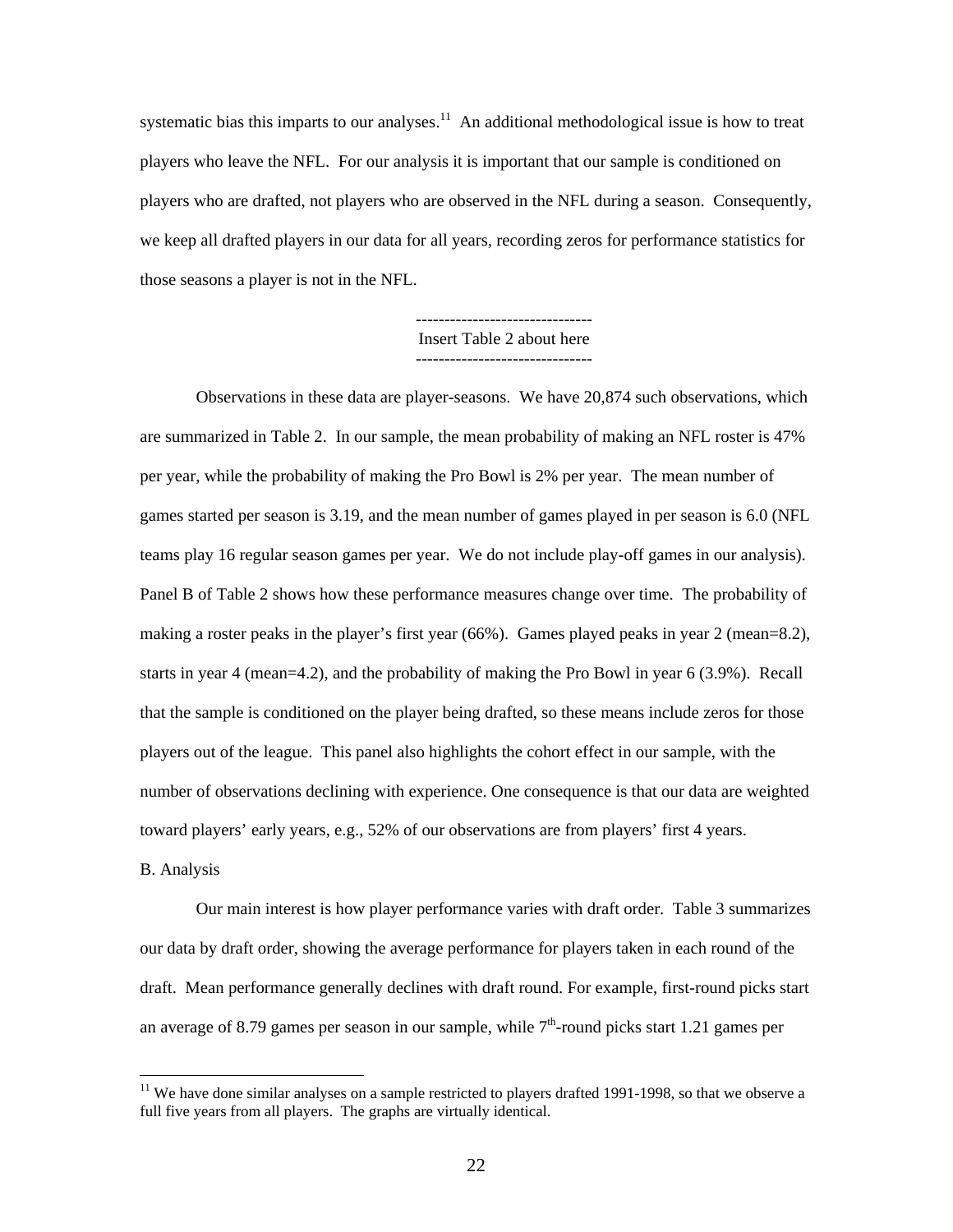systematic bias this imparts to our analyses.[11] An additional methodological issue is how to treat players who leave the NFL. For our analysis it is important that our sample is conditioned on players who are drafted, not players who are observed in the NFL during a season. Consequently, we keep all drafted players in our data for all years, recording zeros for performance statistics for those seasons a player is not in the NFL.

-------------------------------
Insert Table 2 about here
-------------------------------

Observations in these data are player-seasons. We have 20,874 such observations, which are summarized in Table 2. In our sample, the mean probability of making an NFL roster is 47% per year, while the probability of making the Pro Bowl is 2% per year. The mean number of games started per season is 3.19, and the mean number of games played in per season is 6.0 (NFL teams play 16 regular season games per year. We do not include play-off games in our analysis). Panel B of Table 2 shows how these performance measures change over time. The probability of making a roster peaks in the player's first year (66%). Games played peaks in year 2 (mean=8.2), starts in year 4 (mean=4.2), and the probability of making the Pro Bowl in year 6 (3.9%). Recall that the sample is conditioned on the player being drafted, so these means include zeros for those players out of the league. This panel also highlights the cohort effect in our sample, with the number of observations declining with experience. One consequence is that our data are weighted toward players' early years, e.g., 52% of our observations are from players' first 4 years.

B. Analysis

Our main interest is how player performance varies with draft order. Table 3 summarizes our data by draft order, showing the average performance for players taken in each round of the draft. Mean performance generally declines with draft round. For example, first-round picks start an average of 8.79 games per season in our sample, while 7th-round picks start 1.21 games per

[11] We have done similar analyses on a sample restricted to players drafted 1991-1998, so that we observe a full five years from all players. The graphs are virtually identical.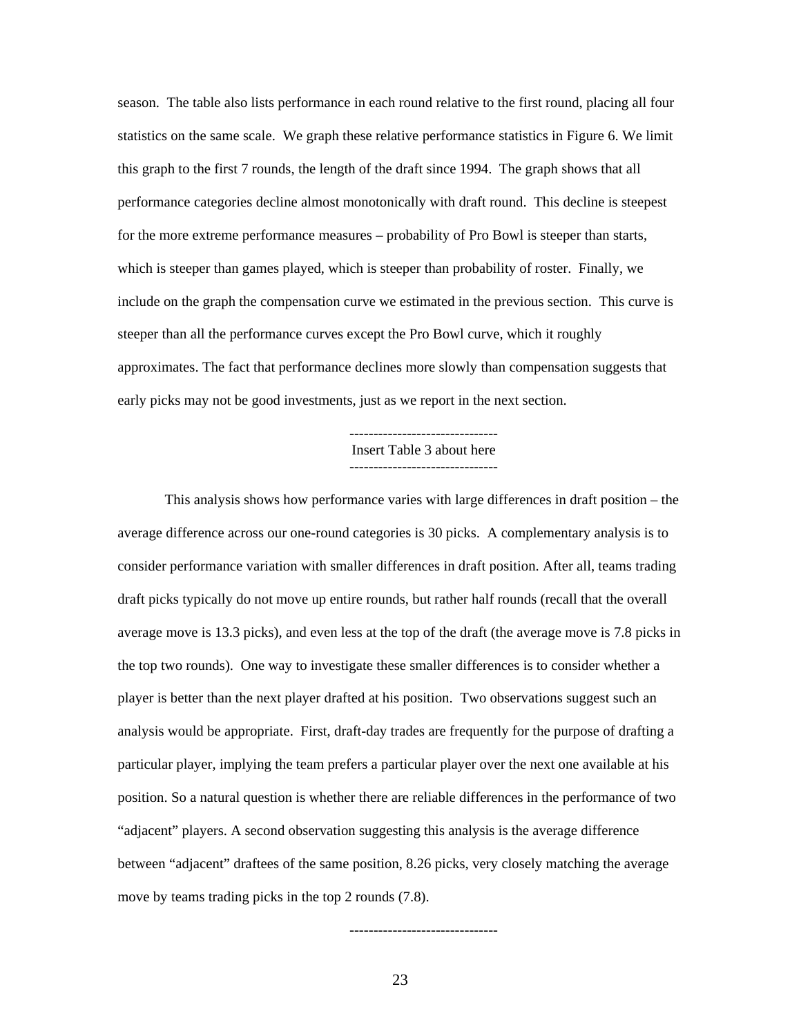season. The table also lists performance in each round relative to the first round, placing all four statistics on the same scale. We graph these relative performance statistics in Figure 6. We limit this graph to the first 7 rounds, the length of the draft since 1994. The graph shows that all performance categories decline almost monotonically with draft round. This decline is steepest for the more extreme performance measures – probability of Pro Bowl is steeper than starts, which is steeper than games played, which is steeper than probability of roster. Finally, we include on the graph the compensation curve we estimated in the previous section. This curve is steeper than all the performance curves except the Pro Bowl curve, which it roughly approximates. The fact that performance declines more slowly than compensation suggests that early picks may not be good investments, just as we report in the next section.

-------------------------------
Insert Table 3 about here
-------------------------------

This analysis shows how performance varies with large differences in draft position – the average difference across our one-round categories is 30 picks. A complementary analysis is to consider performance variation with smaller differences in draft position. After all, teams trading draft picks typically do not move up entire rounds, but rather half rounds (recall that the overall average move is 13.3 picks), and even less at the top of the draft (the average move is 7.8 picks in the top two rounds). One way to investigate these smaller differences is to consider whether a player is better than the next player drafted at his position. Two observations suggest such an analysis would be appropriate. First, draft-day trades are frequently for the purpose of drafting a particular player, implying the team prefers a particular player over the next one available at his position. So a natural question is whether there are reliable differences in the performance of two "adjacent" players. A second observation suggesting this analysis is the average difference between "adjacent" draftees of the same position, 8.26 picks, very closely matching the average move by teams trading picks in the top 2 rounds (7.8).

-------------------------------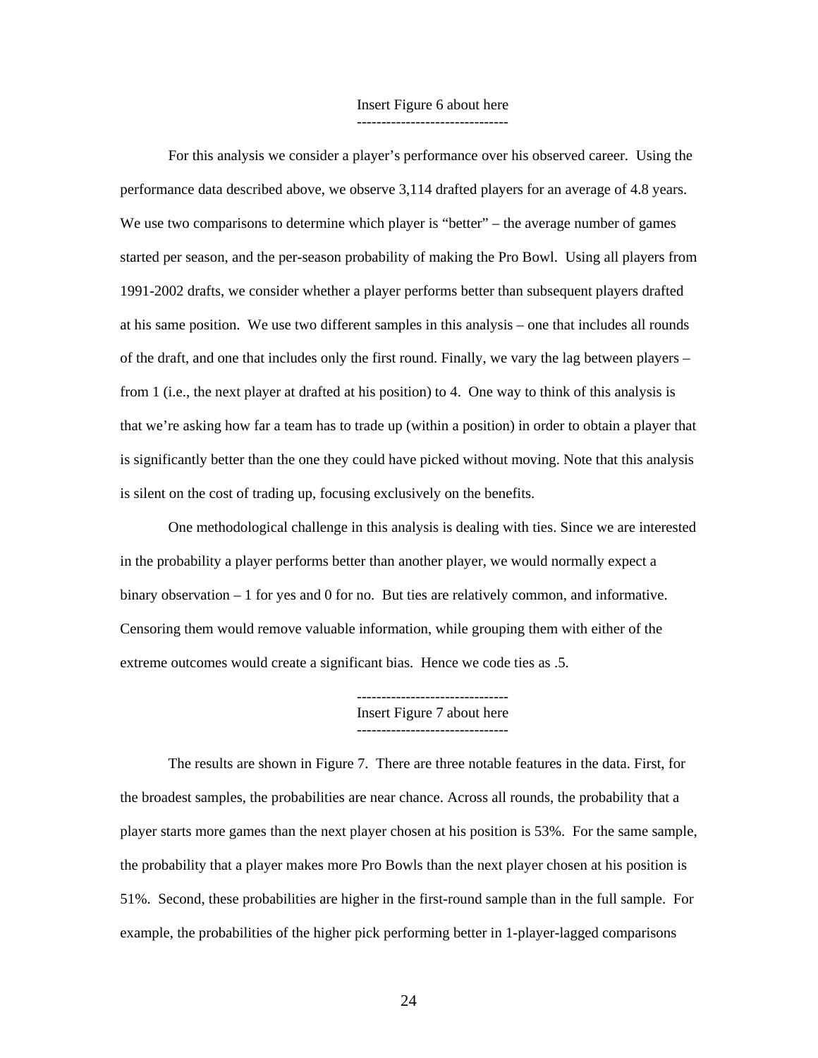Insert Figure 6 about here

-------------------------------

For this analysis we consider a player's performance over his observed career. Using the performance data described above, we observe 3,114 drafted players for an average of 4.8 years. We use two comparisons to determine which player is "better" – the average number of games started per season, and the per-season probability of making the Pro Bowl. Using all players from 1991-2002 drafts, we consider whether a player performs better than subsequent players drafted at his same position. We use two different samples in this analysis – one that includes all rounds of the draft, and one that includes only the first round. Finally, we vary the lag between players – from 1 (i.e., the next player at drafted at his position) to 4. One way to think of this analysis is that we're asking how far a team has to trade up (within a position) in order to obtain a player that is significantly better than the one they could have picked without moving. Note that this analysis is silent on the cost of trading up, focusing exclusively on the benefits.

One methodological challenge in this analysis is dealing with ties. Since we are interested in the probability a player performs better than another player, we would normally expect a binary observation – 1 for yes and 0 for no. But ties are relatively common, and informative. Censoring them would remove valuable information, while grouping them with either of the extreme outcomes would create a significant bias. Hence we code ties as .5.

-------------------------------

Insert Figure 7 about here

-------------------------------

The results are shown in Figure 7. There are three notable features in the data. First, for the broadest samples, the probabilities are near chance. Across all rounds, the probability that a player starts more games than the next player chosen at his position is 53%. For the same sample, the probability that a player makes more Pro Bowls than the next player chosen at his position is 51%. Second, these probabilities are higher in the first-round sample than in the full sample. For example, the probabilities of the higher pick performing better in 1-player-lagged comparisons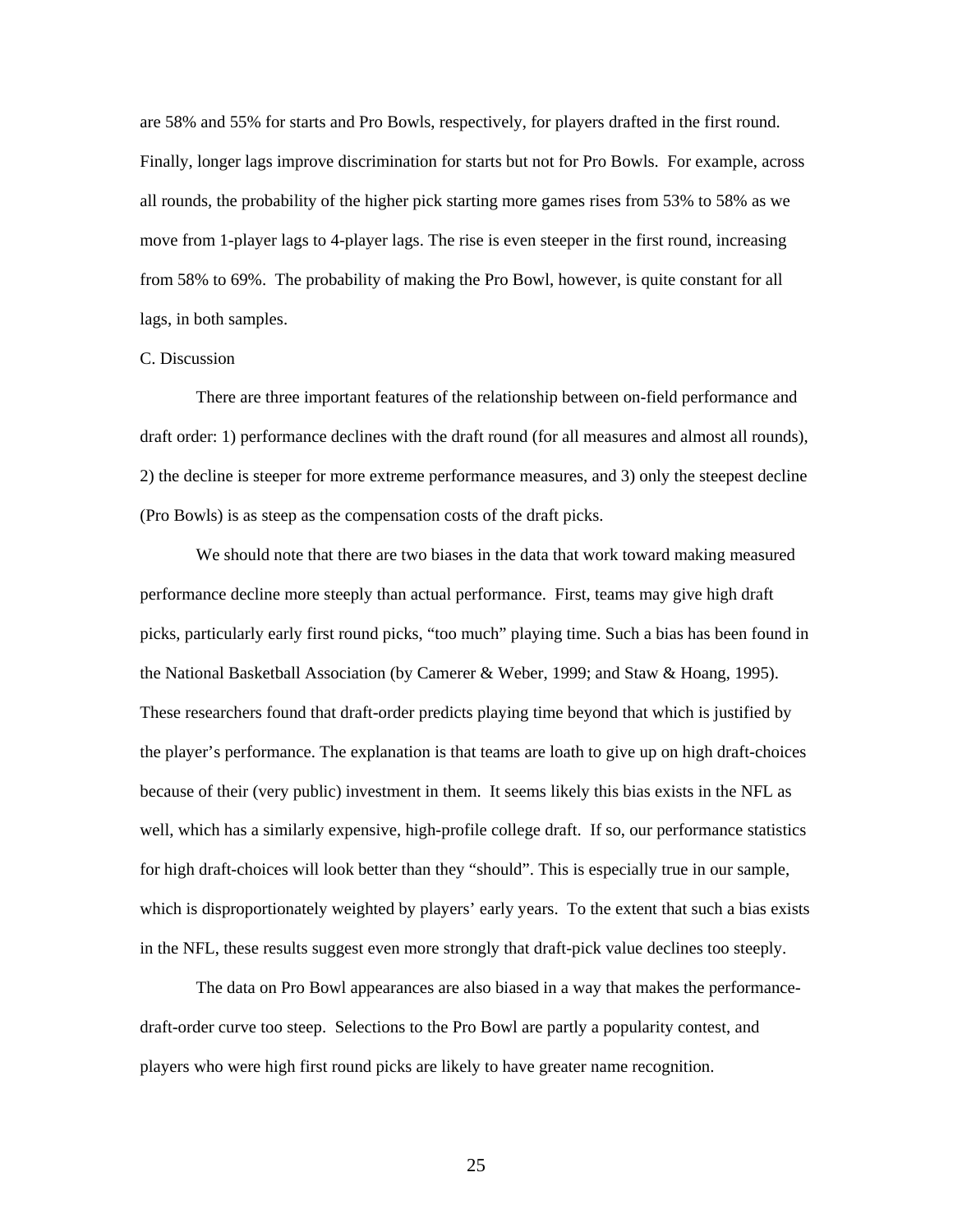are 58% and 55% for starts and Pro Bowls, respectively, for players drafted in the first round. Finally, longer lags improve discrimination for starts but not for Pro Bowls. For example, across all rounds, the probability of the higher pick starting more games rises from 53% to 58% as we move from 1-player lags to 4-player lags. The rise is even steeper in the first round, increasing from 58% to 69%. The probability of making the Pro Bowl, however, is quite constant for all lags, in both samples.

C. Discussion

There are three important features of the relationship between on-field performance and draft order: 1) performance declines with the draft round (for all measures and almost all rounds), 2) the decline is steeper for more extreme performance measures, and 3) only the steepest decline (Pro Bowls) is as steep as the compensation costs of the draft picks.

We should note that there are two biases in the data that work toward making measured performance decline more steeply than actual performance. First, teams may give high draft picks, particularly early first round picks, "too much" playing time. Such a bias has been found in the National Basketball Association (by Camerer & Weber, 1999; and Staw & Hoang, 1995). These researchers found that draft-order predicts playing time beyond that which is justified by the player's performance. The explanation is that teams are loath to give up on high draft-choices because of their (very public) investment in them. It seems likely this bias exists in the NFL as well, which has a similarly expensive, high-profile college draft. If so, our performance statistics for high draft-choices will look better than they "should". This is especially true in our sample, which is disproportionately weighted by players' early years. To the extent that such a bias exists in the NFL, these results suggest even more strongly that draft-pick value declines too steeply.

The data on Pro Bowl appearances are also biased in a way that makes the performance-draft-order curve too steep. Selections to the Pro Bowl are partly a popularity contest, and players who were high first round picks are likely to have greater name recognition.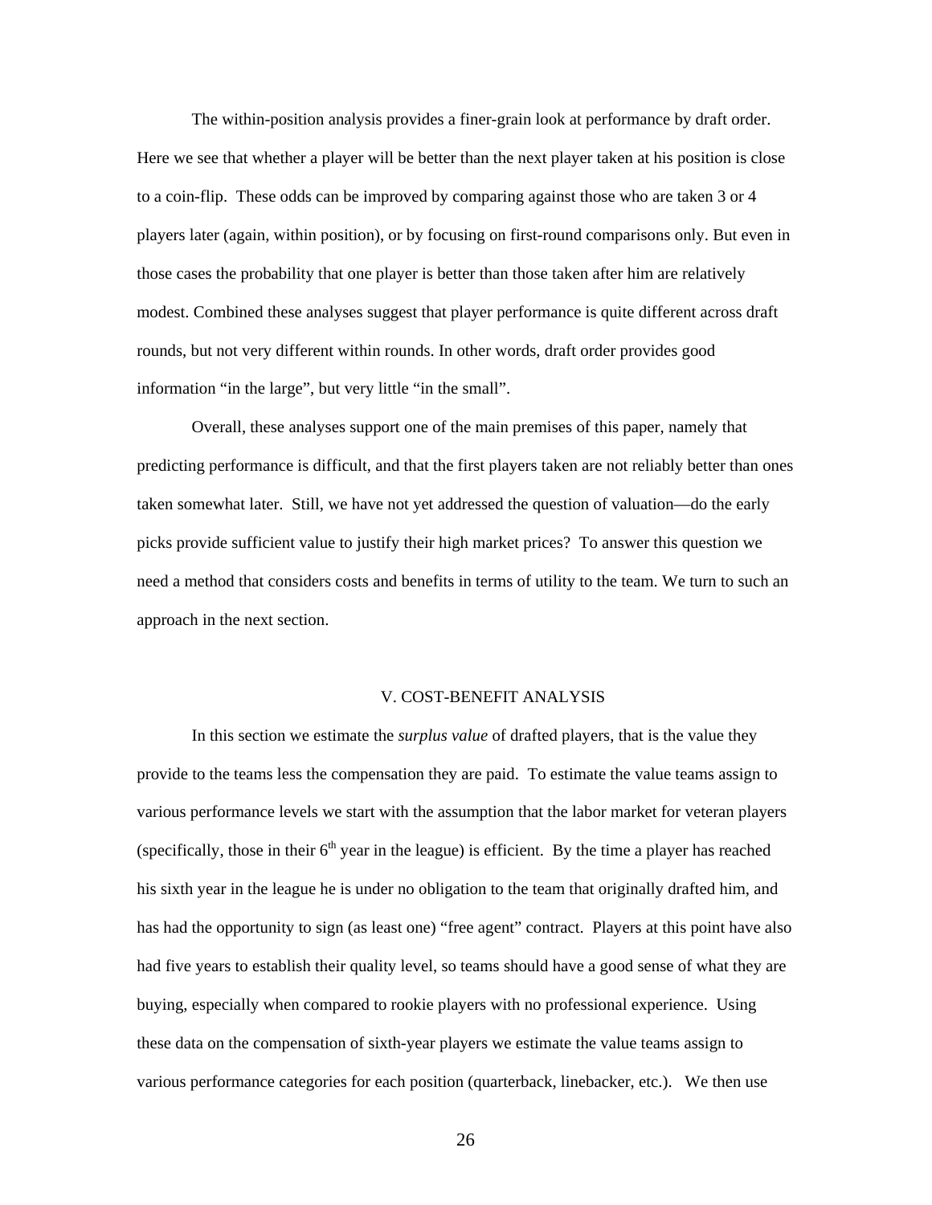The within-position analysis provides a finer-grain look at performance by draft order. Here we see that whether a player will be better than the next player taken at his position is close to a coin-flip. These odds can be improved by comparing against those who are taken 3 or 4 players later (again, within position), or by focusing on first-round comparisons only. But even in those cases the probability that one player is better than those taken after him are relatively modest. Combined these analyses suggest that player performance is quite different across draft rounds, but not very different within rounds. In other words, draft order provides good information "in the large", but very little "in the small".

Overall, these analyses support one of the main premises of this paper, namely that predicting performance is difficult, and that the first players taken are not reliably better than ones taken somewhat later. Still, we have not yet addressed the question of valuation—do the early picks provide sufficient value to justify their high market prices? To answer this question we need a method that considers costs and benefits in terms of utility to the team. We turn to such an approach in the next section.

## V. COST-BENEFIT ANALYSIS

In this section we estimate the *surplus value* of drafted players, that is the value they provide to the teams less the compensation they are paid. To estimate the value teams assign to various performance levels we start with the assumption that the labor market for veteran players (specifically, those in their 6th year in the league) is efficient. By the time a player has reached his sixth year in the league he is under no obligation to the team that originally drafted him, and has had the opportunity to sign (as least one) "free agent" contract. Players at this point have also had five years to establish their quality level, so teams should have a good sense of what they are buying, especially when compared to rookie players with no professional experience. Using these data on the compensation of sixth-year players we estimate the value teams assign to various performance categories for each position (quarterback, linebacker, etc.). We then use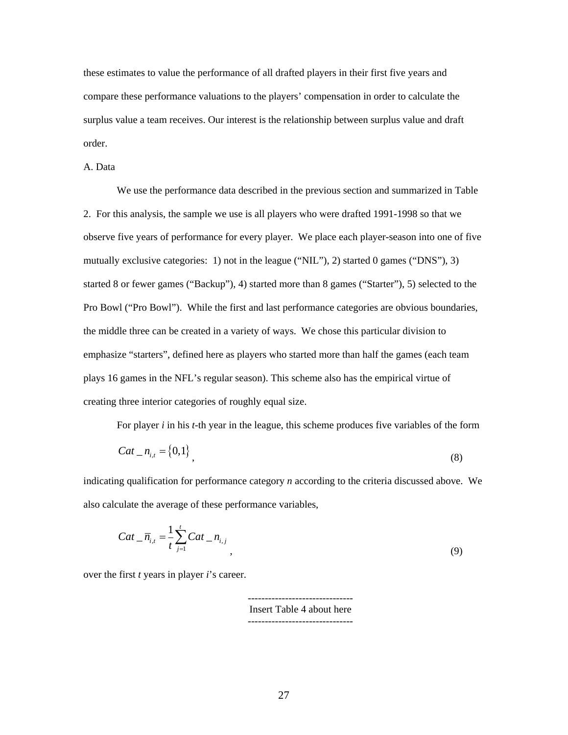these estimates to value the performance of all drafted players in their first five years and compare these performance valuations to the players' compensation in order to calculate the surplus value a team receives. Our interest is the relationship between surplus value and draft order.

A. Data

We use the performance data described in the previous section and summarized in Table 2. For this analysis, the sample we use is all players who were drafted 1991-1998 so that we observe five years of performance for every player. We place each player-season into one of five mutually exclusive categories: 1) not in the league ("NIL"), 2) started 0 games ("DNS"), 3) started 8 or fewer games ("Backup"), 4) started more than 8 games ("Starter"), 5) selected to the Pro Bowl ("Pro Bowl"). While the first and last performance categories are obvious boundaries, the middle three can be created in a variety of ways. We chose this particular division to emphasize "starters", defined here as players who started more than half the games (each team plays 16 games in the NFL's regular season). This scheme also has the empirical virtue of creating three interior categories of roughly equal size.

For player *i* in his *t*-th year in the league, this scheme produces five variables of the form

$$Cat\_n_{i,t} = \{0,1\}, \tag{8}$$

indicating qualification for performance category *n* according to the criteria discussed above. We also calculate the average of these performance variables,

$$Cat\_\overline{n}_{i,t} = \frac{1}{t}\sum_{j=1}^{t} Cat\_n_{i,j}, \tag{9}$$

over the first *t* years in player *i*'s career.

-------------------------------
Insert Table 4 about here
-------------------------------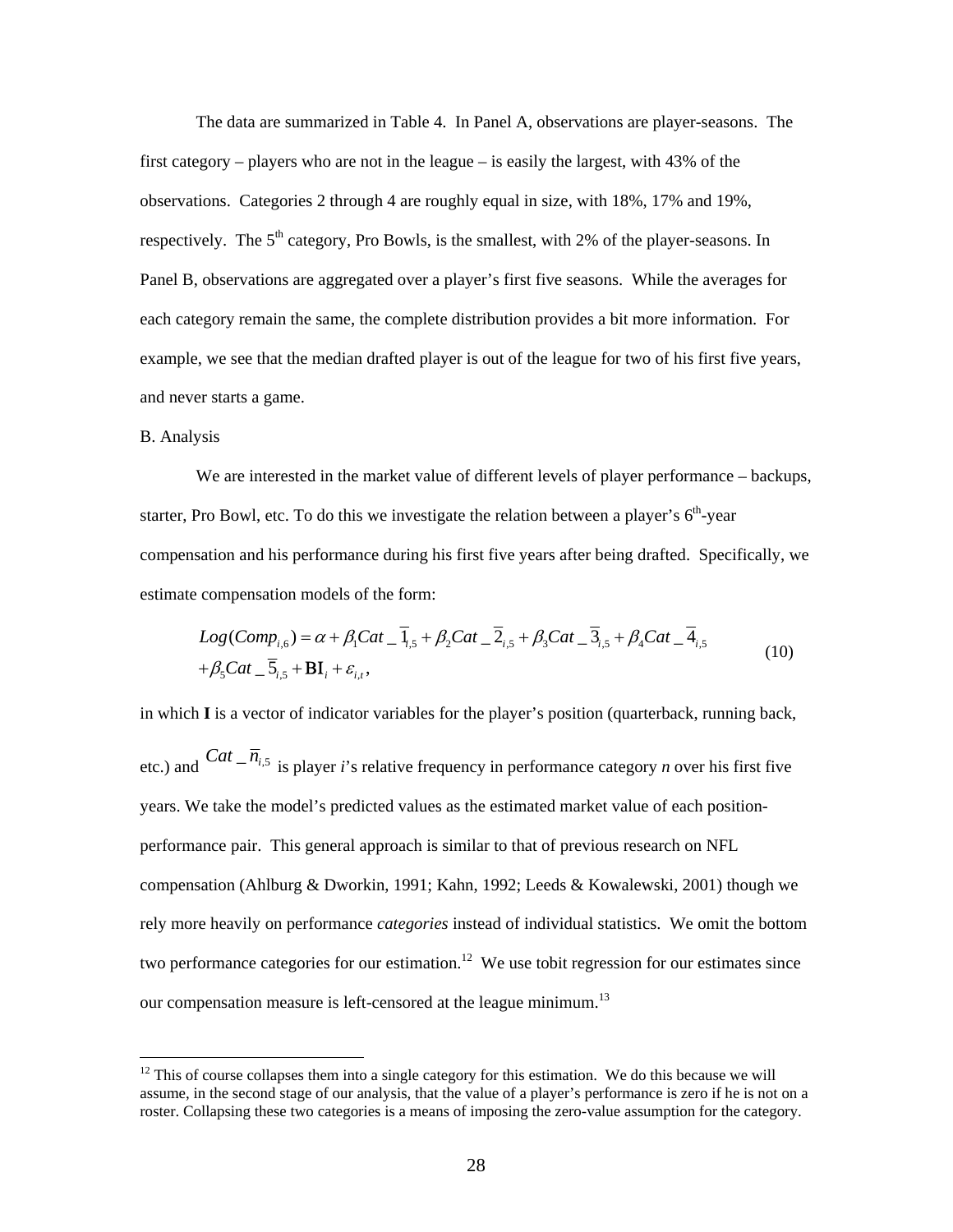The data are summarized in Table 4. In Panel A, observations are player-seasons. The first category – players who are not in the league – is easily the largest, with 43% of the observations. Categories 2 through 4 are roughly equal in size, with 18%, 17% and 19%, respectively. The 5th category, Pro Bowls, is the smallest, with 2% of the player-seasons. In Panel B, observations are aggregated over a player's first five seasons. While the averages for each category remain the same, the complete distribution provides a bit more information. For example, we see that the median drafted player is out of the league for two of his first five years, and never starts a game.

B. Analysis

We are interested in the market value of different levels of player performance – backups, starter, Pro Bowl, etc. To do this we investigate the relation between a player's 6th-year compensation and his performance during his first five years after being drafted. Specifically, we estimate compensation models of the form:

$$Log(Comp_{i,6}) = \alpha + \beta_1 Cat\_\overline{1}_{i,5} + \beta_2 Cat\_\overline{2}_{i,5} + \beta_3 Cat\_\overline{3}_{i,5} + \beta_4 Cat\_\overline{4}_{i,5} + \beta_5 Cat\_\overline{5}_{i,5} + \mathbf{BI}_i + \varepsilon_{i,t}, \tag{10}$$

in which **I** is a vector of indicator variables for the player's position (quarterback, running back, etc.) and $Cat\_\overline{n}_{i,5}$ is player *i*'s relative frequency in performance category *n* over his first five years. We take the model's predicted values as the estimated market value of each position-performance pair. This general approach is similar to that of previous research on NFL compensation (Ahlburg & Dworkin, 1991; Kahn, 1992; Leeds & Kowalewski, 2001) though we rely more heavily on performance *categories* instead of individual statistics. We omit the bottom two performance categories for our estimation.[12] We use tobit regression for our estimates since our compensation measure is left-censored at the league minimum.[13]

[12] This of course collapses them into a single category for this estimation. We do this because we will assume, in the second stage of our analysis, that the value of a player's performance is zero if he is not on a roster. Collapsing these two categories is a means of imposing the zero-value assumption for the category.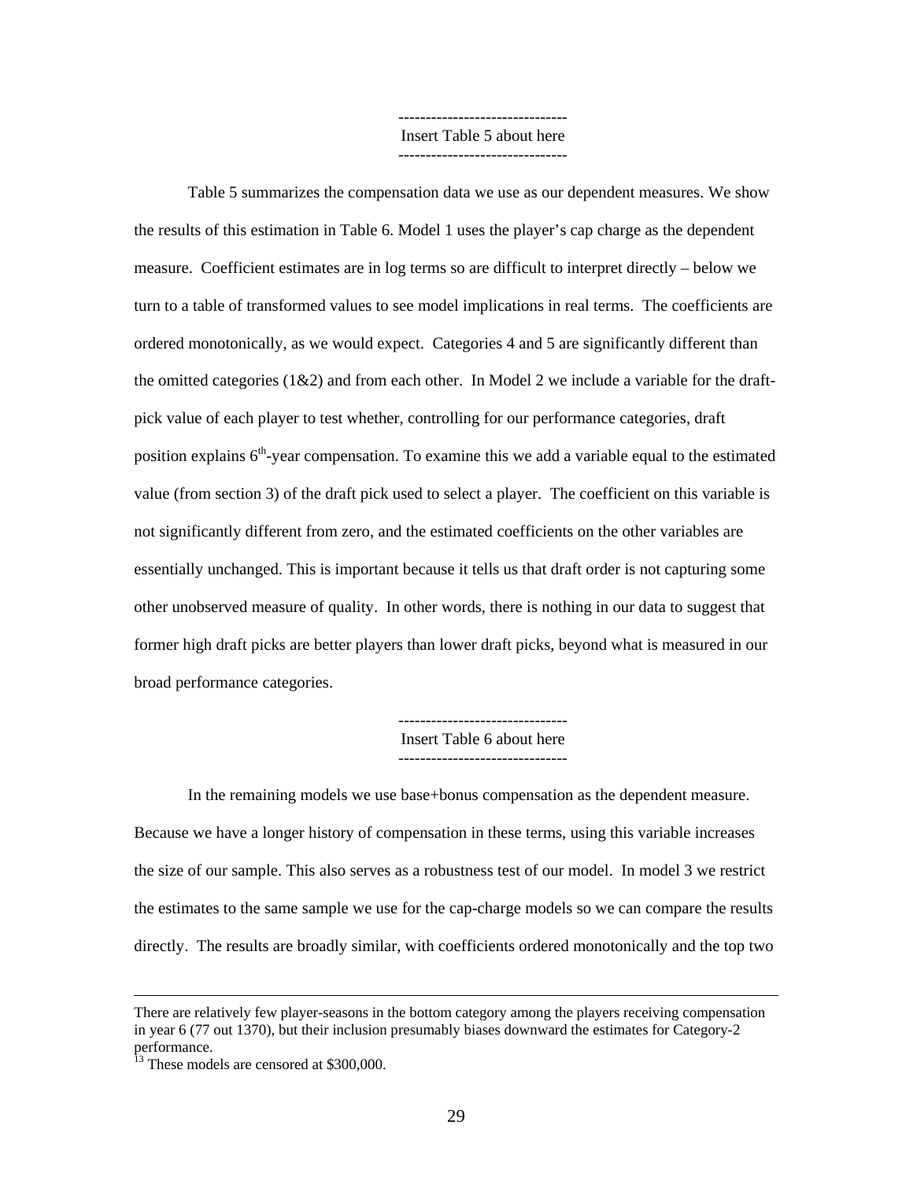-------------------------------
Insert Table 5 about here
-------------------------------

Table 5 summarizes the compensation data we use as our dependent measures. We show the results of this estimation in Table 6. Model 1 uses the player's cap charge as the dependent measure. Coefficient estimates are in log terms so are difficult to interpret directly – below we turn to a table of transformed values to see model implications in real terms. The coefficients are ordered monotonically, as we would expect. Categories 4 and 5 are significantly different than the omitted categories (1&2) and from each other. In Model 2 we include a variable for the draft-pick value of each player to test whether, controlling for our performance categories, draft position explains 6th-year compensation. To examine this we add a variable equal to the estimated value (from section 3) of the draft pick used to select a player. The coefficient on this variable is not significantly different from zero, and the estimated coefficients on the other variables are essentially unchanged. This is important because it tells us that draft order is not capturing some other unobserved measure of quality. In other words, there is nothing in our data to suggest that former high draft picks are better players than lower draft picks, beyond what is measured in our broad performance categories.

-------------------------------
Insert Table 6 about here
-------------------------------

In the remaining models we use base+bonus compensation as the dependent measure. Because we have a longer history of compensation in these terms, using this variable increases the size of our sample. This also serves as a robustness test of our model. In model 3 we restrict the estimates to the same sample we use for the cap-charge models so we can compare the results directly. The results are broadly similar, with coefficients ordered monotonically and the top two

---

There are relatively few player-seasons in the bottom category among the players receiving compensation in year 6 (77 out 1370), but their inclusion presumably biases downward the estimates for Category-2 performance.

[13] These models are censored at $300,000.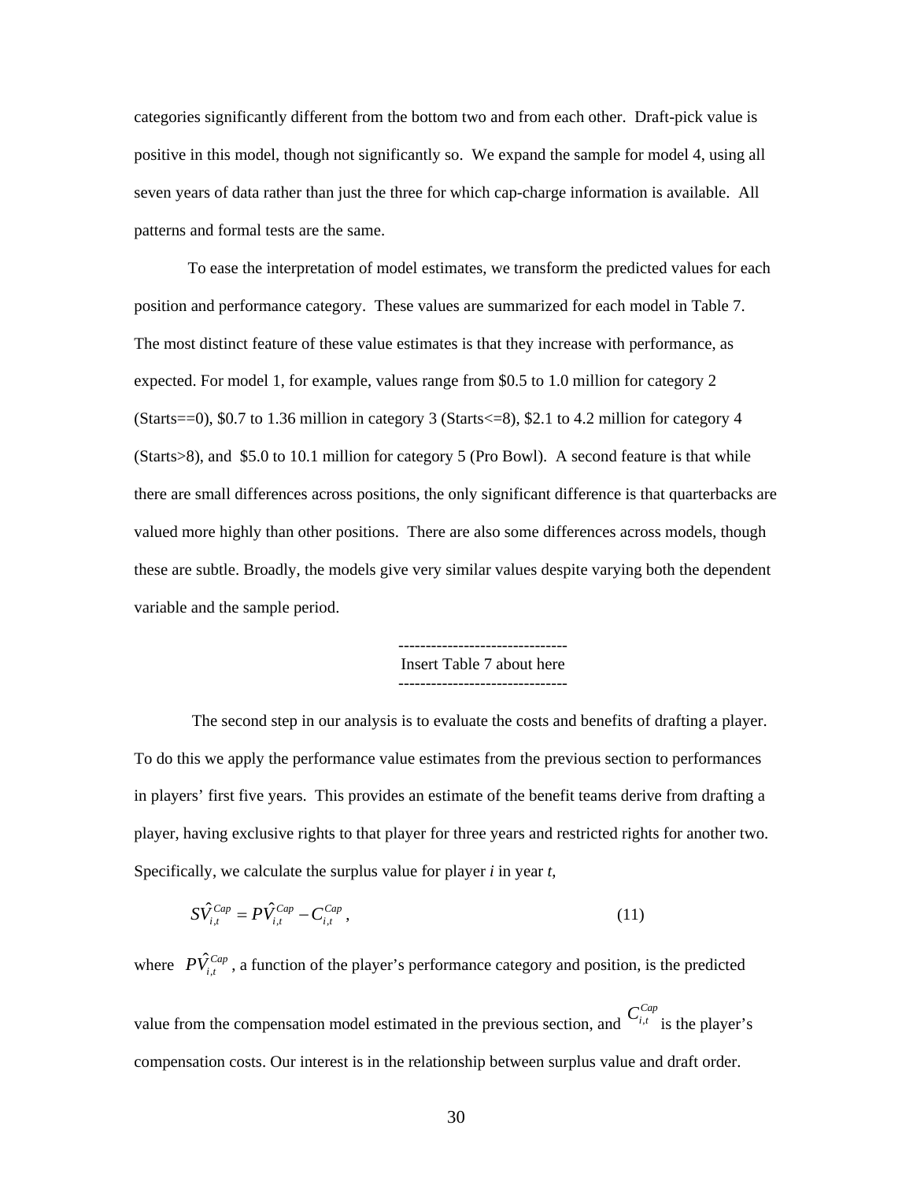categories significantly different from the bottom two and from each other. Draft-pick value is positive in this model, though not significantly so. We expand the sample for model 4, using all seven years of data rather than just the three for which cap-charge information is available. All patterns and formal tests are the same.

To ease the interpretation of model estimates, we transform the predicted values for each position and performance category. These values are summarized for each model in Table 7. The most distinct feature of these value estimates is that they increase with performance, as expected. For model 1, for example, values range from \$0.5 to 1.0 million for category 2 (Starts==0), \$0.7 to 1.36 million in category 3 (Starts<=8), \$2.1 to 4.2 million for category 4 (Starts>8), and \$5.0 to 10.1 million for category 5 (Pro Bowl). A second feature is that while there are small differences across positions, the only significant difference is that quarterbacks are valued more highly than other positions. There are also some differences across models, though these are subtle. Broadly, the models give very similar values despite varying both the dependent variable and the sample period.

-------------------------------
Insert Table 7 about here
-------------------------------

The second step in our analysis is to evaluate the costs and benefits of drafting a player. To do this we apply the performance value estimates from the previous section to performances in players' first five years. This provides an estimate of the benefit teams derive from drafting a player, having exclusive rights to that player for three years and restricted rights for another two. Specifically, we calculate the surplus value for player *i* in year *t*,

$$S\hat{V}_{i,t}^{Cap} = P\hat{V}_{i,t}^{Cap} - C_{i,t}^{Cap}\,, \qquad (11)$$

where $P\hat{V}_{i,t}^{Cap}$, a function of the player's performance category and position, is the predicted value from the compensation model estimated in the previous section, and $C_{i,t}^{Cap}$ is the player's compensation costs. Our interest is in the relationship between surplus value and draft order.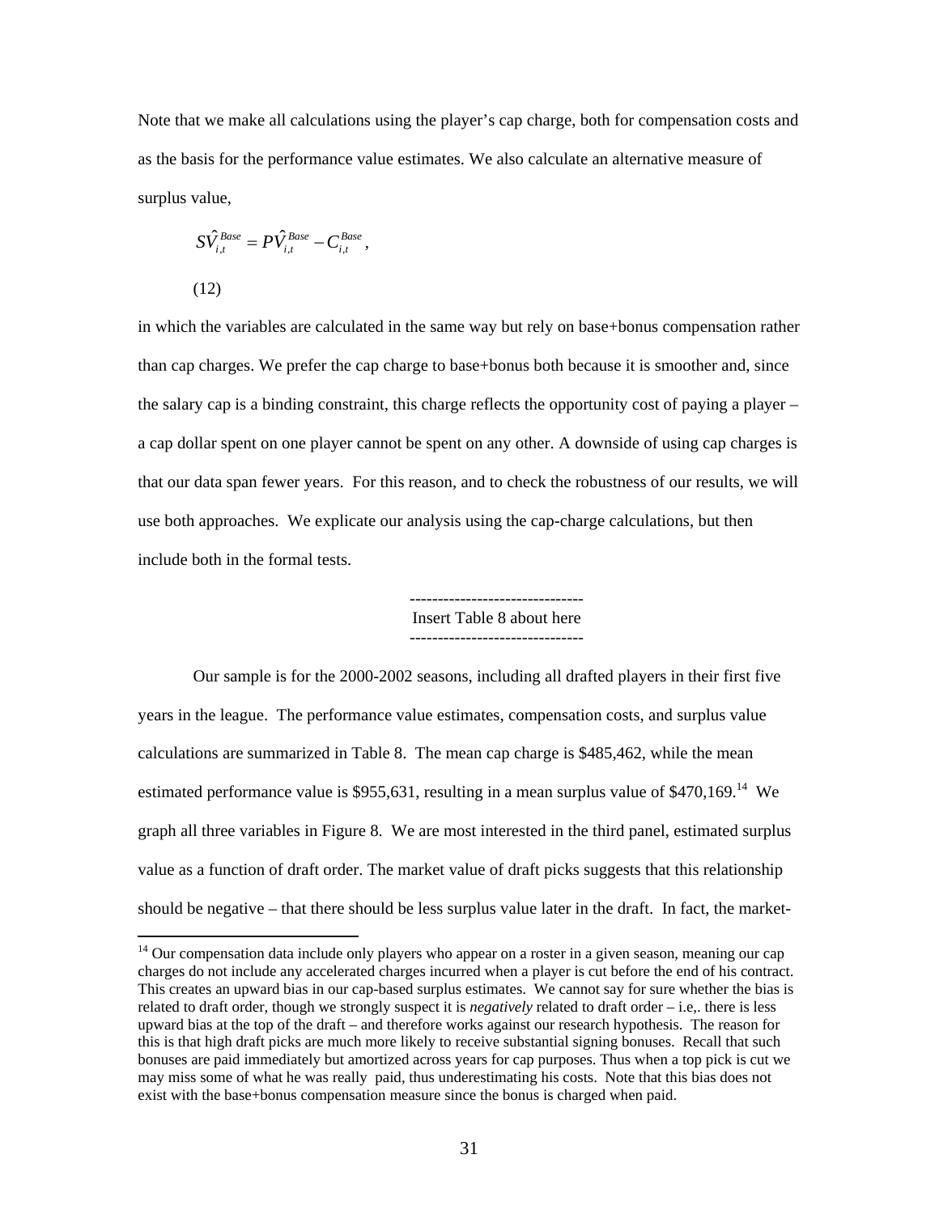Note that we make all calculations using the player's cap charge, both for compensation costs and as the basis for the performance value estimates. We also calculate an alternative measure of surplus value,

$$\hat{SV}_{i,t}^{Base} = \hat{PV}_{i,t}^{Base} - C_{i,t}^{Base}, \tag{12}$$

in which the variables are calculated in the same way but rely on base+bonus compensation rather than cap charges. We prefer the cap charge to base+bonus both because it is smoother and, since the salary cap is a binding constraint, this charge reflects the opportunity cost of paying a player – a cap dollar spent on one player cannot be spent on any other. A downside of using cap charges is that our data span fewer years. For this reason, and to check the robustness of our results, we will use both approaches. We explicate our analysis using the cap-charge calculations, but then include both in the formal tests.

-------------------------------
Insert Table 8 about here
-------------------------------

Our sample is for the 2000-2002 seasons, including all drafted players in their first five years in the league. The performance value estimates, compensation costs, and surplus value calculations are summarized in Table 8. The mean cap charge is \$485,462, while the mean estimated performance value is \$955,631, resulting in a mean surplus value of \$470,169.[14] We graph all three variables in Figure 8. We are most interested in the third panel, estimated surplus value as a function of draft order. The market value of draft picks suggests that this relationship should be negative – that there should be less surplus value later in the draft. In fact, the market-

[14] Our compensation data include only players who appear on a roster in a given season, meaning our cap charges do not include any accelerated charges incurred when a player is cut before the end of his contract. This creates an upward bias in our cap-based surplus estimates. We cannot say for sure whether the bias is related to draft order, though we strongly suspect it is *negatively* related to draft order – i.e,. there is less upward bias at the top of the draft – and therefore works against our research hypothesis. The reason for this is that high draft picks are much more likely to receive substantial signing bonuses. Recall that such bonuses are paid immediately but amortized across years for cap purposes. Thus when a top pick is cut we may miss some of what he was really paid, thus underestimating his costs. Note that this bias does not exist with the base+bonus compensation measure since the bonus is charged when paid.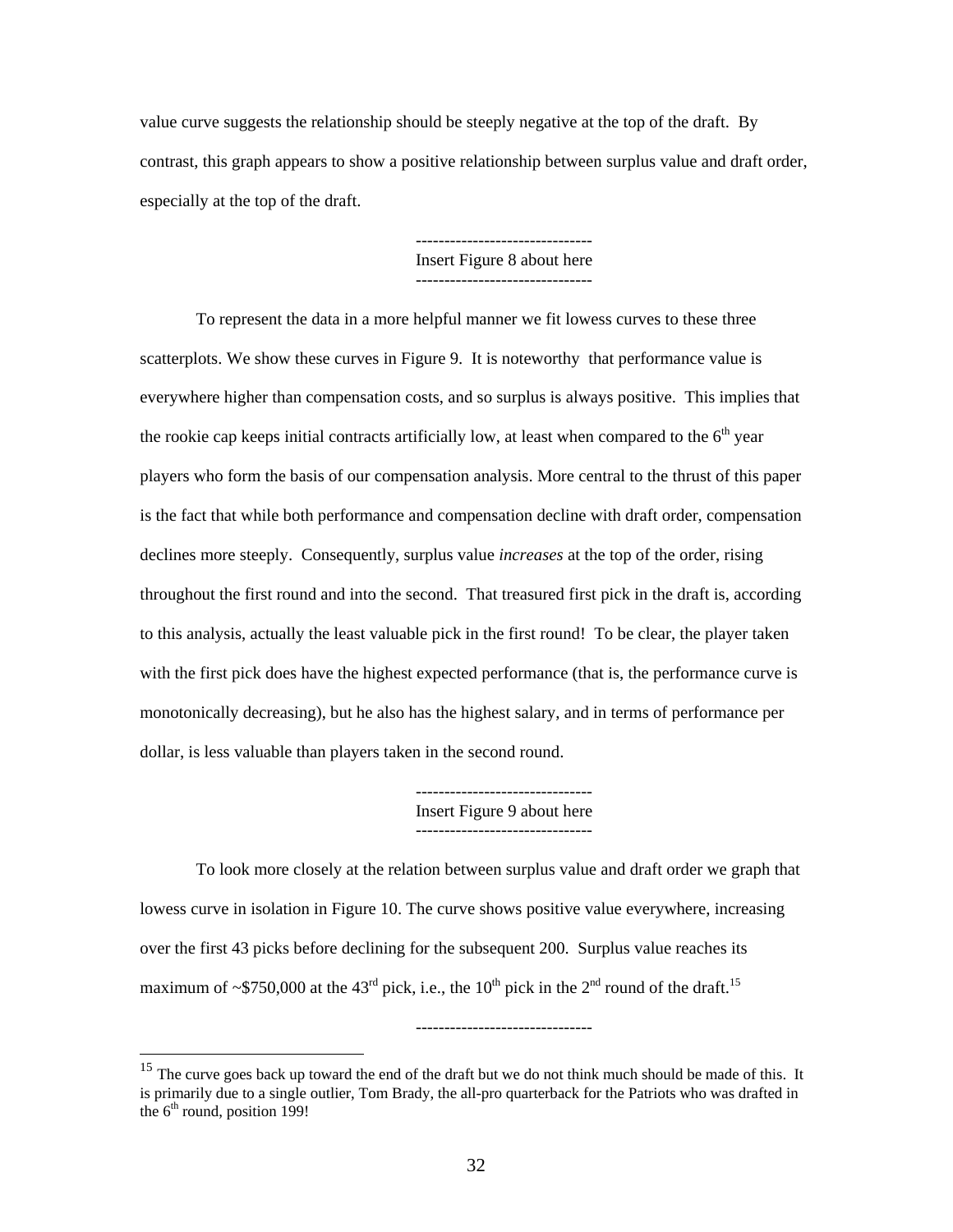value curve suggests the relationship should be steeply negative at the top of the draft. By contrast, this graph appears to show a positive relationship between surplus value and draft order, especially at the top of the draft.

-------------------------------
Insert Figure 8 about here
-------------------------------

To represent the data in a more helpful manner we fit lowess curves to these three scatterplots. We show these curves in Figure 9. It is noteworthy that performance value is everywhere higher than compensation costs, and so surplus is always positive. This implies that the rookie cap keeps initial contracts artificially low, at least when compared to the 6th year players who form the basis of our compensation analysis. More central to the thrust of this paper is the fact that while both performance and compensation decline with draft order, compensation declines more steeply. Consequently, surplus value *increases* at the top of the order, rising throughout the first round and into the second. That treasured first pick in the draft is, according to this analysis, actually the least valuable pick in the first round! To be clear, the player taken with the first pick does have the highest expected performance (that is, the performance curve is monotonically decreasing), but he also has the highest salary, and in terms of performance per dollar, is less valuable than players taken in the second round.

-------------------------------
Insert Figure 9 about here
-------------------------------

To look more closely at the relation between surplus value and draft order we graph that lowess curve in isolation in Figure 10. The curve shows positive value everywhere, increasing over the first 43 picks before declining for the subsequent 200. Surplus value reaches its maximum of ~$750,000 at the 43rd pick, i.e., the 10th pick in the 2nd round of the draft.[15]

-------------------------------

[15] The curve goes back up toward the end of the draft but we do not think much should be made of this. It is primarily due to a single outlier, Tom Brady, the all-pro quarterback for the Patriots who was drafted in the 6th round, position 199!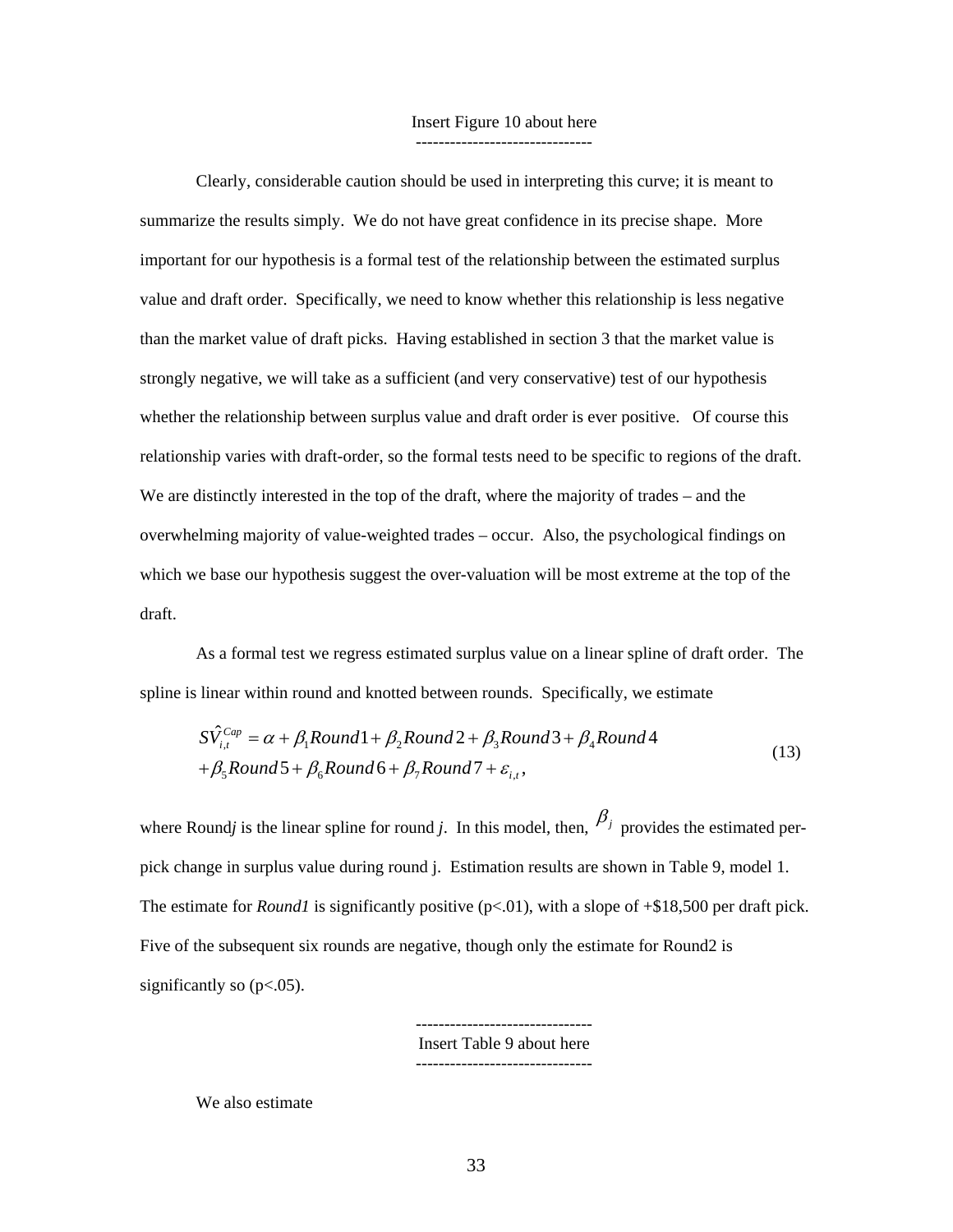Insert Figure 10 about here

-------------------------------

Clearly, considerable caution should be used in interpreting this curve; it is meant to summarize the results simply. We do not have great confidence in its precise shape. More important for our hypothesis is a formal test of the relationship between the estimated surplus value and draft order. Specifically, we need to know whether this relationship is less negative than the market value of draft picks. Having established in section 3 that the market value is strongly negative, we will take as a sufficient (and very conservative) test of our hypothesis whether the relationship between surplus value and draft order is ever positive. Of course this relationship varies with draft-order, so the formal tests need to be specific to regions of the draft. We are distinctly interested in the top of the draft, where the majority of trades – and the overwhelming majority of value-weighted trades – occur. Also, the psychological findings on which we base our hypothesis suggest the over-valuation will be most extreme at the top of the draft.

As a formal test we regress estimated surplus value on a linear spline of draft order. The spline is linear within round and knotted between rounds. Specifically, we estimate

$$\begin{aligned}\hat{SV}_{i,t}^{Cap} &= \alpha + \beta_1 Round1 + \beta_2 Round2 + \beta_3 Round3 + \beta_4 Round4 \\ &+ \beta_5 Round5 + \beta_6 Round6 + \beta_7 Round7 + \varepsilon_{i,t},\end{aligned} \tag{13}$$

where Round*j* is the linear spline for round *j*. In this model, then, $\beta_j$ provides the estimated per-pick change in surplus value during round j. Estimation results are shown in Table 9, model 1. The estimate for *Round1* is significantly positive (p<.01), with a slope of +$18,500 per draft pick. Five of the subsequent six rounds are negative, though only the estimate for Round2 is significantly so (p<.05).

-------------------------------

Insert Table 9 about here

-------------------------------

We also estimate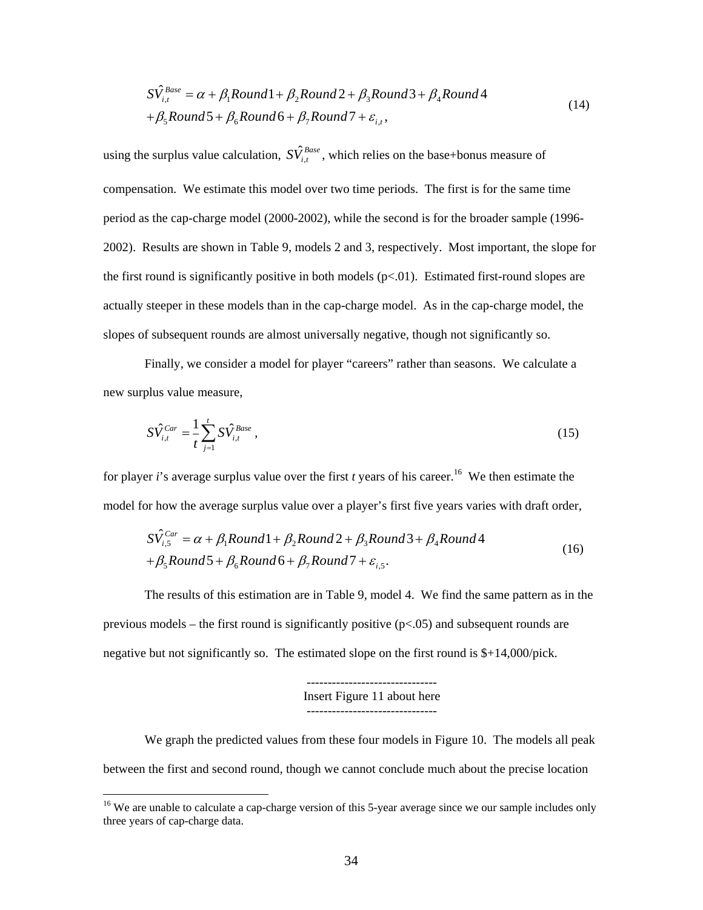$$\hat{SV}_{i,t}^{Base} = \alpha + \beta_1 Round1 + \beta_2 Round2 + \beta_3 Round3 + \beta_4 Round4$$
$$+\beta_5 Round5 + \beta_6 Round6 + \beta_7 Round7 + \varepsilon_{i,t}, \tag{14}$$

using the surplus value calculation, $\hat{SV}_{i,t}^{Base}$, which relies on the base+bonus measure of compensation. We estimate this model over two time periods. The first is for the same time period as the cap-charge model (2000-2002), while the second is for the broader sample (1996-2002). Results are shown in Table 9, models 2 and 3, respectively. Most important, the slope for the first round is significantly positive in both models ($p<.01$). Estimated first-round slopes are actually steeper in these models than in the cap-charge model. As in the cap-charge model, the slopes of subsequent rounds are almost universally negative, though not significantly so.

Finally, we consider a model for player "careers" rather than seasons. We calculate a new surplus value measure,

$$\hat{SV}_{i,t}^{Car} = \frac{1}{t}\sum_{j=1}^{t} \hat{SV}_{i,t}^{Base}, \tag{15}$$

for player *i*'s average surplus value over the first *t* years of his career.[16] We then estimate the model for how the average surplus value over a player's first five years varies with draft order,

$$\hat{SV}_{i,5}^{Car} = \alpha + \beta_1 Round1 + \beta_2 Round2 + \beta_3 Round3 + \beta_4 Round4$$
$$+\beta_5 Round5 + \beta_6 Round6 + \beta_7 Round7 + \varepsilon_{i,5}. \tag{16}$$

The results of this estimation are in Table 9, model 4. We find the same pattern as in the previous models – the first round is significantly positive ($p<.05$) and subsequent rounds are negative but not significantly so. The estimated slope on the first round is $+14,000/pick.

------------------------------
Insert Figure 11 about here
------------------------------

We graph the predicted values from these four models in Figure 10. The models all peak between the first and second round, though we cannot conclude much about the precise location

[16] We are unable to calculate a cap-charge version of this 5-year average since we our sample includes only three years of cap-charge data.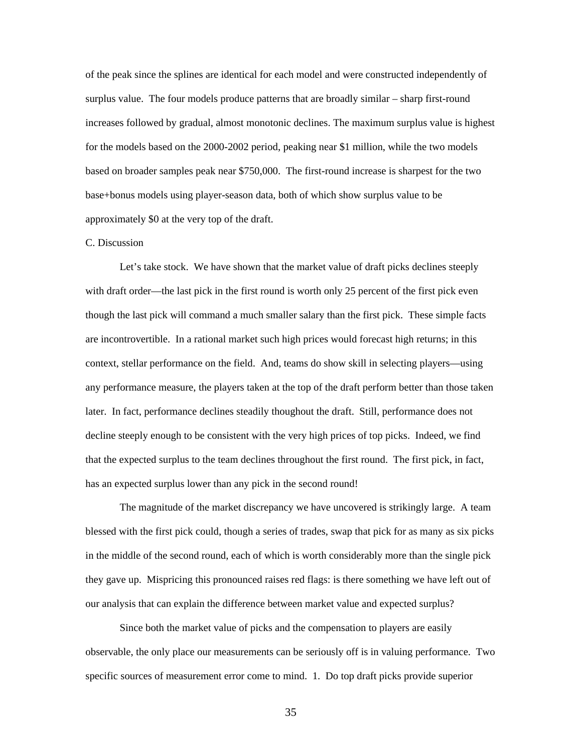of the peak since the splines are identical for each model and were constructed independently of surplus value. The four models produce patterns that are broadly similar – sharp first-round increases followed by gradual, almost monotonic declines. The maximum surplus value is highest for the models based on the 2000-2002 period, peaking near $1 million, while the two models based on broader samples peak near $750,000. The first-round increase is sharpest for the two base+bonus models using player-season data, both of which show surplus value to be approximately $0 at the very top of the draft.

C. Discussion

Let's take stock. We have shown that the market value of draft picks declines steeply with draft order—the last pick in the first round is worth only 25 percent of the first pick even though the last pick will command a much smaller salary than the first pick. These simple facts are incontrovertible. In a rational market such high prices would forecast high returns; in this context, stellar performance on the field. And, teams do show skill in selecting players—using any performance measure, the players taken at the top of the draft perform better than those taken later. In fact, performance declines steadily thoughout the draft. Still, performance does not decline steeply enough to be consistent with the very high prices of top picks. Indeed, we find that the expected surplus to the team declines throughout the first round. The first pick, in fact, has an expected surplus lower than any pick in the second round!

The magnitude of the market discrepancy we have uncovered is strikingly large. A team blessed with the first pick could, though a series of trades, swap that pick for as many as six picks in the middle of the second round, each of which is worth considerably more than the single pick they gave up. Mispricing this pronounced raises red flags: is there something we have left out of our analysis that can explain the difference between market value and expected surplus?

Since both the market value of picks and the compensation to players are easily observable, the only place our measurements can be seriously off is in valuing performance. Two specific sources of measurement error come to mind. 1. Do top draft picks provide superior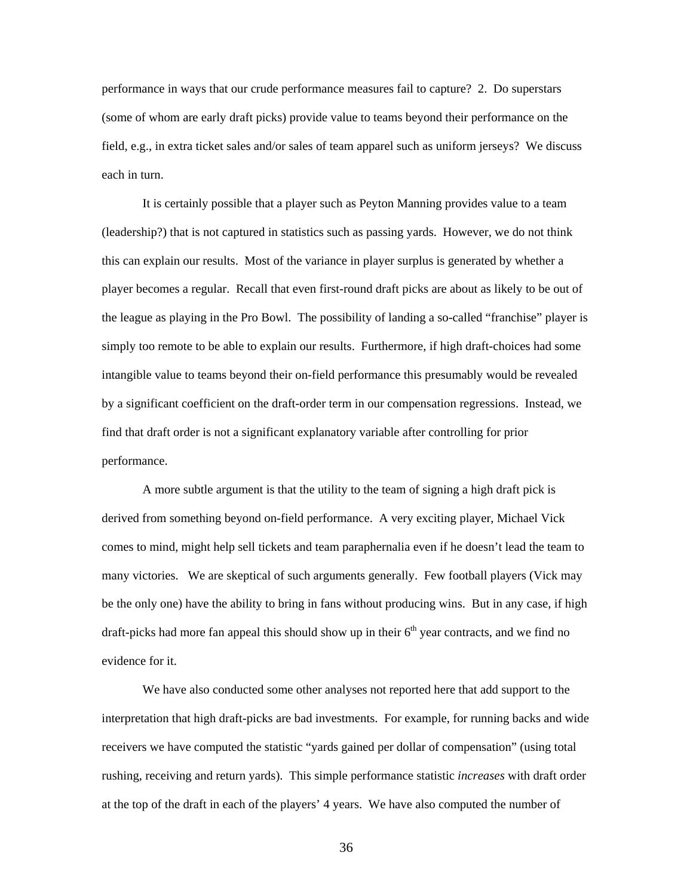performance in ways that our crude performance measures fail to capture? 2. Do superstars (some of whom are early draft picks) provide value to teams beyond their performance on the field, e.g., in extra ticket sales and/or sales of team apparel such as uniform jerseys? We discuss each in turn.

It is certainly possible that a player such as Peyton Manning provides value to a team (leadership?) that is not captured in statistics such as passing yards. However, we do not think this can explain our results. Most of the variance in player surplus is generated by whether a player becomes a regular. Recall that even first-round draft picks are about as likely to be out of the league as playing in the Pro Bowl. The possibility of landing a so-called "franchise" player is simply too remote to be able to explain our results. Furthermore, if high draft-choices had some intangible value to teams beyond their on-field performance this presumably would be revealed by a significant coefficient on the draft-order term in our compensation regressions. Instead, we find that draft order is not a significant explanatory variable after controlling for prior performance.

A more subtle argument is that the utility to the team of signing a high draft pick is derived from something beyond on-field performance. A very exciting player, Michael Vick comes to mind, might help sell tickets and team paraphernalia even if he doesn't lead the team to many victories. We are skeptical of such arguments generally. Few football players (Vick may be the only one) have the ability to bring in fans without producing wins. But in any case, if high draft-picks had more fan appeal this should show up in their 6th year contracts, and we find no evidence for it.

We have also conducted some other analyses not reported here that add support to the interpretation that high draft-picks are bad investments. For example, for running backs and wide receivers we have computed the statistic "yards gained per dollar of compensation" (using total rushing, receiving and return yards). This simple performance statistic *increases* with draft order at the top of the draft in each of the players' 4 years. We have also computed the number of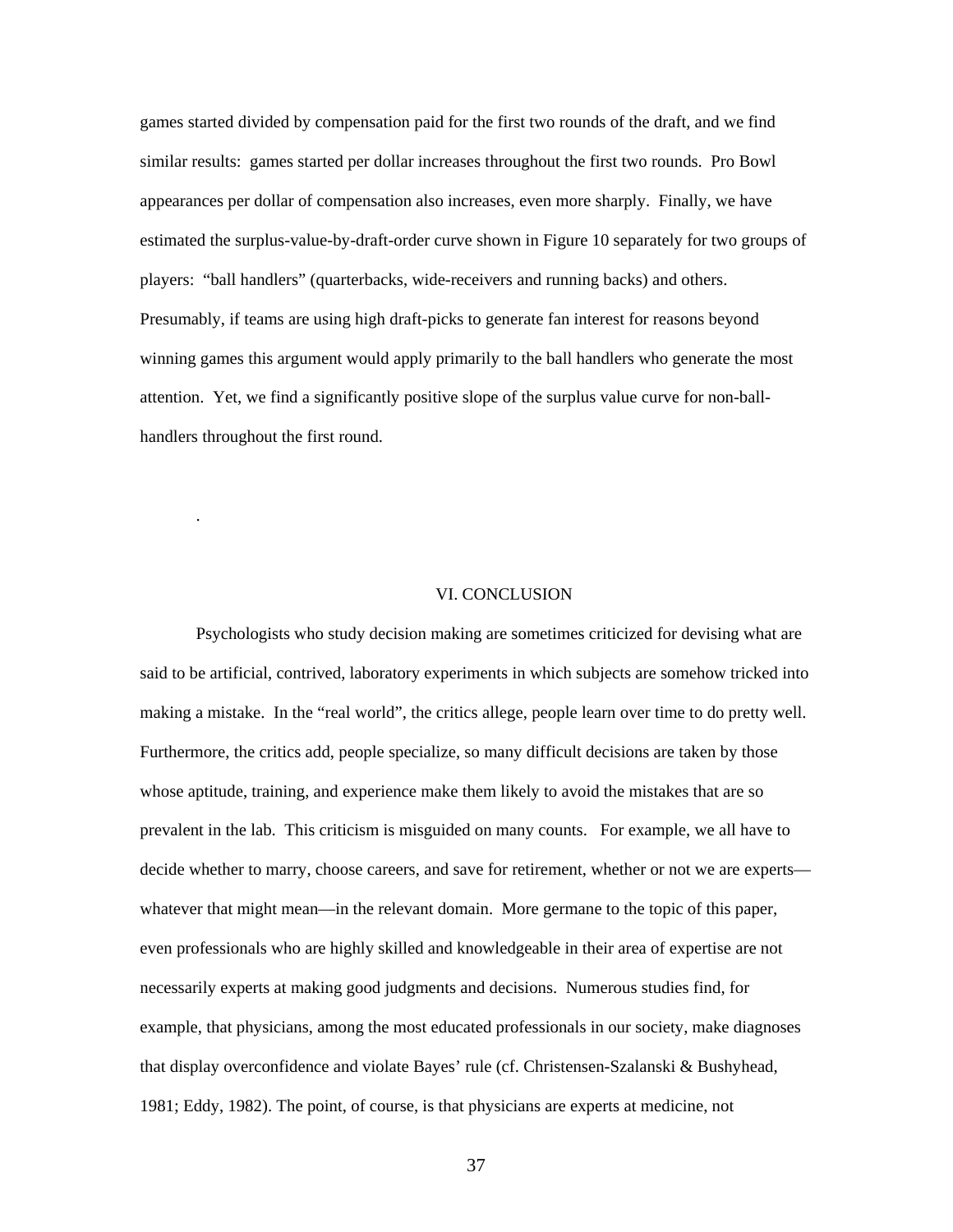games started divided by compensation paid for the first two rounds of the draft, and we find similar results: games started per dollar increases throughout the first two rounds. Pro Bowl appearances per dollar of compensation also increases, even more sharply. Finally, we have estimated the surplus-value-by-draft-order curve shown in Figure 10 separately for two groups of players: "ball handlers" (quarterbacks, wide-receivers and running backs) and others. Presumably, if teams are using high draft-picks to generate fan interest for reasons beyond winning games this argument would apply primarily to the ball handlers who generate the most attention. Yet, we find a significantly positive slope of the surplus value curve for non-ball-handlers throughout the first round.

.

## VI. CONCLUSION

Psychologists who study decision making are sometimes criticized for devising what are said to be artificial, contrived, laboratory experiments in which subjects are somehow tricked into making a mistake. In the "real world", the critics allege, people learn over time to do pretty well. Furthermore, the critics add, people specialize, so many difficult decisions are taken by those whose aptitude, training, and experience make them likely to avoid the mistakes that are so prevalent in the lab. This criticism is misguided on many counts. For example, we all have to decide whether to marry, choose careers, and save for retirement, whether or not we are experts—whatever that might mean—in the relevant domain. More germane to the topic of this paper, even professionals who are highly skilled and knowledgeable in their area of expertise are not necessarily experts at making good judgments and decisions. Numerous studies find, for example, that physicians, among the most educated professionals in our society, make diagnoses that display overconfidence and violate Bayes' rule (cf. Christensen-Szalanski & Bushyhead, 1981; Eddy, 1982). The point, of course, is that physicians are experts at medicine, not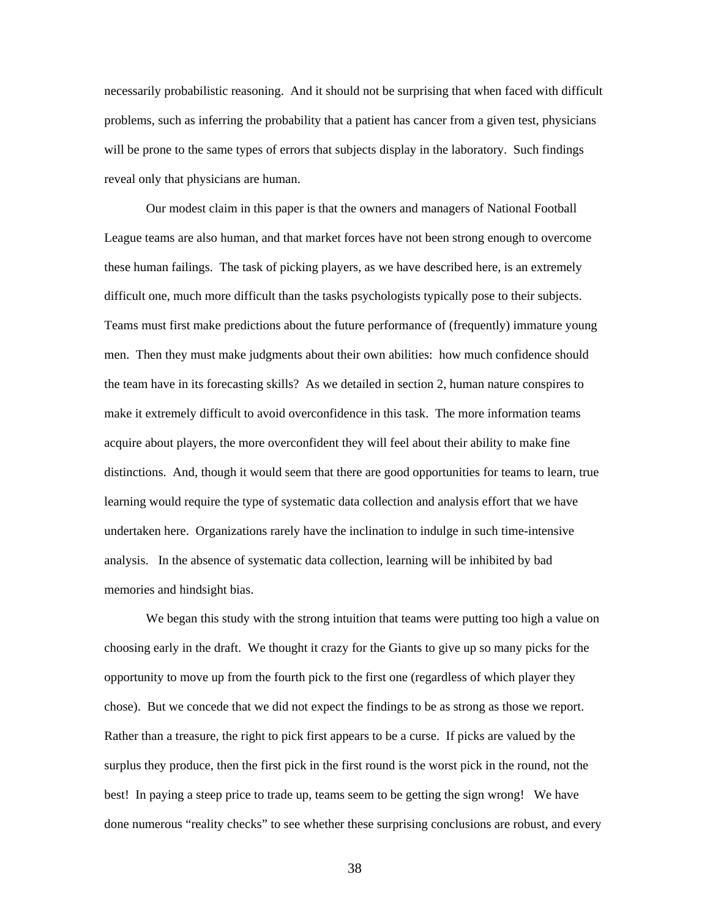necessarily probabilistic reasoning. And it should not be surprising that when faced with difficult problems, such as inferring the probability that a patient has cancer from a given test, physicians will be prone to the same types of errors that subjects display in the laboratory. Such findings reveal only that physicians are human.

Our modest claim in this paper is that the owners and managers of National Football League teams are also human, and that market forces have not been strong enough to overcome these human failings. The task of picking players, as we have described here, is an extremely difficult one, much more difficult than the tasks psychologists typically pose to their subjects. Teams must first make predictions about the future performance of (frequently) immature young men. Then they must make judgments about their own abilities: how much confidence should the team have in its forecasting skills? As we detailed in section 2, human nature conspires to make it extremely difficult to avoid overconfidence in this task. The more information teams acquire about players, the more overconfident they will feel about their ability to make fine distinctions. And, though it would seem that there are good opportunities for teams to learn, true learning would require the type of systematic data collection and analysis effort that we have undertaken here. Organizations rarely have the inclination to indulge in such time-intensive analysis. In the absence of systematic data collection, learning will be inhibited by bad memories and hindsight bias.

We began this study with the strong intuition that teams were putting too high a value on choosing early in the draft. We thought it crazy for the Giants to give up so many picks for the opportunity to move up from the fourth pick to the first one (regardless of which player they chose). But we concede that we did not expect the findings to be as strong as those we report. Rather than a treasure, the right to pick first appears to be a curse. If picks are valued by the surplus they produce, then the first pick in the first round is the worst pick in the round, not the best! In paying a steep price to trade up, teams seem to be getting the sign wrong! We have done numerous "reality checks" to see whether these surprising conclusions are robust, and every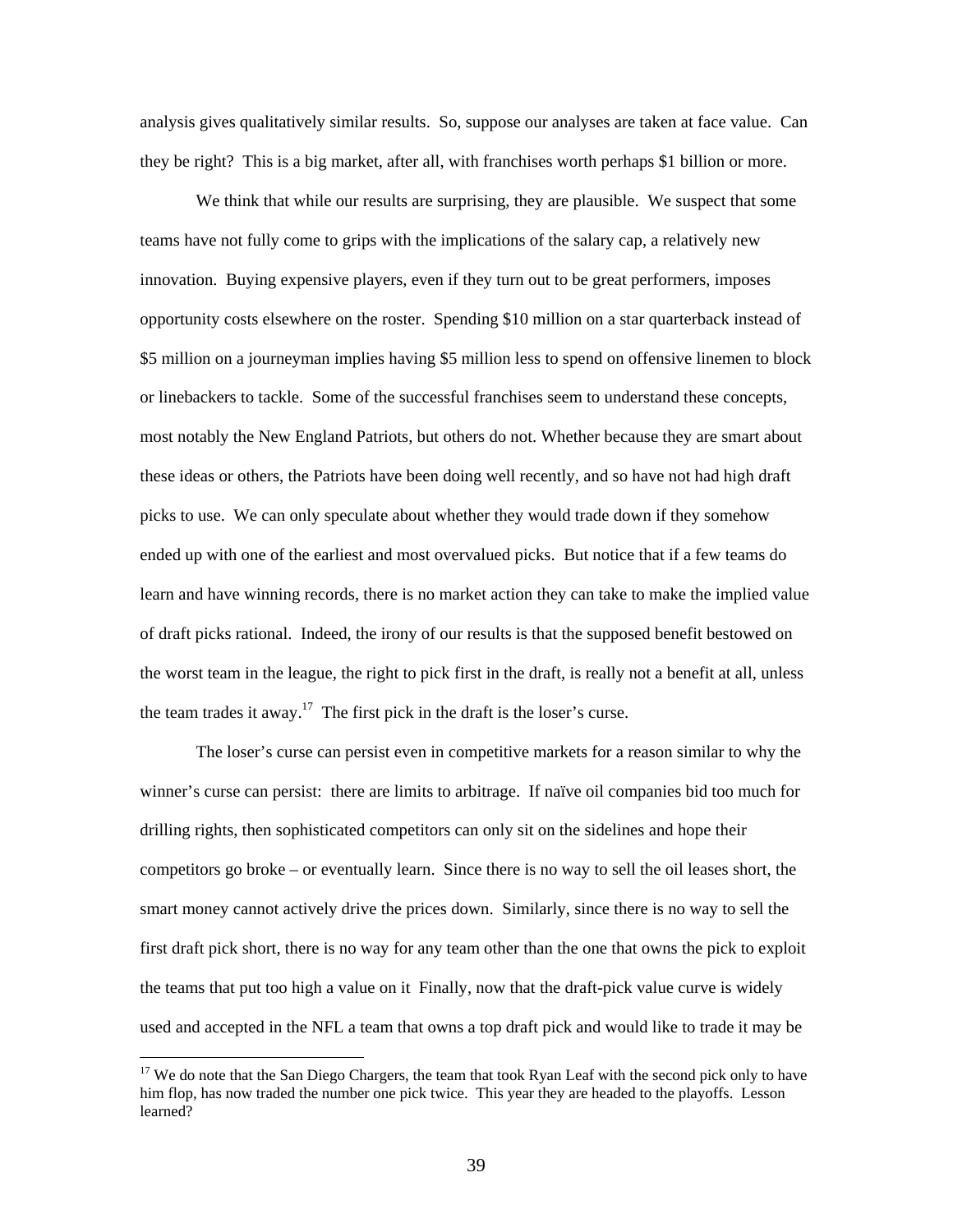analysis gives qualitatively similar results. So, suppose our analyses are taken at face value. Can they be right? This is a big market, after all, with franchises worth perhaps $1 billion or more.

We think that while our results are surprising, they are plausible. We suspect that some teams have not fully come to grips with the implications of the salary cap, a relatively new innovation. Buying expensive players, even if they turn out to be great performers, imposes opportunity costs elsewhere on the roster. Spending $10 million on a star quarterback instead of $5 million on a journeyman implies having $5 million less to spend on offensive linemen to block or linebackers to tackle. Some of the successful franchises seem to understand these concepts, most notably the New England Patriots, but others do not. Whether because they are smart about these ideas or others, the Patriots have been doing well recently, and so have not had high draft picks to use. We can only speculate about whether they would trade down if they somehow ended up with one of the earliest and most overvalued picks. But notice that if a few teams do learn and have winning records, there is no market action they can take to make the implied value of draft picks rational. Indeed, the irony of our results is that the supposed benefit bestowed on the worst team in the league, the right to pick first in the draft, is really not a benefit at all, unless the team trades it away.[17] The first pick in the draft is the loser's curse.

The loser's curse can persist even in competitive markets for a reason similar to why the winner's curse can persist: there are limits to arbitrage. If naïve oil companies bid too much for drilling rights, then sophisticated competitors can only sit on the sidelines and hope their competitors go broke – or eventually learn. Since there is no way to sell the oil leases short, the smart money cannot actively drive the prices down. Similarly, since there is no way to sell the first draft pick short, there is no way for any team other than the one that owns the pick to exploit the teams that put too high a value on it Finally, now that the draft-pick value curve is widely used and accepted in the NFL a team that owns a top draft pick and would like to trade it may be

[17] We do note that the San Diego Chargers, the team that took Ryan Leaf with the second pick only to have him flop, has now traded the number one pick twice. This year they are headed to the playoffs. Lesson learned?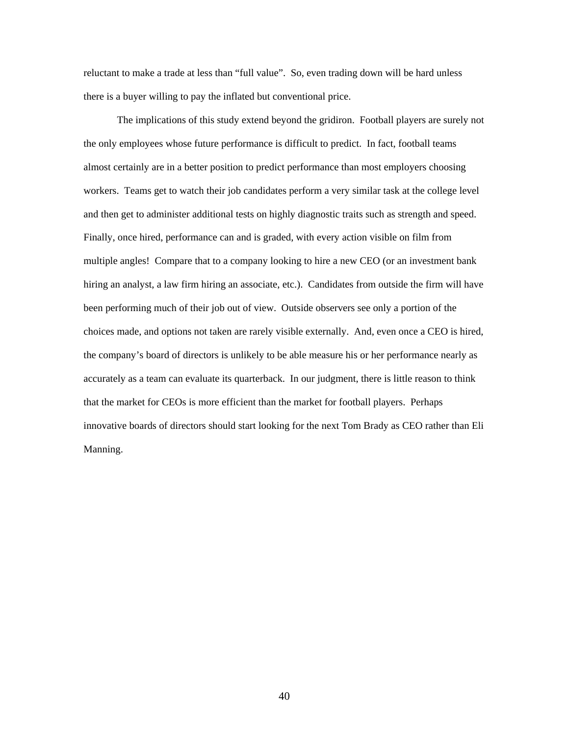reluctant to make a trade at less than "full value". So, even trading down will be hard unless there is a buyer willing to pay the inflated but conventional price.

The implications of this study extend beyond the gridiron. Football players are surely not the only employees whose future performance is difficult to predict. In fact, football teams almost certainly are in a better position to predict performance than most employers choosing workers. Teams get to watch their job candidates perform a very similar task at the college level and then get to administer additional tests on highly diagnostic traits such as strength and speed. Finally, once hired, performance can and is graded, with every action visible on film from multiple angles! Compare that to a company looking to hire a new CEO (or an investment bank hiring an analyst, a law firm hiring an associate, etc.). Candidates from outside the firm will have been performing much of their job out of view. Outside observers see only a portion of the choices made, and options not taken are rarely visible externally. And, even once a CEO is hired, the company's board of directors is unlikely to be able measure his or her performance nearly as accurately as a team can evaluate its quarterback. In our judgment, there is little reason to think that the market for CEOs is more efficient than the market for football players. Perhaps innovative boards of directors should start looking for the next Tom Brady as CEO rather than Eli Manning.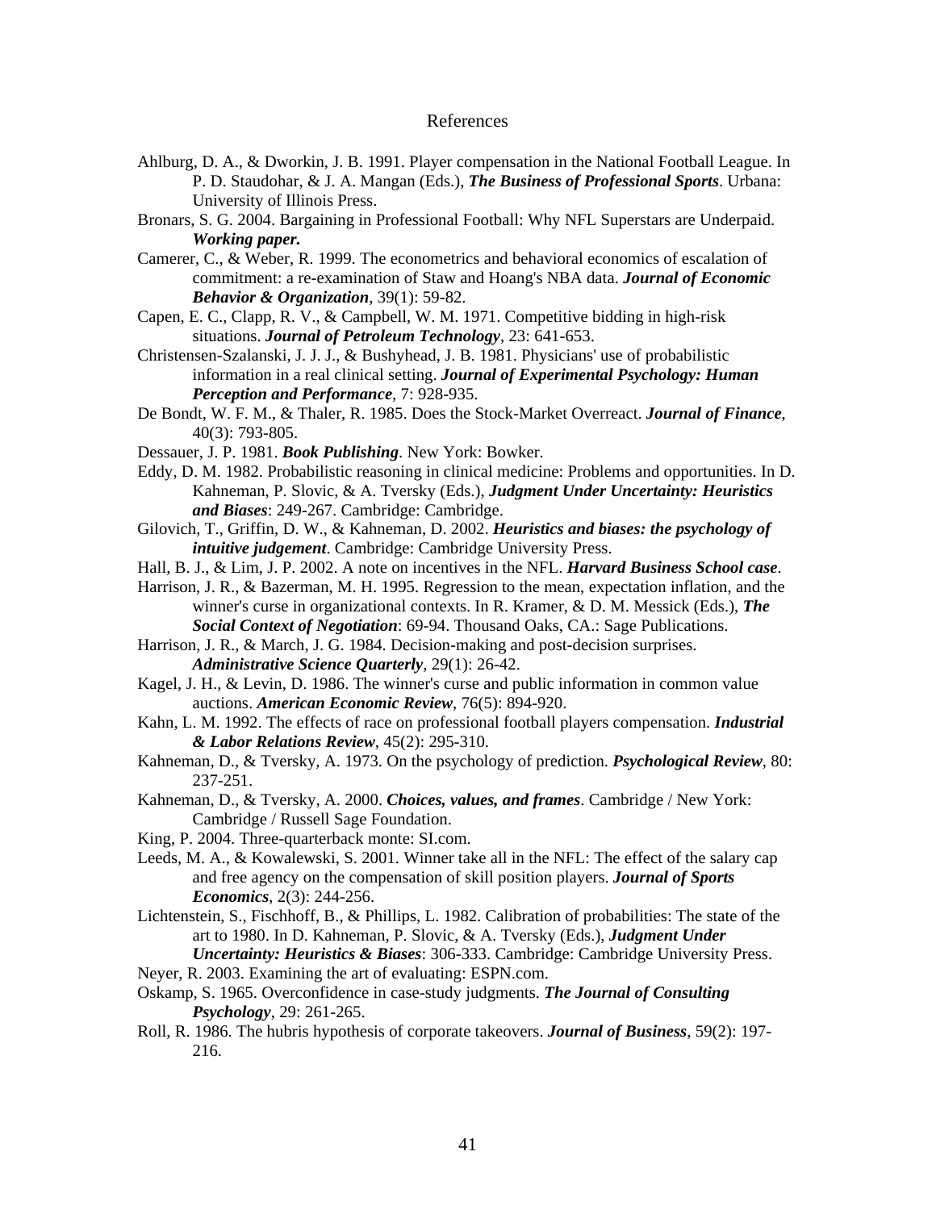# References

Ahlburg, D. A., & Dworkin, J. B. 1991. Player compensation in the National Football League. In P. D. Staudohar, & J. A. Mangan (Eds.), ***The Business of Professional Sports***. Urbana: University of Illinois Press.

Bronars, S. G. 2004. Bargaining in Professional Football: Why NFL Superstars are Underpaid. ***Working paper.***

Camerer, C., & Weber, R. 1999. The econometrics and behavioral economics of escalation of commitment: a re-examination of Staw and Hoang's NBA data. ***Journal of Economic Behavior & Organization***, 39(1): 59-82.

Capen, E. C., Clapp, R. V., & Campbell, W. M. 1971. Competitive bidding in high-risk situations. ***Journal of Petroleum Technology***, 23: 641-653.

Christensen-Szalanski, J. J. J., & Bushyhead, J. B. 1981. Physicians' use of probabilistic information in a real clinical setting. ***Journal of Experimental Psychology: Human Perception and Performance***, 7: 928-935.

De Bondt, W. F. M., & Thaler, R. 1985. Does the Stock-Market Overreact. ***Journal of Finance***, 40(3): 793-805.

Dessauer, J. P. 1981. ***Book Publishing***. New York: Bowker.

Eddy, D. M. 1982. Probabilistic reasoning in clinical medicine: Problems and opportunities. In D. Kahneman, P. Slovic, & A. Tversky (Eds.), ***Judgment Under Uncertainty: Heuristics and Biases***: 249-267. Cambridge: Cambridge.

Gilovich, T., Griffin, D. W., & Kahneman, D. 2002. ***Heuristics and biases: the psychology of intuitive judgement***. Cambridge: Cambridge University Press.

Hall, B. J., & Lim, J. P. 2002. A note on incentives in the NFL. ***Harvard Business School case***.

Harrison, J. R., & Bazerman, M. H. 1995. Regression to the mean, expectation inflation, and the winner's curse in organizational contexts. In R. Kramer, & D. M. Messick (Eds.), ***The Social Context of Negotiation***: 69-94. Thousand Oaks, CA.: Sage Publications.

Harrison, J. R., & March, J. G. 1984. Decision-making and post-decision surprises. ***Administrative Science Quarterly***, 29(1): 26-42.

Kagel, J. H., & Levin, D. 1986. The winner's curse and public information in common value auctions. ***American Economic Review***, 76(5): 894-920.

Kahn, L. M. 1992. The effects of race on professional football players compensation. ***Industrial & Labor Relations Review***, 45(2): 295-310.

Kahneman, D., & Tversky, A. 1973. On the psychology of prediction. ***Psychological Review***, 80: 237-251.

Kahneman, D., & Tversky, A. 2000. ***Choices, values, and frames***. Cambridge / New York: Cambridge / Russell Sage Foundation.

King, P. 2004. Three-quarterback monte: SI.com.

Leeds, M. A., & Kowalewski, S. 2001. Winner take all in the NFL: The effect of the salary cap and free agency on the compensation of skill position players. ***Journal of Sports Economics***, 2(3): 244-256.

Lichtenstein, S., Fischhoff, B., & Phillips, L. 1982. Calibration of probabilities: The state of the art to 1980. In D. Kahneman, P. Slovic, & A. Tversky (Eds.), ***Judgment Under Uncertainty: Heuristics & Biases***: 306-333. Cambridge: Cambridge University Press.

Neyer, R. 2003. Examining the art of evaluating: ESPN.com.

Oskamp, S. 1965. Overconfidence in case-study judgments. ***The Journal of Consulting Psychology***, 29: 261-265.

Roll, R. 1986. The hubris hypothesis of corporate takeovers. ***Journal of Business***, 59(2): 197-216.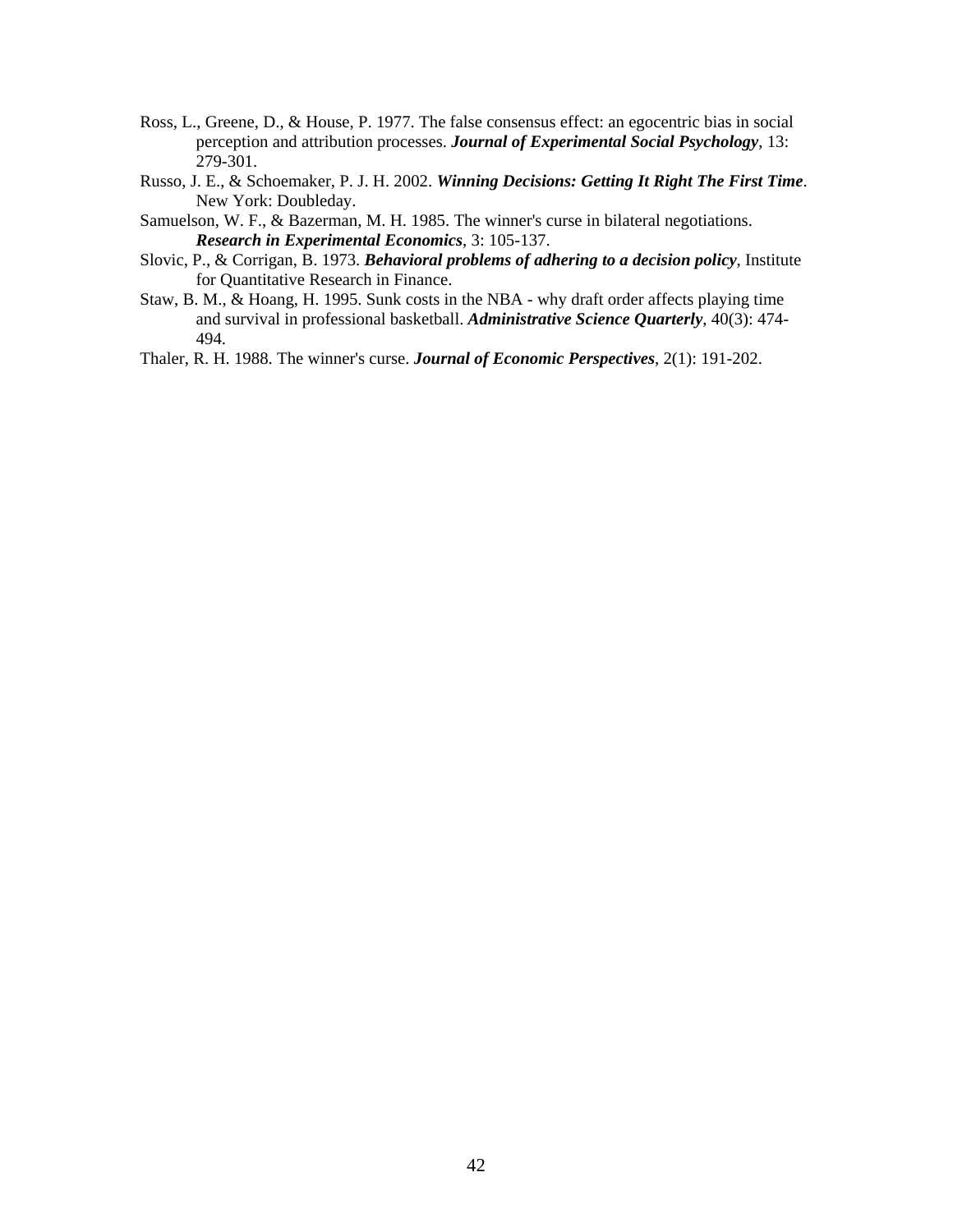Ross, L., Greene, D., & House, P. 1977. The false consensus effect: an egocentric bias in social perception and attribution processes. ***Journal of Experimental Social Psychology***, 13: 279-301.

Russo, J. E., & Schoemaker, P. J. H. 2002. ***Winning Decisions: Getting It Right The First Time***. New York: Doubleday.

Samuelson, W. F., & Bazerman, M. H. 1985. The winner's curse in bilateral negotiations. ***Research in Experimental Economics***, 3: 105-137.

Slovic, P., & Corrigan, B. 1973. ***Behavioral problems of adhering to a decision policy***, Institute for Quantitative Research in Finance.

Staw, B. M., & Hoang, H. 1995. Sunk costs in the NBA - why draft order affects playing time and survival in professional basketball. ***Administrative Science Quarterly***, 40(3): 474-494.

Thaler, R. H. 1988. The winner's curse. ***Journal of Economic Perspectives***, 2(1): 191-202.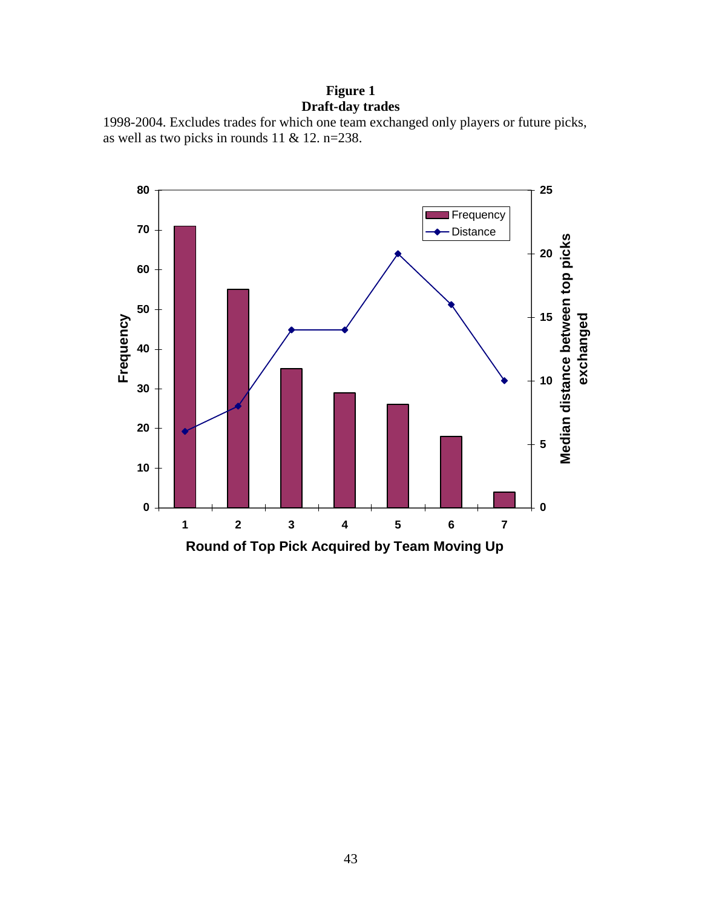**Figure 1**
**Draft-day trades**

1998-2004. Excludes trades for which one team exchanged only players or future picks, as well as two picks in rounds 11 & 12. n=238.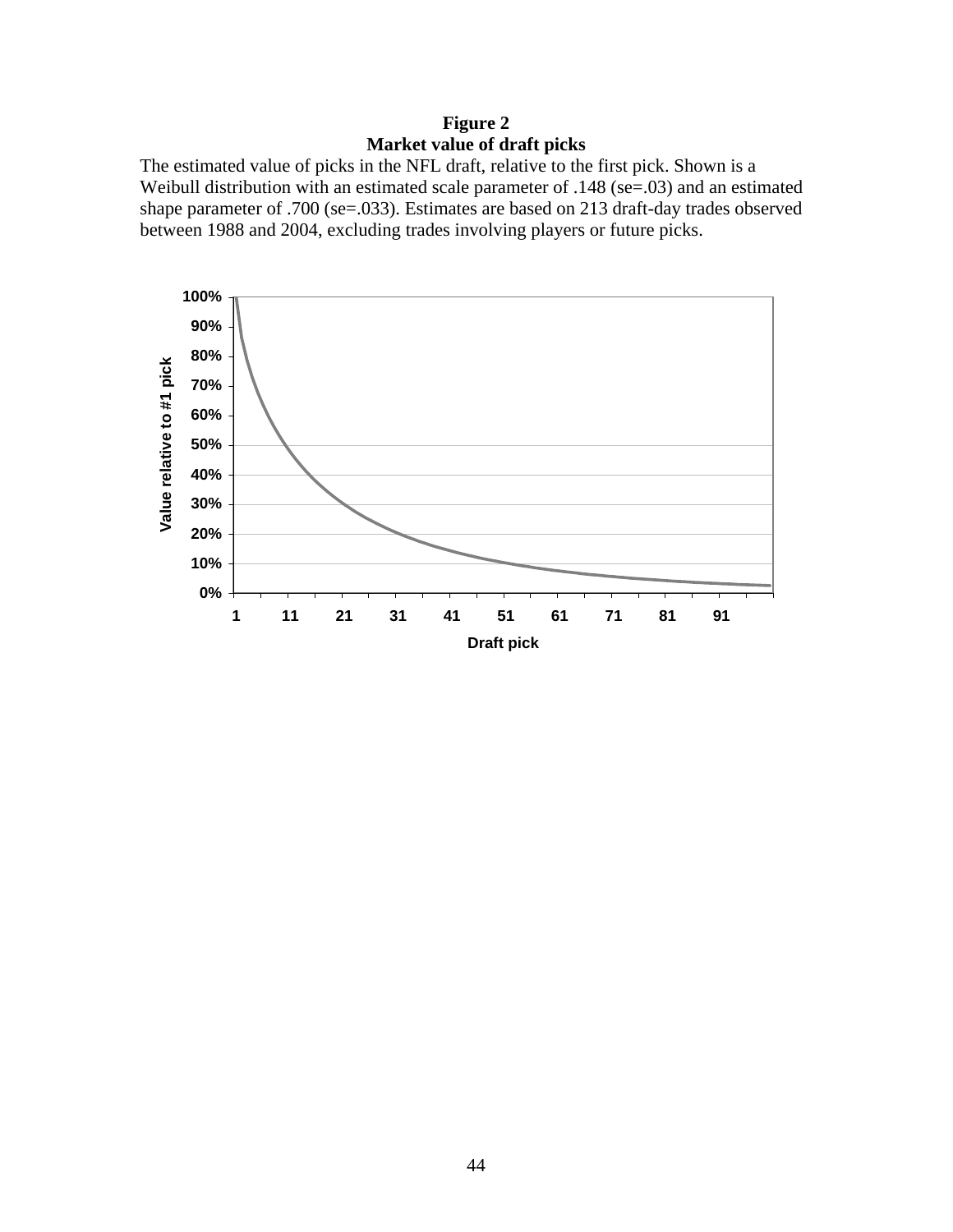**Figure 2**
**Market value of draft picks**

The estimated value of picks in the NFL draft, relative to the first pick. Shown is a Weibull distribution with an estimated scale parameter of .148 (se=.03) and an estimated shape parameter of .700 (se=.033). Estimates are based on 213 draft-day trades observed between 1988 and 2004, excluding trades involving players or future picks.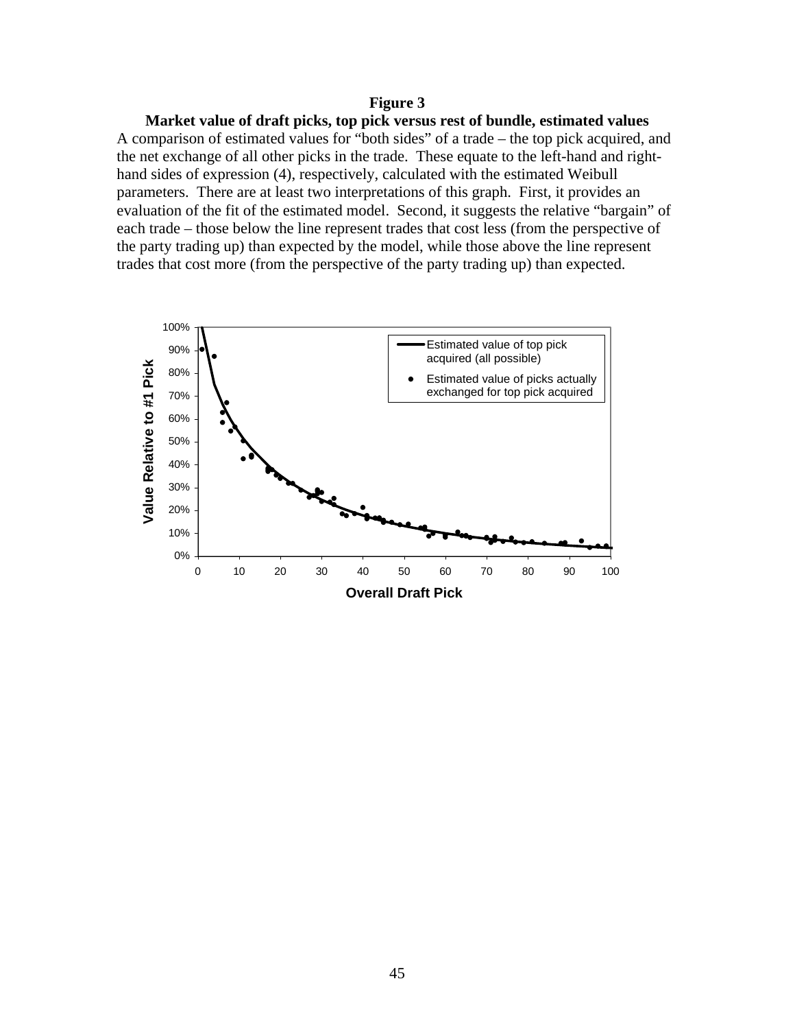**Figure 3**

**Market value of draft picks, top pick versus rest of bundle, estimated values**

A comparison of estimated values for "both sides" of a trade – the top pick acquired, and the net exchange of all other picks in the trade. These equate to the left-hand and right-hand sides of expression (4), respectively, calculated with the estimated Weibull parameters. There are at least two interpretations of this graph. First, it provides an evaluation of the fit of the estimated model. Second, it suggests the relative "bargain" of each trade – those below the line represent trades that cost less (from the perspective of the party trading up) than expected by the model, while those above the line represent trades that cost more (from the perspective of the party trading up) than expected.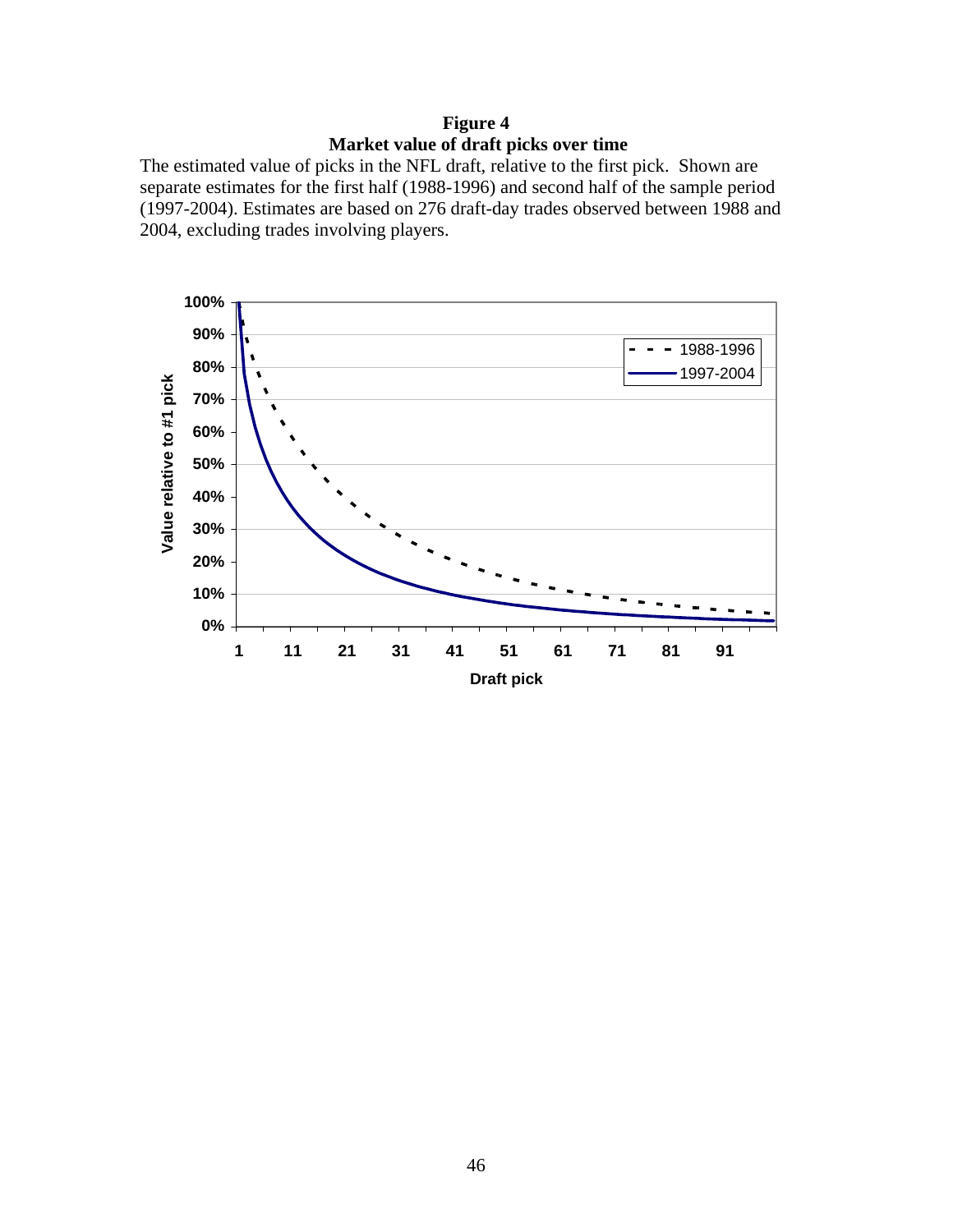**Figure 4**
**Market value of draft picks over time**

The estimated value of picks in the NFL draft, relative to the first pick. Shown are separate estimates for the first half (1988-1996) and second half of the sample period (1997-2004). Estimates are based on 276 draft-day trades observed between 1988 and 2004, excluding trades involving players.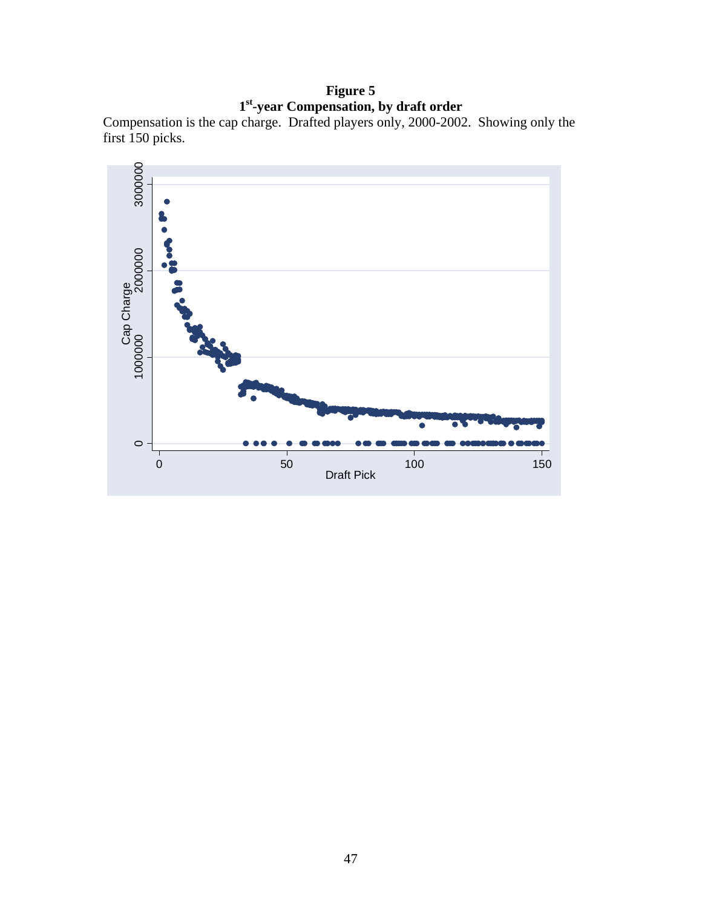**Figure 5**
**1st-year Compensation, by draft order**

Compensation is the cap charge. Drafted players only, 2000-2002. Showing only the first 150 picks.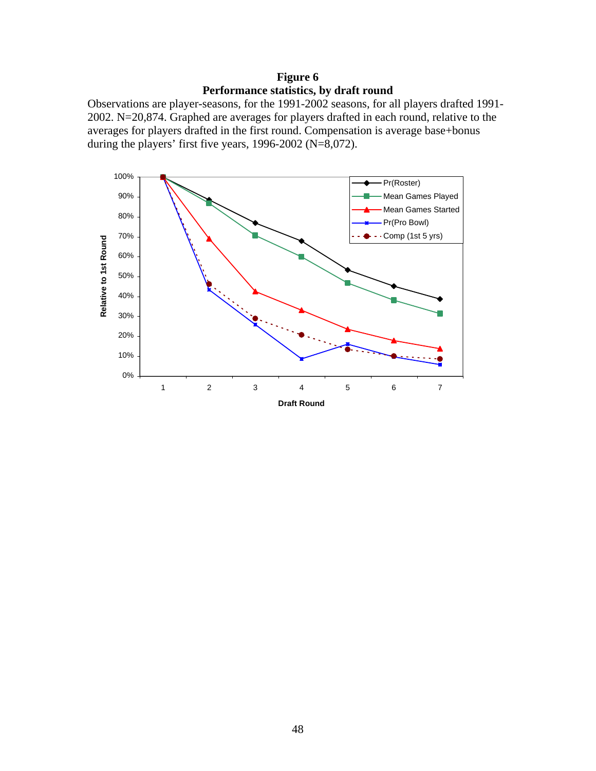**Figure 6**
**Performance statistics, by draft round**

Observations are player-seasons, for the 1991-2002 seasons, for all players drafted 1991-2002. N=20,874. Graphed are averages for players drafted in each round, relative to the averages for players drafted in the first round. Compensation is average base+bonus during the players' first five years, 1996-2002 (N=8,072).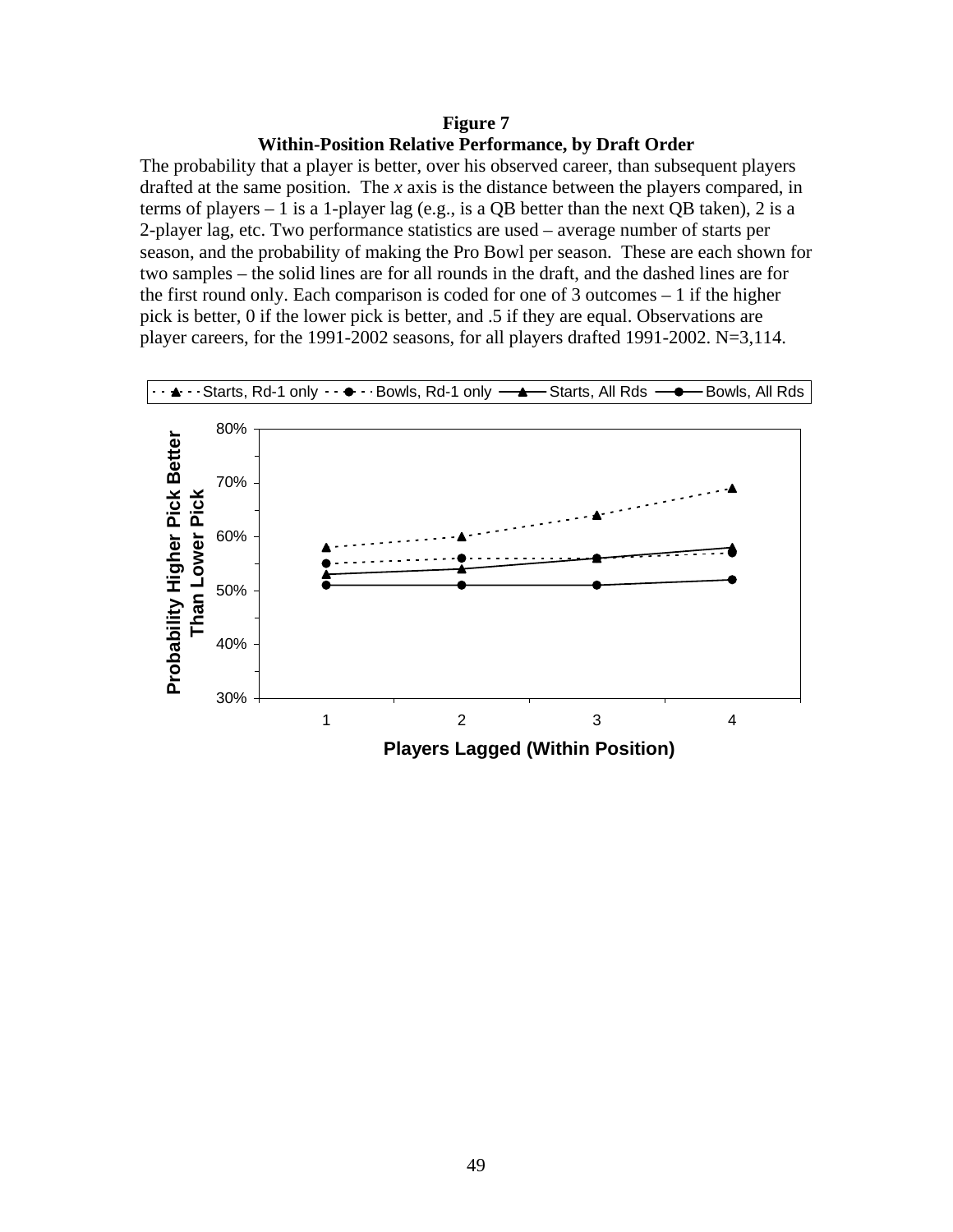**Figure 7**
**Within-Position Relative Performance, by Draft Order**

The probability that a player is better, over his observed career, than subsequent players drafted at the same position. The *x* axis is the distance between the players compared, in terms of players – 1 is a 1-player lag (e.g., is a QB better than the next QB taken), 2 is a 2-player lag, etc. Two performance statistics are used – average number of starts per season, and the probability of making the Pro Bowl per season. These are each shown for two samples – the solid lines are for all rounds in the draft, and the dashed lines are for the first round only. Each comparison is coded for one of 3 outcomes – 1 if the higher pick is better, 0 if the lower pick is better, and .5 if they are equal. Observations are player careers, for the 1991-2002 seasons, for all players drafted 1991-2002. N=3,114.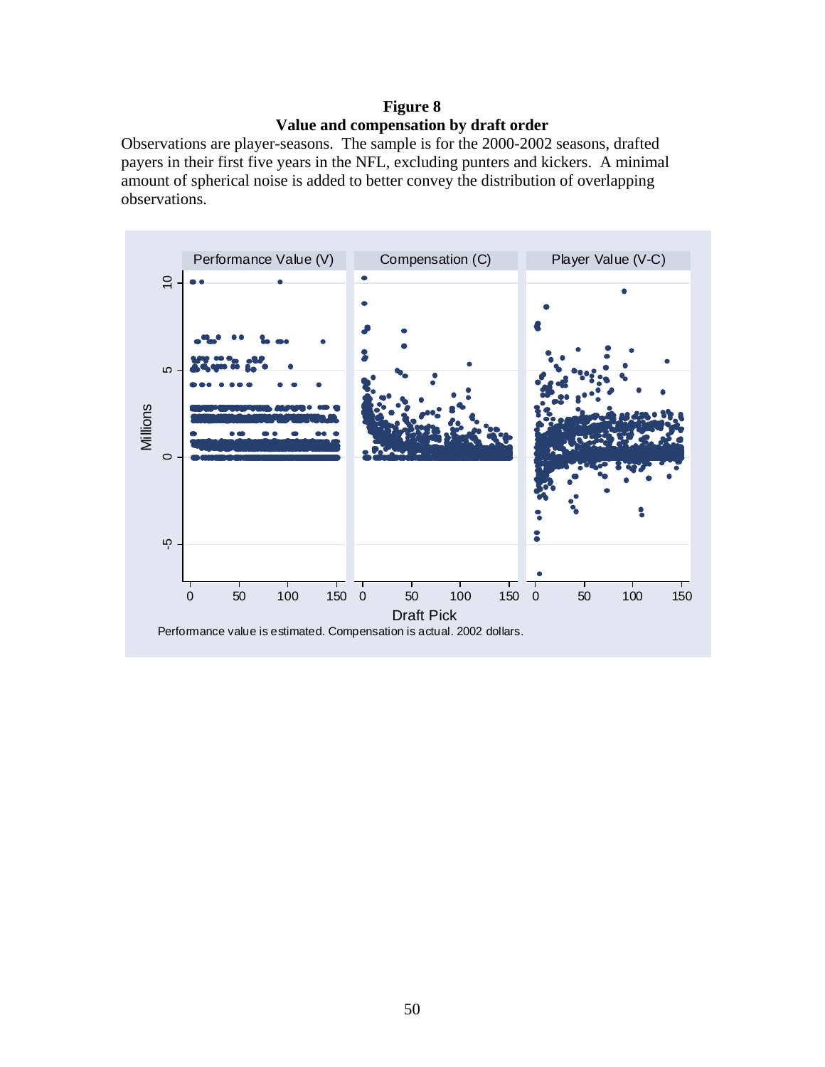**Figure 8**
**Value and compensation by draft order**

Observations are player-seasons. The sample is for the 2000-2002 seasons, drafted payers in their first five years in the NFL, excluding punters and kickers. A minimal amount of spherical noise is added to better convey the distribution of overlapping observations.

Performance value is estimated. Compensation is actual. 2002 dollars.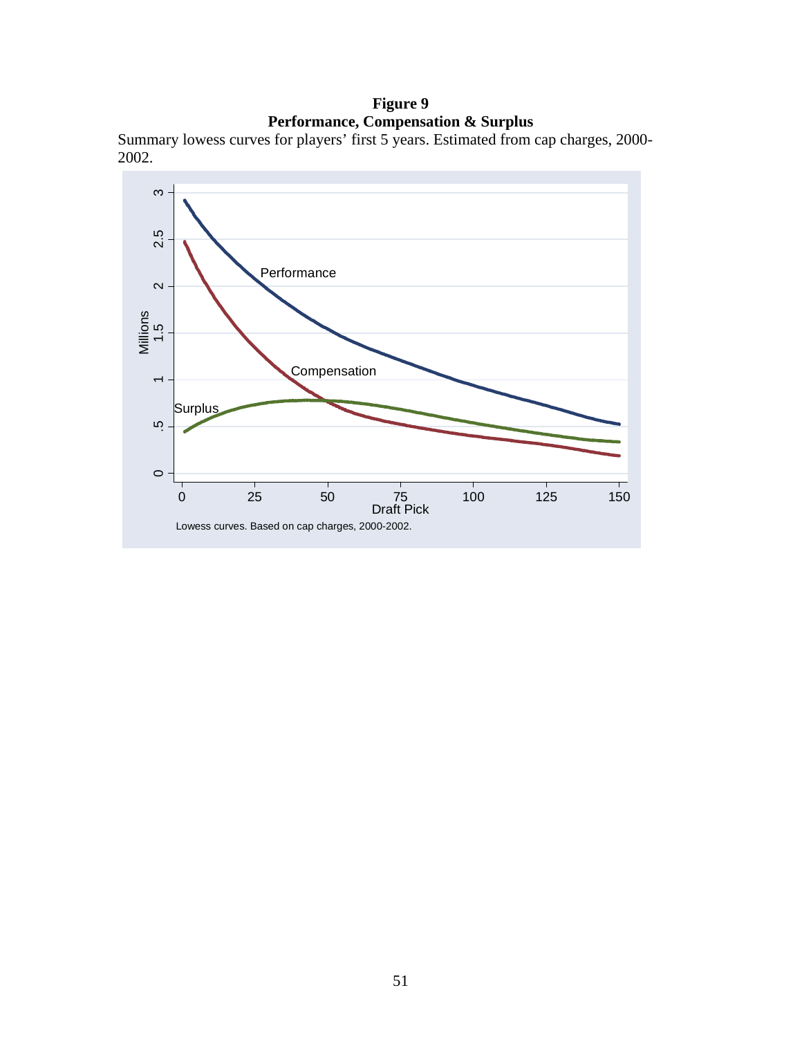**Figure 9**
**Performance, Compensation & Surplus**

Summary lowess curves for players' first 5 years. Estimated from cap charges, 2000-2002.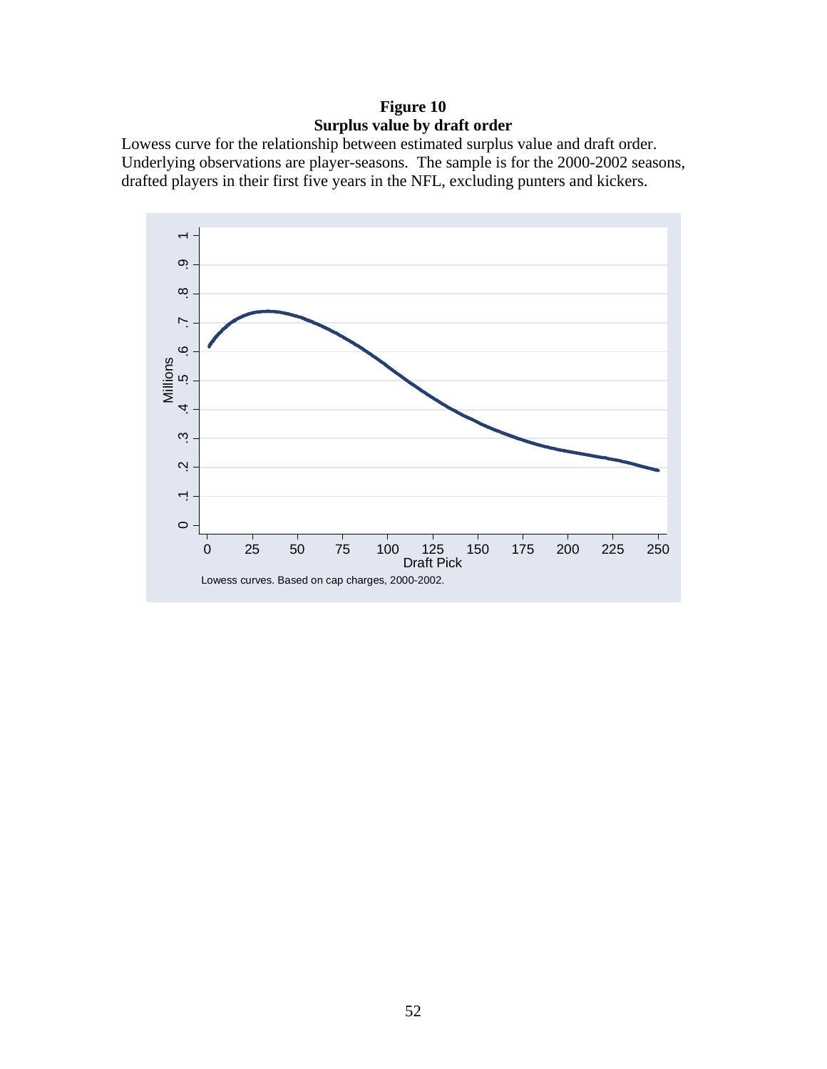**Figure 10**
**Surplus value by draft order**

Lowess curve for the relationship between estimated surplus value and draft order. Underlying observations are player-seasons. The sample is for the 2000-2002 seasons, drafted players in their first five years in the NFL, excluding punters and kickers.

Lowess curves. Based on cap charges, 2000-2002.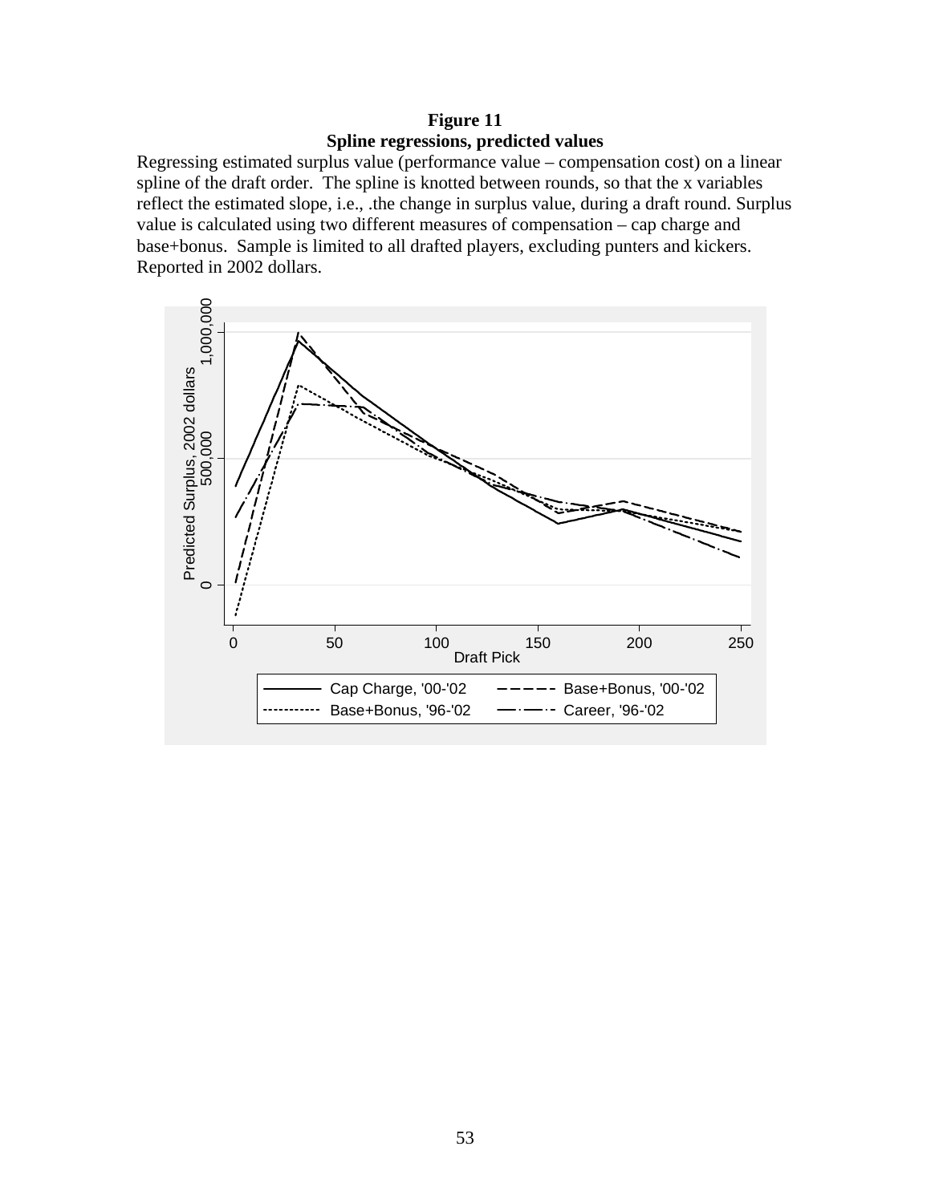**Figure 11**
**Spline regressions, predicted values**

Regressing estimated surplus value (performance value – compensation cost) on a linear spline of the draft order. The spline is knotted between rounds, so that the x variables reflect the estimated slope, i.e., .the change in surplus value, during a draft round. Surplus value is calculated using two different measures of compensation – cap charge and base+bonus. Sample is limited to all drafted players, excluding punters and kickers. Reported in 2002 dollars.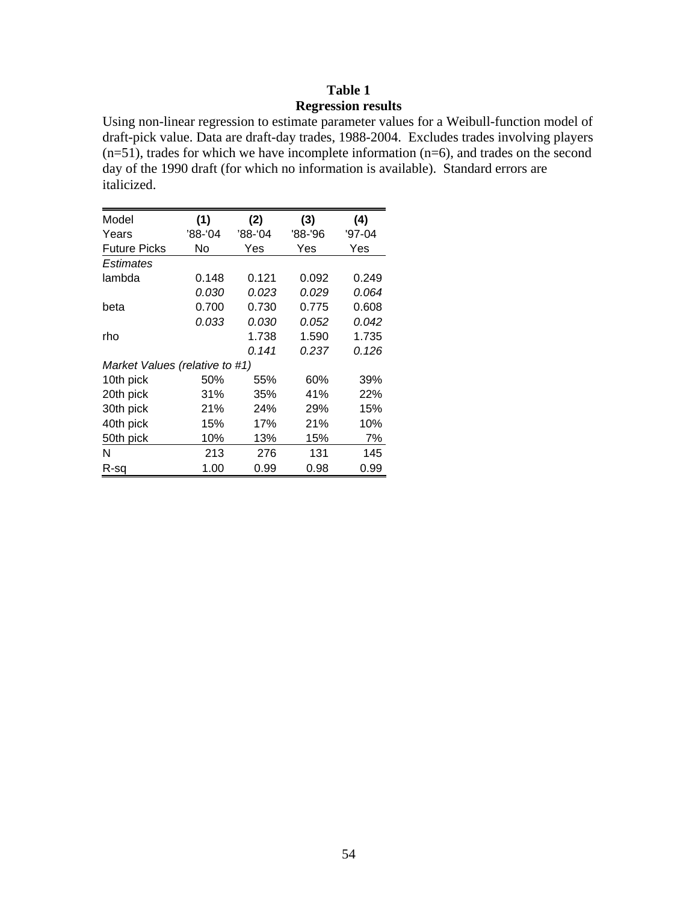**Table 1**
**Regression results**

Using non-linear regression to estimate parameter values for a Weibull-function model of draft-pick value. Data are draft-day trades, 1988-2004. Excludes trades involving players (n=51), trades for which we have incomplete information (n=6), and trades on the second day of the 1990 draft (for which no information is available). Standard errors are italicized.

| Model | (1) | (2) | (3) | (4) |
|---|---|---|---|---|
| Years | '88-'04 | '88-'04 | '88-'96 | '97-04 |
| Future Picks | No | Yes | Yes | Yes |
| *Estimates* | | | | |
| lambda | 0.148 | 0.121 | 0.092 | 0.249 |
| | *0.030* | *0.023* | *0.029* | *0.064* |
| beta | 0.700 | 0.730 | 0.775 | 0.608 |
| | *0.033* | *0.030* | *0.052* | *0.042* |
| rho | | 1.738 | 1.590 | 1.735 |
| | | *0.141* | *0.237* | *0.126* |
| *Market Values (relative to #1)* | | | | |
| 10th pick | 50% | 55% | 60% | 39% |
| 20th pick | 31% | 35% | 41% | 22% |
| 30th pick | 21% | 24% | 29% | 15% |
| 40th pick | 15% | 17% | 21% | 10% |
| 50th pick | 10% | 13% | 15% | 7% |
| N | 213 | 276 | 131 | 145 |
| R-sq | 1.00 | 0.99 | 0.98 | 0.99 |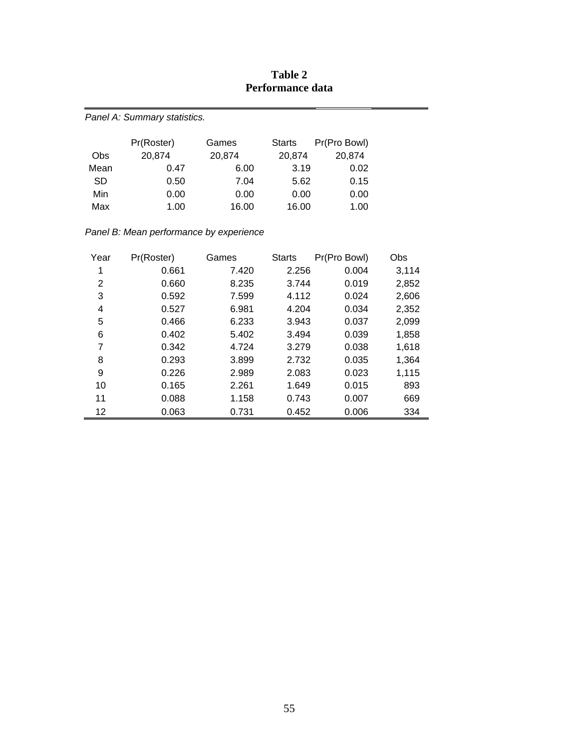**Table 2**
**Performance data**

*Panel A: Summary statistics.*

| | Pr(Roster) | Games | Starts | Pr(Pro Bowl) |
|---|---|---|---|---|
| Obs | 20,874 | 20,874 | 20,874 | 20,874 |
| Mean | 0.47 | 6.00 | 3.19 | 0.02 |
| SD | 0.50 | 7.04 | 5.62 | 0.15 |
| Min | 0.00 | 0.00 | 0.00 | 0.00 |
| Max | 1.00 | 16.00 | 16.00 | 1.00 |

*Panel B: Mean performance by experience*

| Year | Pr(Roster) | Games | Starts | Pr(Pro Bowl) | Obs |
|---|---|---|---|---|---|
| 1 | 0.661 | 7.420 | 2.256 | 0.004 | 3,114 |
| 2 | 0.660 | 8.235 | 3.744 | 0.019 | 2,852 |
| 3 | 0.592 | 7.599 | 4.112 | 0.024 | 2,606 |
| 4 | 0.527 | 6.981 | 4.204 | 0.034 | 2,352 |
| 5 | 0.466 | 6.233 | 3.943 | 0.037 | 2,099 |
| 6 | 0.402 | 5.402 | 3.494 | 0.039 | 1,858 |
| 7 | 0.342 | 4.724 | 3.279 | 0.038 | 1,618 |
| 8 | 0.293 | 3.899 | 2.732 | 0.035 | 1,364 |
| 9 | 0.226 | 2.989 | 2.083 | 0.023 | 1,115 |
| 10 | 0.165 | 2.261 | 1.649 | 0.015 | 893 |
| 11 | 0.088 | 1.158 | 0.743 | 0.007 | 669 |
| 12 | 0.063 | 0.731 | 0.452 | 0.006 | 334 |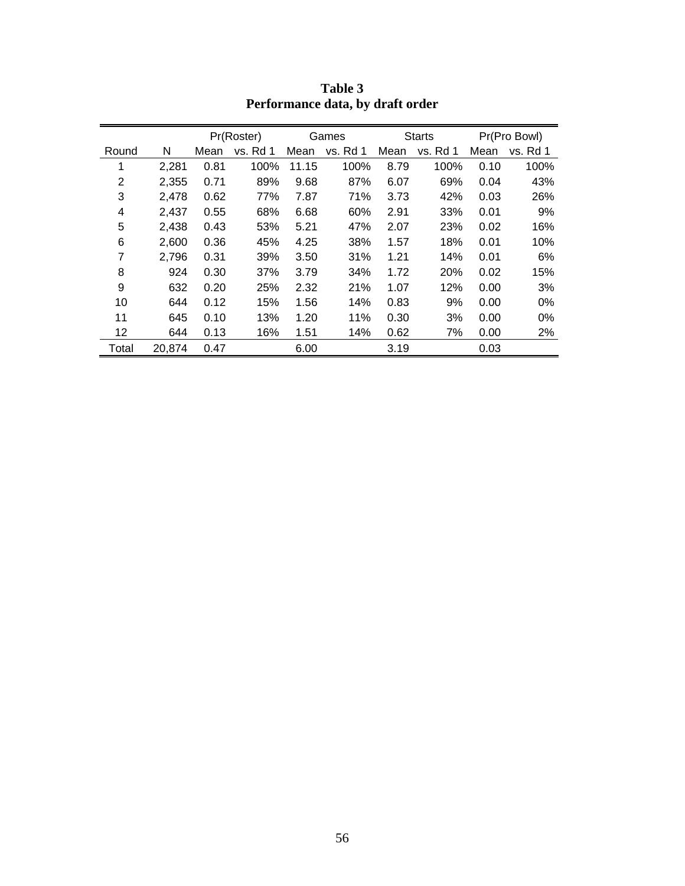**Table 3**
**Performance data, by draft order**

| | | Pr(Roster) | | Games | | Starts | | Pr(Pro Bowl) | |
|---|---|---|---|---|---|---|---|---|---|
| Round | N | Mean | vs. Rd 1 | Mean | vs. Rd 1 | Mean | vs. Rd 1 | Mean | vs. Rd 1 |
| 1 | 2,281 | 0.81 | 100% | 11.15 | 100% | 8.79 | 100% | 0.10 | 100% |
| 2 | 2,355 | 0.71 | 89% | 9.68 | 87% | 6.07 | 69% | 0.04 | 43% |
| 3 | 2,478 | 0.62 | 77% | 7.87 | 71% | 3.73 | 42% | 0.03 | 26% |
| 4 | 2,437 | 0.55 | 68% | 6.68 | 60% | 2.91 | 33% | 0.01 | 9% |
| 5 | 2,438 | 0.43 | 53% | 5.21 | 47% | 2.07 | 23% | 0.02 | 16% |
| 6 | 2,600 | 0.36 | 45% | 4.25 | 38% | 1.57 | 18% | 0.01 | 10% |
| 7 | 2,796 | 0.31 | 39% | 3.50 | 31% | 1.21 | 14% | 0.01 | 6% |
| 8 | 924 | 0.30 | 37% | 3.79 | 34% | 1.72 | 20% | 0.02 | 15% |
| 9 | 632 | 0.20 | 25% | 2.32 | 21% | 1.07 | 12% | 0.00 | 3% |
| 10 | 644 | 0.12 | 15% | 1.56 | 14% | 0.83 | 9% | 0.00 | 0% |
| 11 | 645 | 0.10 | 13% | 1.20 | 11% | 0.30 | 3% | 0.00 | 0% |
| 12 | 644 | 0.13 | 16% | 1.51 | 14% | 0.62 | 7% | 0.00 | 2% |
| Total | 20,874 | 0.47 | | 6.00 | | 3.19 | | 0.03 | |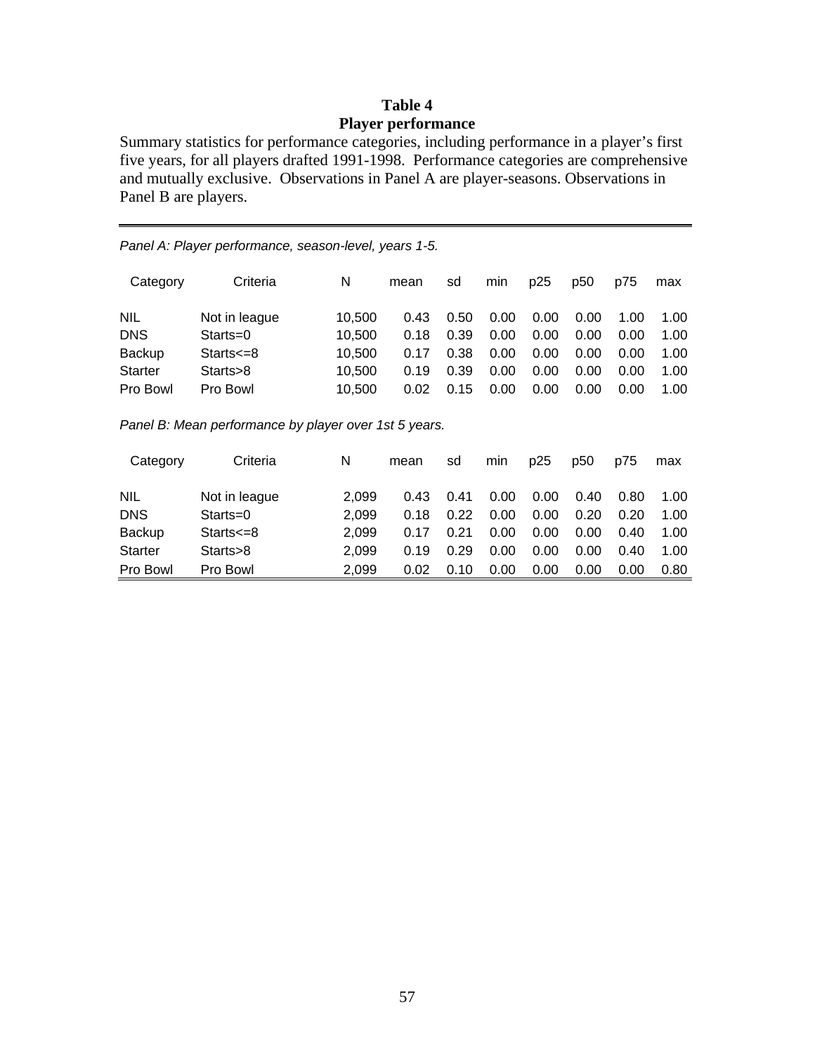**Table 4**
**Player performance**

Summary statistics for performance categories, including performance in a player's first five years, for all players drafted 1991-1998. Performance categories are comprehensive and mutually exclusive. Observations in Panel A are player-seasons. Observations in Panel B are players.

*Panel A: Player performance, season-level, years 1-5.*

| Category | Criteria | N | mean | sd | min | p25 | p50 | p75 | max |
|---|---|---|---|---|---|---|---|---|---|
| NIL | Not in league | 10,500 | 0.43 | 0.50 | 0.00 | 0.00 | 0.00 | 1.00 | 1.00 |
| DNS | Starts=0 | 10,500 | 0.18 | 0.39 | 0.00 | 0.00 | 0.00 | 0.00 | 1.00 |
| Backup | Starts<=8 | 10,500 | 0.17 | 0.38 | 0.00 | 0.00 | 0.00 | 0.00 | 1.00 |
| Starter | Starts>8 | 10,500 | 0.19 | 0.39 | 0.00 | 0.00 | 0.00 | 0.00 | 1.00 |
| Pro Bowl | Pro Bowl | 10,500 | 0.02 | 0.15 | 0.00 | 0.00 | 0.00 | 0.00 | 1.00 |

*Panel B: Mean performance by player over 1st 5 years.*

| Category | Criteria | N | mean | sd | min | p25 | p50 | p75 | max |
|---|---|---|---|---|---|---|---|---|---|
| NIL | Not in league | 2,099 | 0.43 | 0.41 | 0.00 | 0.00 | 0.40 | 0.80 | 1.00 |
| DNS | Starts=0 | 2,099 | 0.18 | 0.22 | 0.00 | 0.00 | 0.20 | 0.20 | 1.00 |
| Backup | Starts<=8 | 2,099 | 0.17 | 0.21 | 0.00 | 0.00 | 0.00 | 0.40 | 1.00 |
| Starter | Starts>8 | 2,099 | 0.19 | 0.29 | 0.00 | 0.00 | 0.00 | 0.40 | 1.00 |
| Pro Bowl | Pro Bowl | 2,099 | 0.02 | 0.10 | 0.00 | 0.00 | 0.00 | 0.00 | 0.80 |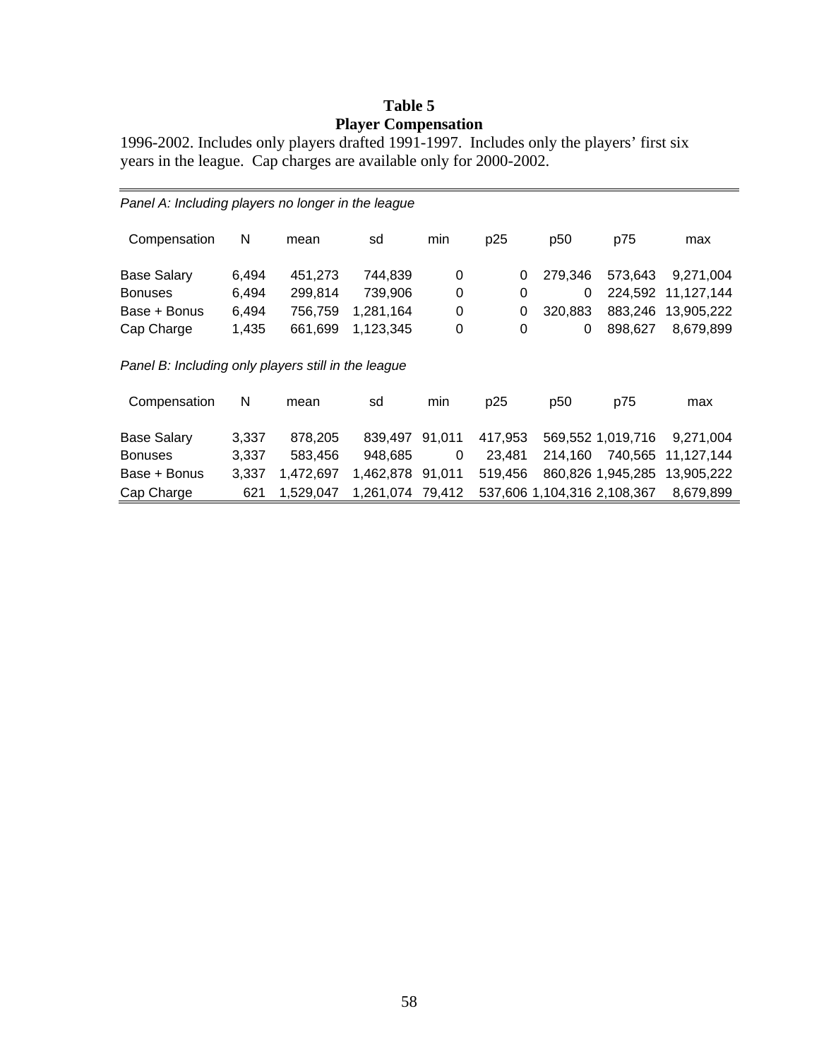# Table 5
## Player Compensation

1996-2002. Includes only players drafted 1991-1997. Includes only the players' first six years in the league. Cap charges are available only for 2000-2002.

*Panel A: Including players no longer in the league*

| Compensation | N | mean | sd | min | p25 | p50 | p75 | max |
|---|---|---|---|---|---|---|---|---|
| Base Salary | 6,494 | 451,273 | 744,839 | 0 | 0 | 279,346 | 573,643 | 9,271,004 |
| Bonuses | 6,494 | 299,814 | 739,906 | 0 | 0 | 0 | 224,592 | 11,127,144 |
| Base + Bonus | 6,494 | 756,759 | 1,281,164 | 0 | 0 | 320,883 | 883,246 | 13,905,222 |
| Cap Charge | 1,435 | 661,699 | 1,123,345 | 0 | 0 | 0 | 898,627 | 8,679,899 |

*Panel B: Including only players still in the league*

| Compensation | N | mean | sd | min | p25 | p50 | p75 | max |
|---|---|---|---|---|---|---|---|---|
| Base Salary | 3,337 | 878,205 | 839,497 | 91,011 | 417,953 | 569,552 | 1,019,716 | 9,271,004 |
| Bonuses | 3,337 | 583,456 | 948,685 | 0 | 23,481 | 214,160 | 740,565 | 11,127,144 |
| Base + Bonus | 3,337 | 1,472,697 | 1,462,878 | 91,011 | 519,456 | 860,826 | 1,945,285 | 13,905,222 |
| Cap Charge | 621 | 1,529,047 | 1,261,074 | 79,412 | 537,606 | 1,104,316 | 2,108,367 | 8,679,899 |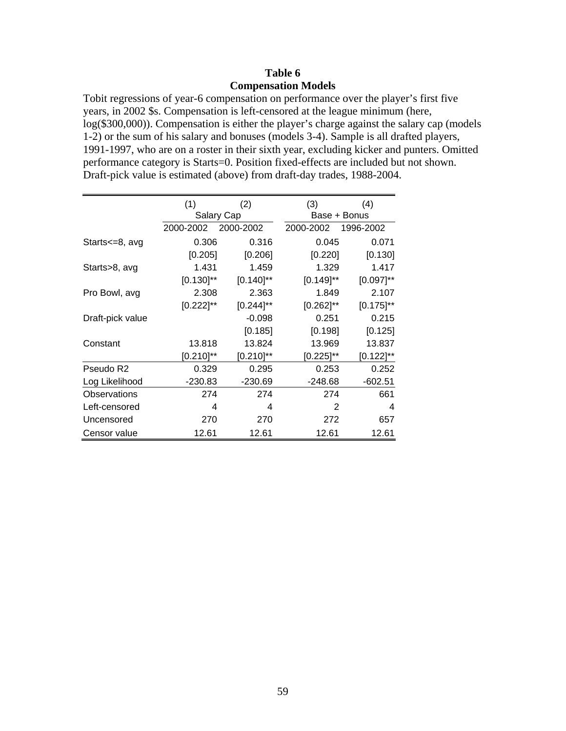**Table 6**
**Compensation Models**

Tobit regressions of year-6 compensation on performance over the player's first five years, in 2002 $s. Compensation is left-censored at the league minimum (here, log($300,000)). Compensation is either the player's charge against the salary cap (models 1-2) or the sum of his salary and bonuses (models 3-4). Sample is all drafted players, 1991-1997, who are on a roster in their sixth year, excluding kicker and punters. Omitted performance category is Starts=0. Position fixed-effects are included but not shown. Draft-pick value is estimated (above) from draft-day trades, 1988-2004.

| | (1) | (2) | (3) | (4) |
|---|---|---|---|---|
| | Salary Cap | | Base + Bonus | |
| | 2000-2002 | 2000-2002 | 2000-2002 | 1996-2002 |
| Starts<=8, avg | 0.306 | 0.316 | 0.045 | 0.071 |
| | [0.205] | [0.206] | [0.220] | [0.130] |
| Starts>8, avg | 1.431 | 1.459 | 1.329 | 1.417 |
| | [0.130]** | [0.140]** | [0.149]** | [0.097]** |
| Pro Bowl, avg | 2.308 | 2.363 | 1.849 | 2.107 |
| | [0.222]** | [0.244]** | [0.262]** | [0.175]** |
| Draft-pick value | | -0.098 | 0.251 | 0.215 |
| | | [0.185] | [0.198] | [0.125] |
| Constant | 13.818 | 13.824 | 13.969 | 13.837 |
| | [0.210]** | [0.210]** | [0.225]** | [0.122]** |
| Pseudo R2 | 0.329 | 0.295 | 0.253 | 0.252 |
| Log Likelihood | -230.83 | -230.69 | -248.68 | -602.51 |
| Observations | 274 | 274 | 274 | 661 |
| Left-censored | 4 | 4 | 2 | 4 |
| Uncensored | 270 | 270 | 272 | 657 |
| Censor value | 12.61 | 12.61 | 12.61 | 12.61 |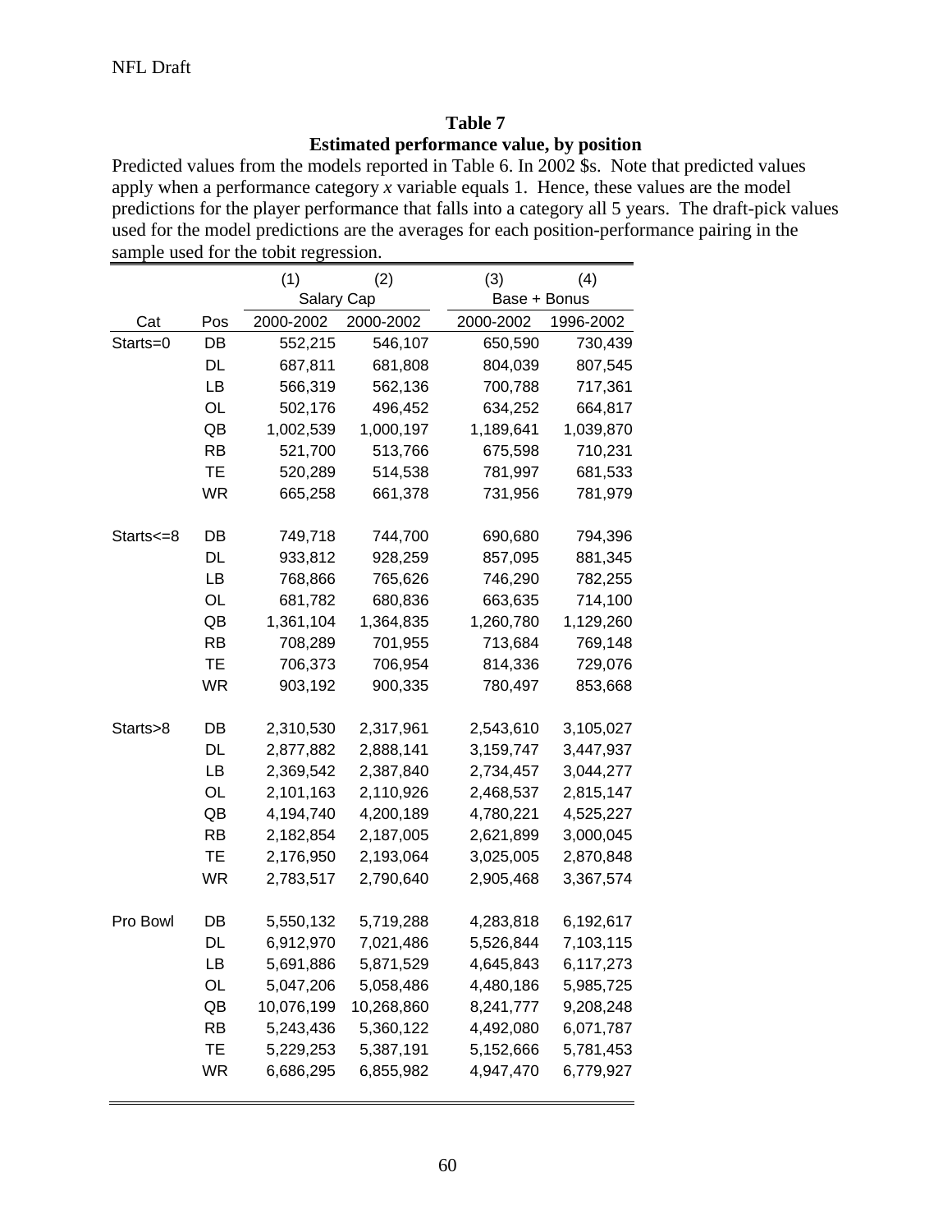**Table 7**

**Estimated performance value, by position**

Predicted values from the models reported in Table 6. In 2002 $s. Note that predicted values apply when a performance category *x* variable equals 1. Hence, these values are the model predictions for the player performance that falls into a category all 5 years. The draft-pick values used for the model predictions are the averages for each position-performance pairing in the sample used for the tobit regression.

| | | (1) | (2) | (3) | (4) |
|---|---|---|---|---|---|
| | | Salary Cap | | Base + Bonus | |
| Cat | Pos | 2000-2002 | 2000-2002 | 2000-2002 | 1996-2002 |
| Starts=0 | DB | 552,215 | 546,107 | 650,590 | 730,439 |
| | DL | 687,811 | 681,808 | 804,039 | 807,545 |
| | LB | 566,319 | 562,136 | 700,788 | 717,361 |
| | OL | 502,176 | 496,452 | 634,252 | 664,817 |
| | QB | 1,002,539 | 1,000,197 | 1,189,641 | 1,039,870 |
| | RB | 521,700 | 513,766 | 675,598 | 710,231 |
| | TE | 520,289 | 514,538 | 781,997 | 681,533 |
| | WR | 665,258 | 661,378 | 731,956 | 781,979 |
| Starts<=8 | DB | 749,718 | 744,700 | 690,680 | 794,396 |
| | DL | 933,812 | 928,259 | 857,095 | 881,345 |
| | LB | 768,866 | 765,626 | 746,290 | 782,255 |
| | OL | 681,782 | 680,836 | 663,635 | 714,100 |
| | QB | 1,361,104 | 1,364,835 | 1,260,780 | 1,129,260 |
| | RB | 708,289 | 701,955 | 713,684 | 769,148 |
| | TE | 706,373 | 706,954 | 814,336 | 729,076 |
| | WR | 903,192 | 900,335 | 780,497 | 853,668 |
| Starts>8 | DB | 2,310,530 | 2,317,961 | 2,543,610 | 3,105,027 |
| | DL | 2,877,882 | 2,888,141 | 3,159,747 | 3,447,937 |
| | LB | 2,369,542 | 2,387,840 | 2,734,457 | 3,044,277 |
| | OL | 2,101,163 | 2,110,926 | 2,468,537 | 2,815,147 |
| | QB | 4,194,740 | 4,200,189 | 4,780,221 | 4,525,227 |
| | RB | 2,182,854 | 2,187,005 | 2,621,899 | 3,000,045 |
| | TE | 2,176,950 | 2,193,064 | 3,025,005 | 2,870,848 |
| | WR | 2,783,517 | 2,790,640 | 2,905,468 | 3,367,574 |
| Pro Bowl | DB | 5,550,132 | 5,719,288 | 4,283,818 | 6,192,617 |
| | DL | 6,912,970 | 7,021,486 | 5,526,844 | 7,103,115 |
| | LB | 5,691,886 | 5,871,529 | 4,645,843 | 6,117,273 |
| | OL | 5,047,206 | 5,058,486 | 4,480,186 | 5,985,725 |
| | QB | 10,076,199 | 10,268,860 | 8,241,777 | 9,208,248 |
| | RB | 5,243,436 | 5,360,122 | 4,492,080 | 6,071,787 |
| | TE | 5,229,253 | 5,387,191 | 5,152,666 | 5,781,453 |
| | WR | 6,686,295 | 6,855,982 | 4,947,470 | 6,779,927 |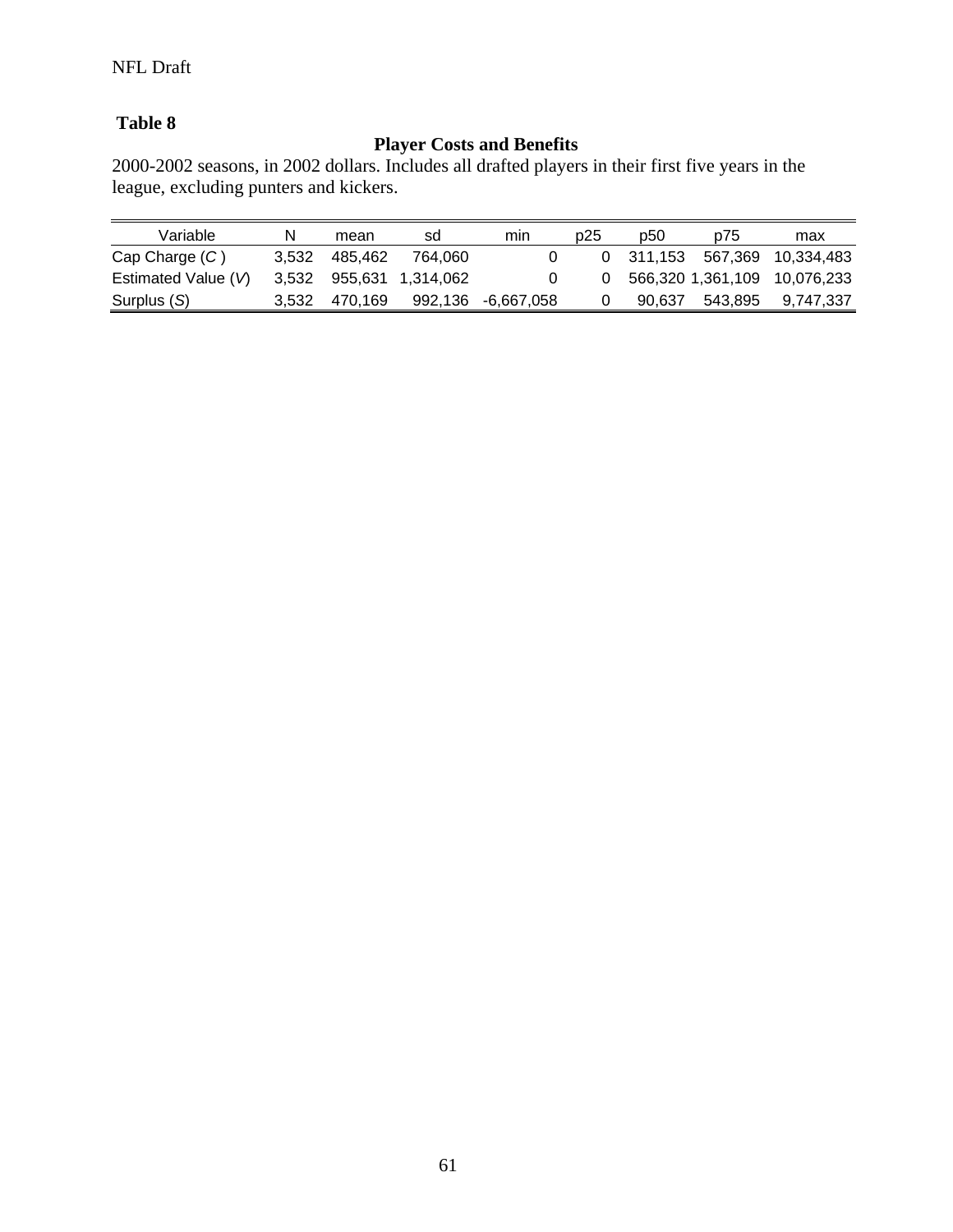**Table 8**

**Player Costs and Benefits**

2000-2002 seasons, in 2002 dollars. Includes all drafted players in their first five years in the league, excluding punters and kickers.

| Variable | N | mean | sd | min | p25 | p50 | p75 | max |
|---|---|---|---|---|---|---|---|---|
| Cap Charge (*C* ) | 3,532 | 485,462 | 764,060 | 0 | 0 | 311,153 | 567,369 | 10,334,483 |
| Estimated Value (*V*) | 3,532 | 955,631 | 1,314,062 | 0 | 0 | 566,320 | 1,361,109 | 10,076,233 |
| Surplus (*S*) | 3,532 | 470,169 | 992,136 | -6,667,058 | 0 | 90,637 | 543,895 | 9,747,337 |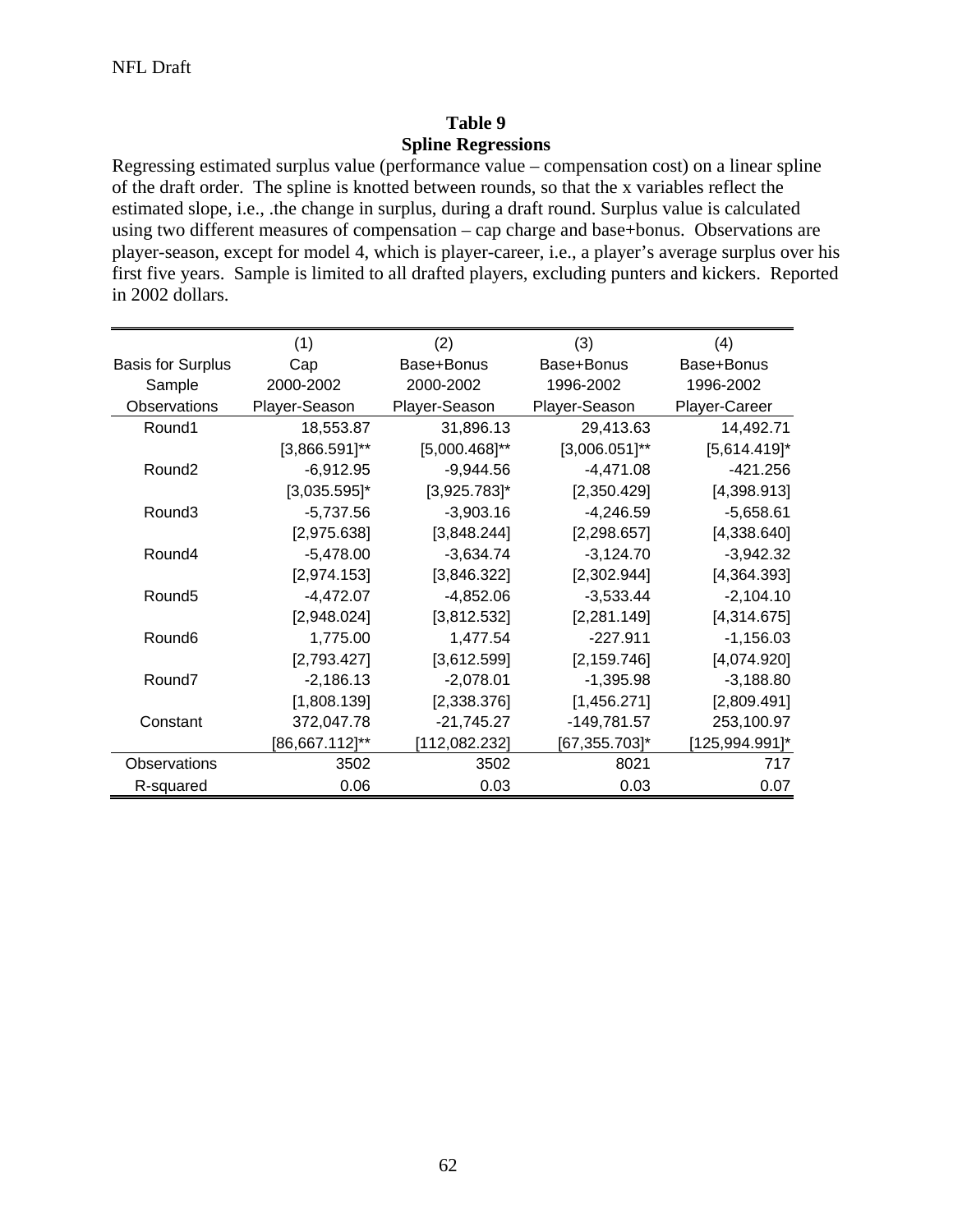**Table 9**
**Spline Regressions**

Regressing estimated surplus value (performance value – compensation cost) on a linear spline of the draft order. The spline is knotted between rounds, so that the x variables reflect the estimated slope, i.e., .the change in surplus, during a draft round. Surplus value is calculated using two different measures of compensation – cap charge and base+bonus. Observations are player-season, except for model 4, which is player-career, i.e., a player's average surplus over his first five years. Sample is limited to all drafted players, excluding punters and kickers. Reported in 2002 dollars.

| | (1) | (2) | (3) | (4) |
|---|---|---|---|---|
| Basis for Surplus | Cap | Base+Bonus | Base+Bonus | Base+Bonus |
| Sample | 2000-2002 | 2000-2002 | 1996-2002 | 1996-2002 |
| Observations | Player-Season | Player-Season | Player-Season | Player-Career |
| Round1 | 18,553.87 | 31,896.13 | 29,413.63 | 14,492.71 |
| | [3,866.591]** | [5,000.468]** | [3,006.051]** | [5,614.419]* |
| Round2 | -6,912.95 | -9,944.56 | -4,471.08 | -421.256 |
| | [3,035.595]* | [3,925.783]* | [2,350.429] | [4,398.913] |
| Round3 | -5,737.56 | -3,903.16 | -4,246.59 | -5,658.61 |
| | [2,975.638] | [3,848.244] | [2,298.657] | [4,338.640] |
| Round4 | -5,478.00 | -3,634.74 | -3,124.70 | -3,942.32 |
| | [2,974.153] | [3,846.322] | [2,302.944] | [4,364.393] |
| Round5 | -4,472.07 | -4,852.06 | -3,533.44 | -2,104.10 |
| | [2,948.024] | [3,812.532] | [2,281.149] | [4,314.675] |
| Round6 | 1,775.00 | 1,477.54 | -227.911 | -1,156.03 |
| | [2,793.427] | [3,612.599] | [2,159.746] | [4,074.920] |
| Round7 | -2,186.13 | -2,078.01 | -1,395.98 | -3,188.80 |
| | [1,808.139] | [2,338.376] | [1,456.271] | [2,809.491] |
| Constant | 372,047.78 | -21,745.27 | -149,781.57 | 253,100.97 |
| | [86,667.112]** | [112,082.232] | [67,355.703]* | [125,994.991]* |
| Observations | 3502 | 3502 | 8021 | 717 |
| R-squared | 0.06 | 0.03 | 0.03 | 0.07 |